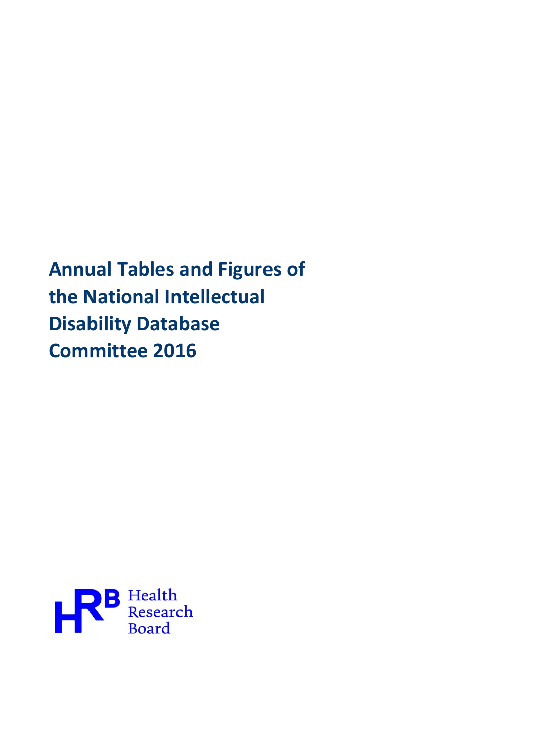# Annual Tables and Figures of the National Intellectual Disability Database Committee 2016

Health Research Board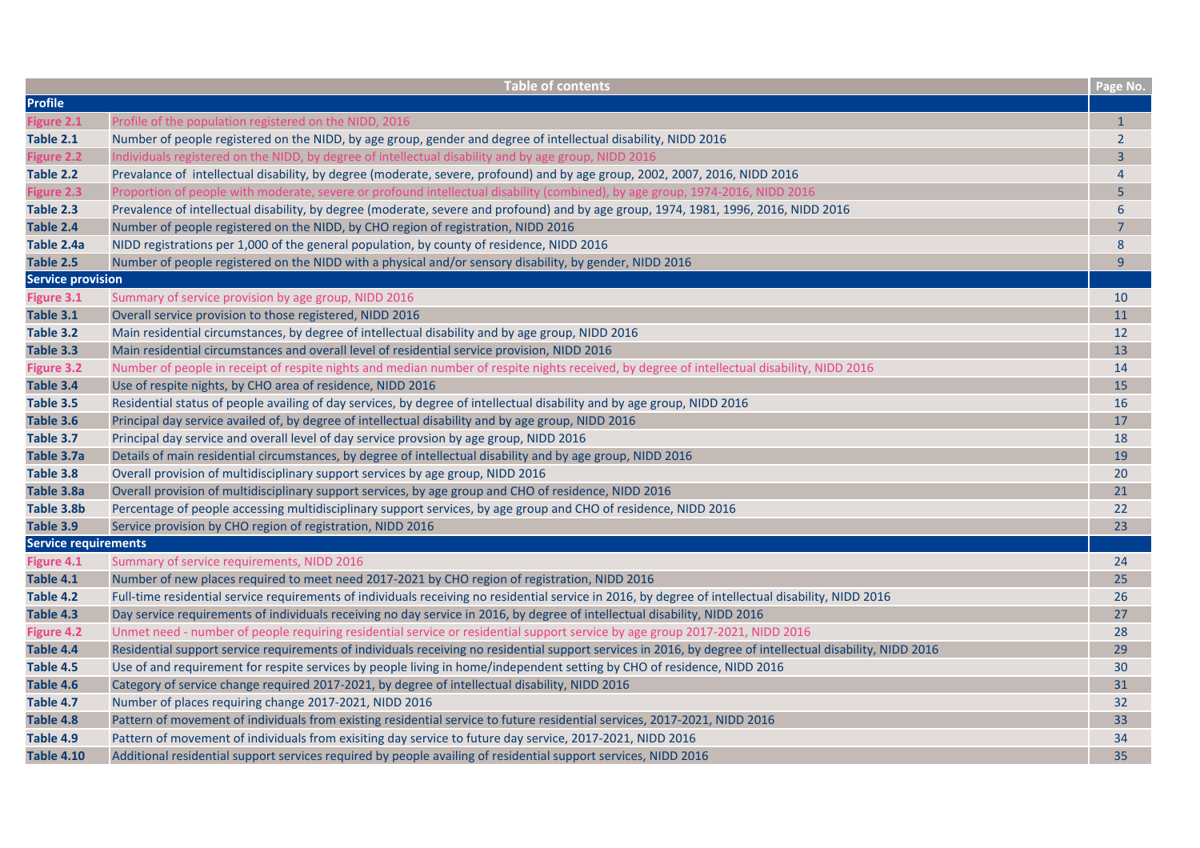| Table of contents | | Page No. |
|---|---|---|
| **Profile** | | |
| Figure 2.1 | Profile of the population registered on the NIDD, 2016 | 1 |
| Table 2.1 | Number of people registered on the NIDD, by age group, gender and degree of intellectual disability, NIDD 2016 | 2 |
| Figure 2.2 | Individuals registered on the NIDD, by degree of intellectual disability and by age group, NIDD 2016 | 3 |
| Table 2.2 | Prevalance of intellectual disability, by degree (moderate, severe, profound) and by age group, 2002, 2007, 2016, NIDD 2016 | 4 |
| Figure 2.3 | Proportion of people with moderate, severe or profound intellectual disability (combined), by age group, 1974-2016, NIDD 2016 | 5 |
| Table 2.3 | Prevalence of intellectual disability, by degree (moderate, severe and profound) and by age group, 1974, 1981, 1996, 2016, NIDD 2016 | 6 |
| Table 2.4 | Number of people registered on the NIDD, by CHO region of registration, NIDD 2016 | 7 |
| Table 2.4a | NIDD registrations per 1,000 of the general population, by county of residence, NIDD 2016 | 8 |
| Table 2.5 | Number of people registered on the NIDD with a physical and/or sensory disability, by gender, NIDD 2016 | 9 |
| **Service provision** | | |
| Figure 3.1 | Summary of service provision by age group, NIDD 2016 | 10 |
| Table 3.1 | Overall service provision to those registered, NIDD 2016 | 11 |
| Table 3.2 | Main residential circumstances, by degree of intellectual disability and by age group, NIDD 2016 | 12 |
| Table 3.3 | Main residential circumstances and overall level of residential service provision, NIDD 2016 | 13 |
| Figure 3.2 | Number of people in receipt of respite nights and median number of respite nights received, by degree of intellectual disability, NIDD 2016 | 14 |
| Table 3.4 | Use of respite nights, by CHO area of residence, NIDD 2016 | 15 |
| Table 3.5 | Residential status of people availing of day services, by degree of intellectual disability and by age group, NIDD 2016 | 16 |
| Table 3.6 | Principal day service availed of, by degree of intellectual disability and by age group, NIDD 2016 | 17 |
| Table 3.7 | Principal day service and overall level of day service provsion by age group, NIDD 2016 | 18 |
| Table 3.7a | Details of main residential circumstances, by degree of intellectual disability and by age group, NIDD 2016 | 19 |
| Table 3.8 | Overall provision of multidisciplinary support services by age group, NIDD 2016 | 20 |
| Table 3.8a | Overall provision of multidisciplinary support services, by age group and CHO of residence, NIDD 2016 | 21 |
| Table 3.8b | Percentage of people accessing multidisciplinary support services, by age group and CHO of residence, NIDD 2016 | 22 |
| Table 3.9 | Service provision by CHO region of registration, NIDD 2016 | 23 |
| **Service requirements** | | |
| Figure 4.1 | Summary of service requirements, NIDD 2016 | 24 |
| Table 4.1 | Number of new places required to meet need 2017-2021 by CHO region of registration, NIDD 2016 | 25 |
| Table 4.2 | Full-time residential service requirements of individuals receiving no residential service in 2016, by degree of intellectual disability, NIDD 2016 | 26 |
| Table 4.3 | Day service requirements of individuals receiving no day service in 2016, by degree of intellectual disability, NIDD 2016 | 27 |
| Figure 4.2 | Unmet need - number of people requiring residential service or residential support service by age group 2017-2021, NIDD 2016 | 28 |
| Table 4.4 | Residential support service requirements of individuals receiving no residential support services in 2016, by degree of intellectual disability, NIDD 2016 | 29 |
| Table 4.5 | Use of and requirement for respite services by people living in home/independent setting by CHO of residence, NIDD 2016 | 30 |
| Table 4.6 | Category of service change required 2017-2021, by degree of intellectual disability, NIDD 2016 | 31 |
| Table 4.7 | Number of places requiring change 2017-2021, NIDD 2016 | 32 |
| Table 4.8 | Pattern of movement of individuals from existing residential service to future residential services, 2017-2021, NIDD 2016 | 33 |
| Table 4.9 | Pattern of movement of individuals from exisiting day service to future day service, 2017-2021, NIDD 2016 | 34 |
| Table 4.10 | Additional residential support services required by people availing of residential support services, NIDD 2016 | 35 |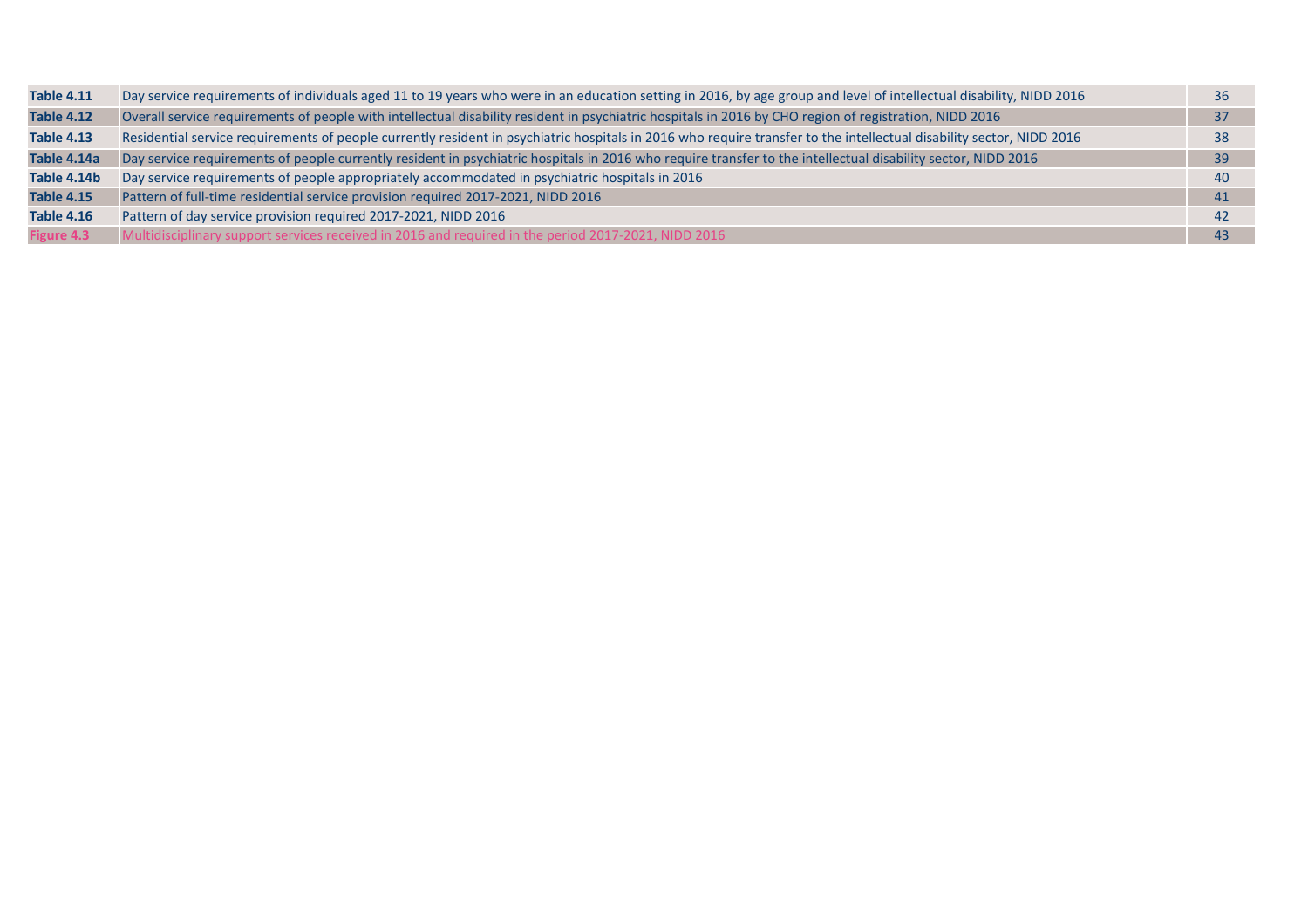| | | |
|---|---|---|
| **Table 4.11** | Day service requirements of individuals aged 11 to 19 years who were in an education setting in 2016, by age group and level of intellectual disability, NIDD 2016 | 36 |
| **Table 4.12** | Overall service requirements of people with intellectual disability resident in psychiatric hospitals in 2016 by CHO region of registration, NIDD 2016 | 37 |
| **Table 4.13** | Residential service requirements of people currently resident in psychiatric hospitals in 2016 who require transfer to the intellectual disability sector, NIDD 2016 | 38 |
| **Table 4.14a** | Day service requirements of people currently resident in psychiatric hospitals in 2016 who require transfer to the intellectual disability sector, NIDD 2016 | 39 |
| **Table 4.14b** | Day service requirements of people appropriately accommodated in psychiatric hospitals in 2016 | 40 |
| **Table 4.15** | Pattern of full-time residential service provision required 2017-2021, NIDD 2016 | 41 |
| **Table 4.16** | Pattern of day service provision required 2017-2021, NIDD 2016 | 42 |
| **Figure 4.3** | Multidisciplinary support services received in 2016 and required in the period 2017-2021, NIDD 2016 | 43 |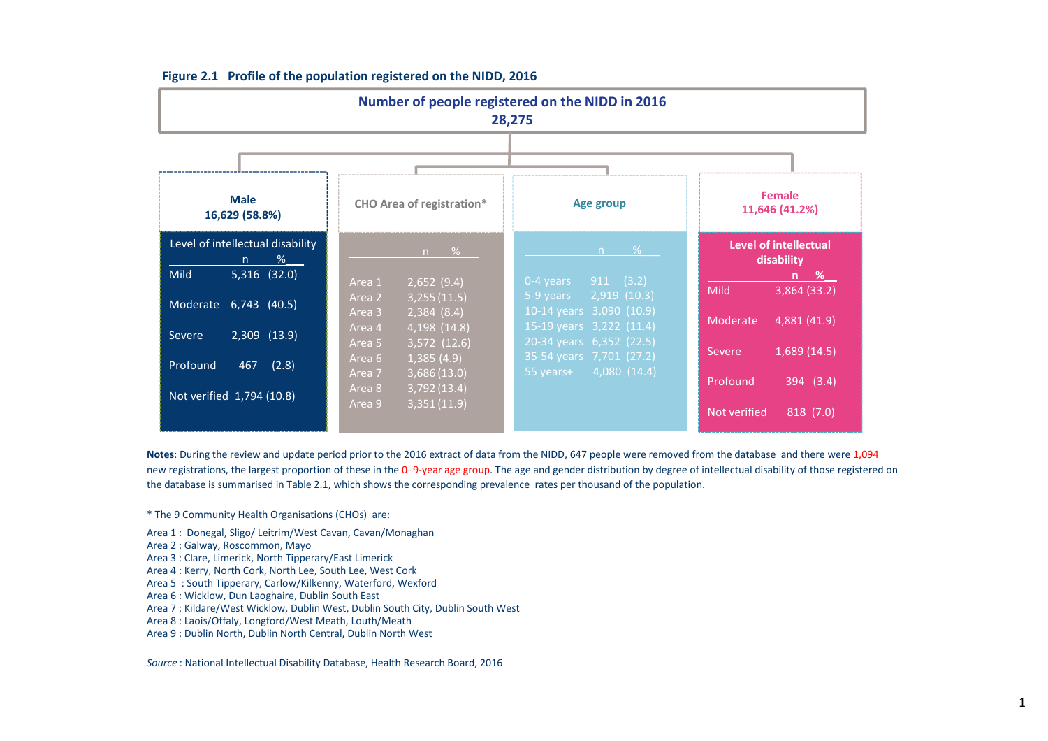**Figure 2.1 Profile of the population registered on the NIDD, 2016**

**Number of people registered on the NIDD in 2016**
**28,275**

**Male 16,629 (58.8%)**

Level of intellectual disability

| | n | % |
|---|---|---|
| Mild | 5,316 | (32.0) |
| Moderate | 6,743 | (40.5) |
| Severe | 2,309 | (13.9) |
| Profound | 467 | (2.8) |
| Not verified | 1,794 | (10.8) |

**CHO Area of registration***

| | n | % |
|---|---|---|
| Area 1 | 2,652 | (9.4) |
| Area 2 | 3,255 | (11.5) |
| Area 3 | 2,384 | (8.4) |
| Area 4 | 4,198 | (14.8) |
| Area 5 | 3,572 | (12.6) |
| Area 6 | 1,385 | (4.9) |
| Area 7 | 3,686 | (13.0) |
| Area 8 | 3,792 | (13.4) |
| Area 9 | 3,351 | (11.9) |

**Age group**

| | n | % |
|---|---|---|
| 0-4 years | 911 | (3.2) |
| 5-9 years | 2,919 | (10.3) |
| 10-14 years | 3,090 | (10.9) |
| 15-19 years | 3,222 | (11.4) |
| 20-34 years | 6,352 | (22.5) |
| 35-54 years | 7,701 | (27.2) |
| 55 years+ | 4,080 | (14.4) |

**Female 11,646 (41.2%)**

Level of intellectual disability

| | n | % |
|---|---|---|
| Mild | 3,864 | (33.2) |
| Moderate | 4,881 | (41.9) |
| Severe | 1,689 | (14.5) |
| Profound | 394 | (3.4) |
| Not verified | 818 | (7.0) |

**Notes**: During the review and update period prior to the 2016 extract of data from the NIDD, 647 people were removed from the database and there were 1,094 new registrations, the largest proportion of these in the 0–9-year age group. The age and gender distribution by degree of intellectual disability of those registered on the database is summarised in Table 2.1, which shows the corresponding prevalence rates per thousand of the population.

* The 9 Community Health Organisations (CHOs) are:

Area 1 : Donegal, Sligo/ Leitrim/West Cavan, Cavan/Monaghan
Area 2 : Galway, Roscommon, Mayo
Area 3 : Clare, Limerick, North Tipperary/East Limerick
Area 4 : Kerry, North Cork, North Lee, South Lee, West Cork
Area 5 : South Tipperary, Carlow/Kilkenny, Waterford, Wexford
Area 6 : Wicklow, Dun Laoghaire, Dublin South East
Area 7 : Kildare/West Wicklow, Dublin West, Dublin South City, Dublin South West
Area 8 : Laois/Offaly, Longford/West Meath, Louth/Meath
Area 9 : Dublin North, Dublin North Central, Dublin North West

*Source* : National Intellectual Disability Database, Health Research Board, 2016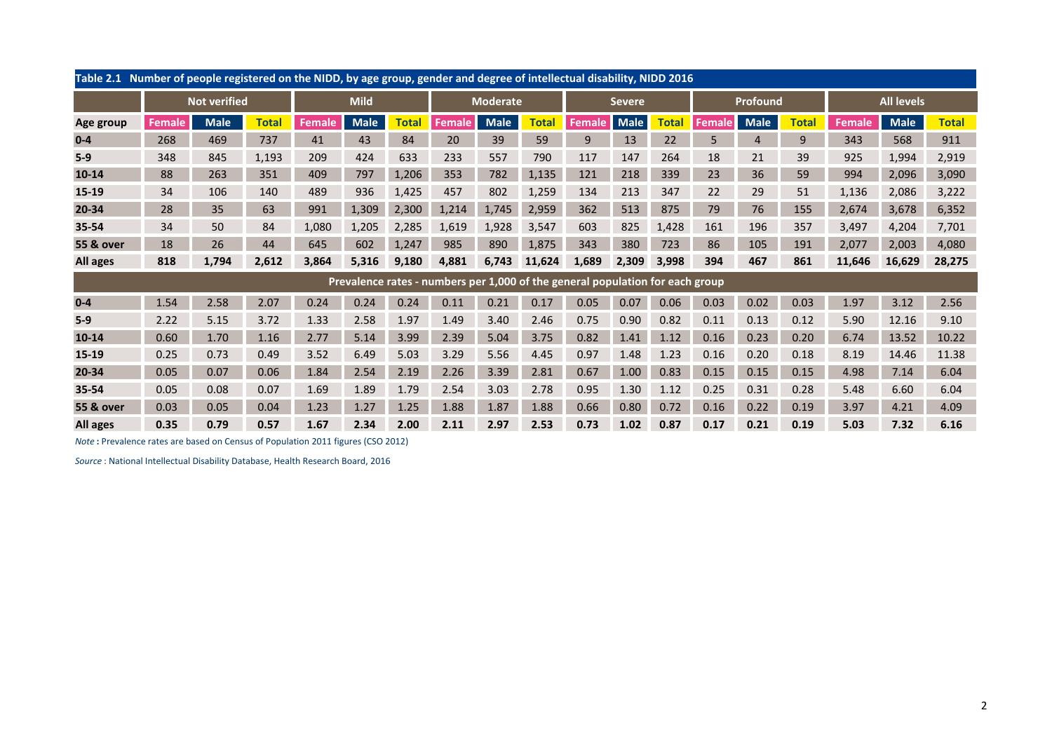**Table 2.1 Number of people registered on the NIDD, by age group, gender and degree of intellectual disability, NIDD 2016**

| | Not verified | | | Mild | | | Moderate | | | Severe | | | Profound | | | All levels | | |
|---|---|---|---|---|---|---|---|---|---|---|---|---|---|---|---|---|---|---|
| **Age group** | **Female** | **Male** | **Total** | **Female** | **Male** | **Total** | **Female** | **Male** | **Total** | **Female** | **Male** | **Total** | **Female** | **Male** | **Total** | **Female** | **Male** | **Total** |
| **0-4** | 268 | 469 | 737 | 41 | 43 | 84 | 20 | 39 | 59 | 9 | 13 | 22 | 5 | 4 | 9 | 343 | 568 | 911 |
| **5-9** | 348 | 845 | 1,193 | 209 | 424 | 633 | 233 | 557 | 790 | 117 | 147 | 264 | 18 | 21 | 39 | 925 | 1,994 | 2,919 |
| **10-14** | 88 | 263 | 351 | 409 | 797 | 1,206 | 353 | 782 | 1,135 | 121 | 218 | 339 | 23 | 36 | 59 | 994 | 2,096 | 3,090 |
| **15-19** | 34 | 106 | 140 | 489 | 936 | 1,425 | 457 | 802 | 1,259 | 134 | 213 | 347 | 22 | 29 | 51 | 1,136 | 2,086 | 3,222 |
| **20-34** | 28 | 35 | 63 | 991 | 1,309 | 2,300 | 1,214 | 1,745 | 2,959 | 362 | 513 | 875 | 79 | 76 | 155 | 2,674 | 3,678 | 6,352 |
| **35-54** | 34 | 50 | 84 | 1,080 | 1,205 | 2,285 | 1,619 | 1,928 | 3,547 | 603 | 825 | 1,428 | 161 | 196 | 357 | 3,497 | 4,204 | 7,701 |
| **55 & over** | 18 | 26 | 44 | 645 | 602 | 1,247 | 985 | 890 | 1,875 | 343 | 380 | 723 | 86 | 105 | 191 | 2,077 | 2,003 | 4,080 |
| **All ages** | **818** | **1,794** | **2,612** | **3,864** | **5,316** | **9,180** | **4,881** | **6,743** | **11,624** | **1,689** | **2,309** | **3,998** | **394** | **467** | **861** | **11,646** | **16,629** | **28,275** |
| **Prevalence rates - numbers per 1,000 of the general population for each group** | | | | | | | | | | | | | | | | | | |
| **0-4** | 1.54 | 2.58 | 2.07 | 0.24 | 0.24 | 0.24 | 0.11 | 0.21 | 0.17 | 0.05 | 0.07 | 0.06 | 0.03 | 0.02 | 0.03 | 1.97 | 3.12 | 2.56 |
| **5-9** | 2.22 | 5.15 | 3.72 | 1.33 | 2.58 | 1.97 | 1.49 | 3.40 | 2.46 | 0.75 | 0.90 | 0.82 | 0.11 | 0.13 | 0.12 | 5.90 | 12.16 | 9.10 |
| **10-14** | 0.60 | 1.70 | 1.16 | 2.77 | 5.14 | 3.99 | 2.39 | 5.04 | 3.75 | 0.82 | 1.41 | 1.12 | 0.16 | 0.23 | 0.20 | 6.74 | 13.52 | 10.22 |
| **15-19** | 0.25 | 0.73 | 0.49 | 3.52 | 6.49 | 5.03 | 3.29 | 5.56 | 4.45 | 0.97 | 1.48 | 1.23 | 0.16 | 0.20 | 0.18 | 8.19 | 14.46 | 11.38 |
| **20-34** | 0.05 | 0.07 | 0.06 | 1.84 | 2.54 | 2.19 | 2.26 | 3.39 | 2.81 | 0.67 | 1.00 | 0.83 | 0.15 | 0.15 | 0.15 | 4.98 | 7.14 | 6.04 |
| **35-54** | 0.05 | 0.08 | 0.07 | 1.69 | 1.89 | 1.79 | 2.54 | 3.03 | 2.78 | 0.95 | 1.30 | 1.12 | 0.25 | 0.31 | 0.28 | 5.48 | 6.60 | 6.04 |
| **55 & over** | 0.03 | 0.05 | 0.04 | 1.23 | 1.27 | 1.25 | 1.88 | 1.87 | 1.88 | 0.66 | 0.80 | 0.72 | 0.16 | 0.22 | 0.19 | 3.97 | 4.21 | 4.09 |
| **All ages** | **0.35** | **0.79** | **0.57** | **1.67** | **2.34** | **2.00** | **2.11** | **2.97** | **2.53** | **0.73** | **1.02** | **0.87** | **0.17** | **0.21** | **0.19** | **5.03** | **7.32** | **6.16** |

*Note* **:** Prevalence rates are based on Census of Population 2011 figures (CSO 2012)

*Source* : National Intellectual Disability Database, Health Research Board, 2016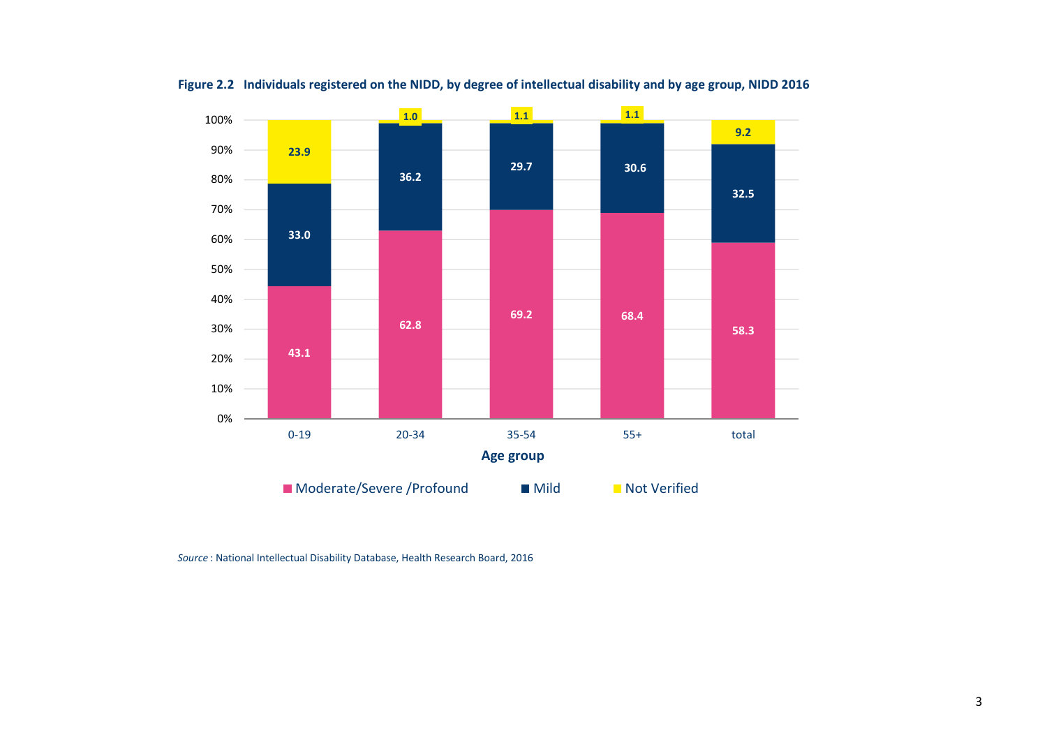**Figure 2.2 Individuals registered on the NIDD, by degree of intellectual disability and by age group, NIDD 2016**

| Age group | Moderate/Severe /Profound | Mild | Not Verified |
|---|---|---|---|
| 0-19 | 43.1 | 33.0 | 23.9 |
| 20-34 | 62.8 | 36.2 | 1.0 |
| 35-54 | 69.2 | 29.7 | 1.1 |
| 55+ | 68.4 | 30.6 | 1.1 |
| total | 58.3 | 32.5 | 9.2 |

*Source* : National Intellectual Disability Database, Health Research Board, 2016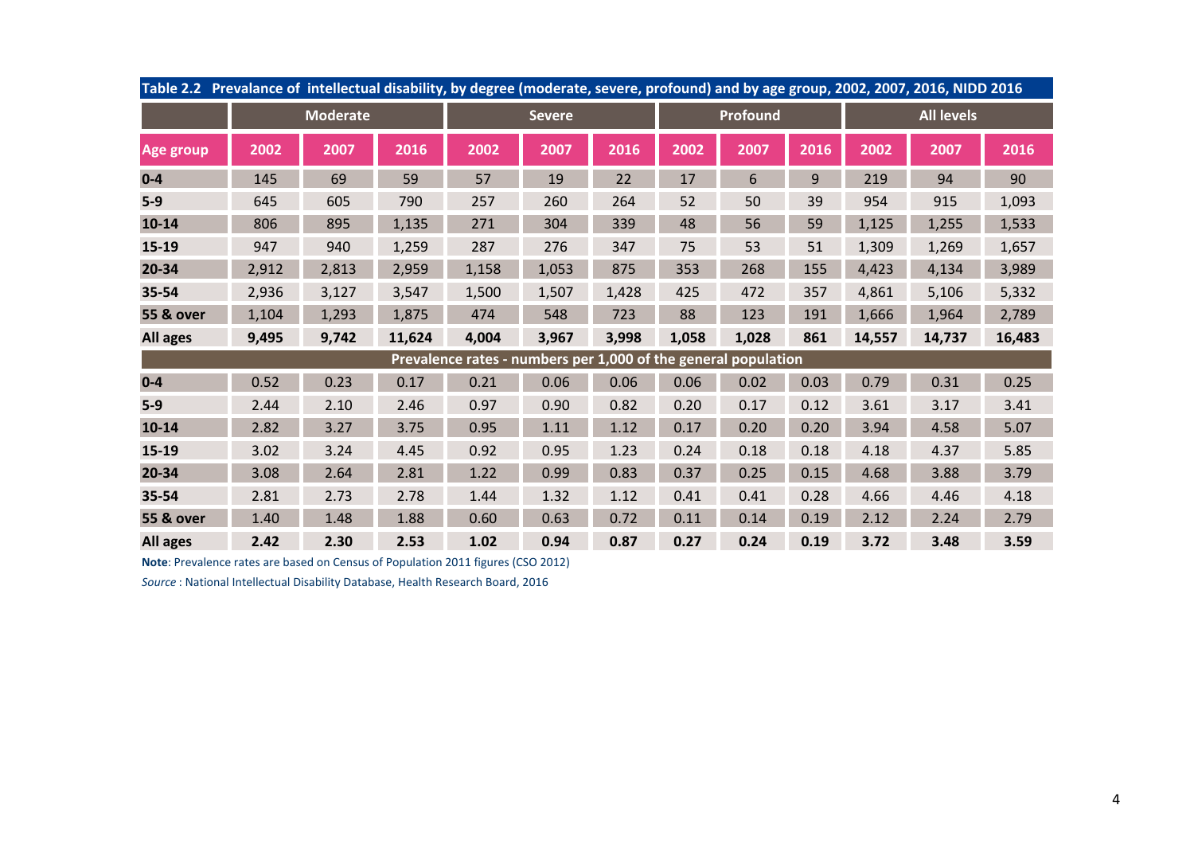**Table 2.2 Prevalance of intellectual disability, by degree (moderate, severe, profound) and by age group, 2002, 2007, 2016, NIDD 2016**

| | Moderate | | | Severe | | | Profound | | | All levels | | |
|---|---|---|---|---|---|---|---|---|---|---|---|---|
| **Age group** | **2002** | **2007** | **2016** | **2002** | **2007** | **2016** | **2002** | **2007** | **2016** | **2002** | **2007** | **2016** |
| **0-4** | 145 | 69 | 59 | 57 | 19 | 22 | 17 | 6 | 9 | 219 | 94 | 90 |
| **5-9** | 645 | 605 | 790 | 257 | 260 | 264 | 52 | 50 | 39 | 954 | 915 | 1,093 |
| **10-14** | 806 | 895 | 1,135 | 271 | 304 | 339 | 48 | 56 | 59 | 1,125 | 1,255 | 1,533 |
| **15-19** | 947 | 940 | 1,259 | 287 | 276 | 347 | 75 | 53 | 51 | 1,309 | 1,269 | 1,657 |
| **20-34** | 2,912 | 2,813 | 2,959 | 1,158 | 1,053 | 875 | 353 | 268 | 155 | 4,423 | 4,134 | 3,989 |
| **35-54** | 2,936 | 3,127 | 3,547 | 1,500 | 1,507 | 1,428 | 425 | 472 | 357 | 4,861 | 5,106 | 5,332 |
| **55 & over** | 1,104 | 1,293 | 1,875 | 474 | 548 | 723 | 88 | 123 | 191 | 1,666 | 1,964 | 2,789 |
| **All ages** | **9,495** | **9,742** | **11,624** | **4,004** | **3,967** | **3,998** | **1,058** | **1,028** | **861** | **14,557** | **14,737** | **16,483** |
| **Prevalence rates - numbers per 1,000 of the general population** | | | | | | | | | | | | |
| **0-4** | 0.52 | 0.23 | 0.17 | 0.21 | 0.06 | 0.06 | 0.06 | 0.02 | 0.03 | 0.79 | 0.31 | 0.25 |
| **5-9** | 2.44 | 2.10 | 2.46 | 0.97 | 0.90 | 0.82 | 0.20 | 0.17 | 0.12 | 3.61 | 3.17 | 3.41 |
| **10-14** | 2.82 | 3.27 | 3.75 | 0.95 | 1.11 | 1.12 | 0.17 | 0.20 | 0.20 | 3.94 | 4.58 | 5.07 |
| **15-19** | 3.02 | 3.24 | 4.45 | 0.92 | 0.95 | 1.23 | 0.24 | 0.18 | 0.18 | 4.18 | 4.37 | 5.85 |
| **20-34** | 3.08 | 2.64 | 2.81 | 1.22 | 0.99 | 0.83 | 0.37 | 0.25 | 0.15 | 4.68 | 3.88 | 3.79 |
| **35-54** | 2.81 | 2.73 | 2.78 | 1.44 | 1.32 | 1.12 | 0.41 | 0.41 | 0.28 | 4.66 | 4.46 | 4.18 |
| **55 & over** | 1.40 | 1.48 | 1.88 | 0.60 | 0.63 | 0.72 | 0.11 | 0.14 | 0.19 | 2.12 | 2.24 | 2.79 |
| **All ages** | **2.42** | **2.30** | **2.53** | **1.02** | **0.94** | **0.87** | **0.27** | **0.24** | **0.19** | **3.72** | **3.48** | **3.59** |

**Note**: Prevalence rates are based on Census of Population 2011 figures (CSO 2012)

*Source* : National Intellectual Disability Database, Health Research Board, 2016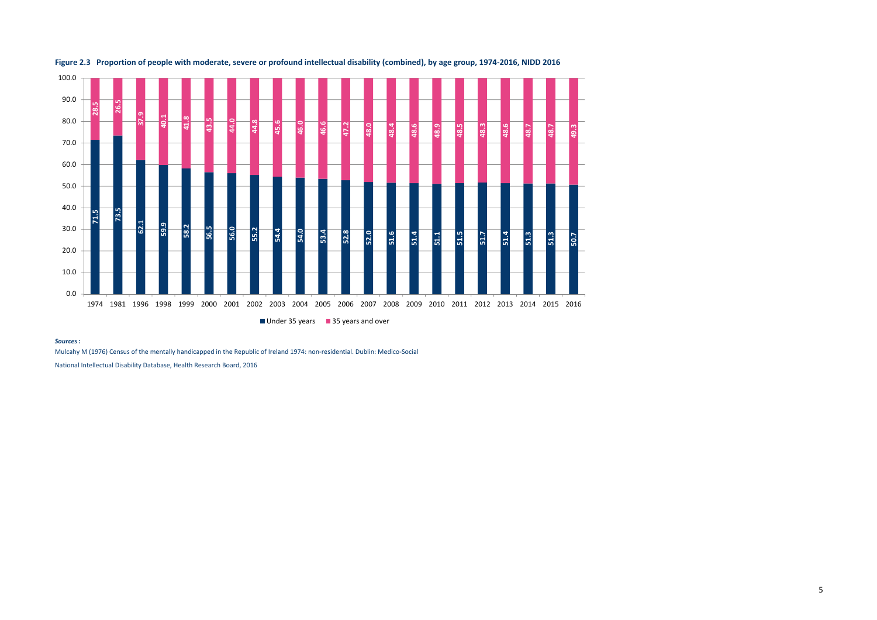**Figure 2.3 Proportion of people with moderate, severe or profound intellectual disability (combined), by age group, 1974-2016, NIDD 2016**

| Year | Under 35 years | 35 years and over |
|---|---|---|
| 1974 | 71.5 | 28.5 |
| 1981 | 73.5 | 26.5 |
| 1996 | 62.1 | 37.9 |
| 1998 | 59.9 | 40.1 |
| 1999 | 58.2 | 41.8 |
| 2000 | 56.5 | 43.5 |
| 2001 | 56.0 | 44.0 |
| 2002 | 55.2 | 44.8 |
| 2003 | 54.4 | 45.6 |
| 2004 | 54.0 | 46.0 |
| 2005 | 53.4 | 46.6 |
| 2006 | 52.8 | 47.2 |
| 2007 | 52.0 | 48.0 |
| 2008 | 51.6 | 48.4 |
| 2009 | 51.4 | 48.6 |
| 2010 | 51.1 | 48.9 |
| 2011 | 51.5 | 48.5 |
| 2012 | 51.7 | 48.3 |
| 2013 | 51.4 | 48.6 |
| 2014 | 51.3 | 48.7 |
| 2015 | 51.3 | 48.7 |
| 2016 | 50.7 | 49.3 |

***Sources*:**

Mulcahy M (1976) Census of the mentally handicapped in the Republic of Ireland 1974: non-residential. Dublin: Medico-Social

National Intellectual Disability Database, Health Research Board, 2016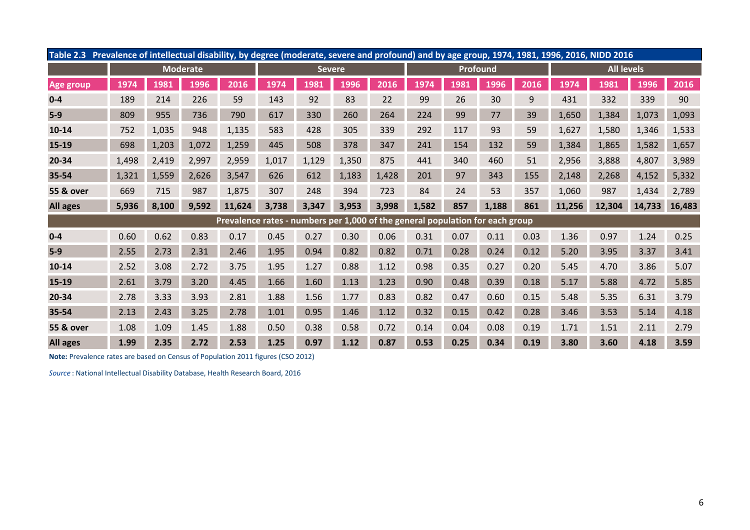**Table 2.3 Prevalence of intellectual disability, by degree (moderate, severe and profound) and by age group, 1974, 1981, 1996, 2016, NIDD 2016**

| | Moderate | | | | Severe | | | | Profound | | | | All levels | | | |
|---|---|---|---|---|---|---|---|---|---|---|---|---|---|---|---|---|
| **Age group** | **1974** | **1981** | **1996** | **2016** | **1974** | **1981** | **1996** | **2016** | **1974** | **1981** | **1996** | **2016** | **1974** | **1981** | **1996** | **2016** |
| **0-4** | 189 | 214 | 226 | 59 | 143 | 92 | 83 | 22 | 99 | 26 | 30 | 9 | 431 | 332 | 339 | 90 |
| **5-9** | 809 | 955 | 736 | 790 | 617 | 330 | 260 | 264 | 224 | 99 | 77 | 39 | 1,650 | 1,384 | 1,073 | 1,093 |
| **10-14** | 752 | 1,035 | 948 | 1,135 | 583 | 428 | 305 | 339 | 292 | 117 | 93 | 59 | 1,627 | 1,580 | 1,346 | 1,533 |
| **15-19** | 698 | 1,203 | 1,072 | 1,259 | 445 | 508 | 378 | 347 | 241 | 154 | 132 | 59 | 1,384 | 1,865 | 1,582 | 1,657 |
| **20-34** | 1,498 | 2,419 | 2,997 | 2,959 | 1,017 | 1,129 | 1,350 | 875 | 441 | 340 | 460 | 51 | 2,956 | 3,888 | 4,807 | 3,989 |
| **35-54** | 1,321 | 1,559 | 2,626 | 3,547 | 626 | 612 | 1,183 | 1,428 | 201 | 97 | 343 | 155 | 2,148 | 2,268 | 4,152 | 5,332 |
| **55 & over** | 669 | 715 | 987 | 1,875 | 307 | 248 | 394 | 723 | 84 | 24 | 53 | 357 | 1,060 | 987 | 1,434 | 2,789 |
| **All ages** | **5,936** | **8,100** | **9,592** | **11,624** | **3,738** | **3,347** | **3,953** | **3,998** | **1,582** | **857** | **1,188** | **861** | **11,256** | **12,304** | **14,733** | **16,483** |
| **Prevalence rates - numbers per 1,000 of the general population for each group** | | | | | | | | | | | | | | | | |
| **0-4** | 0.60 | 0.62 | 0.83 | 0.17 | 0.45 | 0.27 | 0.30 | 0.06 | 0.31 | 0.07 | 0.11 | 0.03 | 1.36 | 0.97 | 1.24 | 0.25 |
| **5-9** | 2.55 | 2.73 | 2.31 | 2.46 | 1.95 | 0.94 | 0.82 | 0.82 | 0.71 | 0.28 | 0.24 | 0.12 | 5.20 | 3.95 | 3.37 | 3.41 |
| **10-14** | 2.52 | 3.08 | 2.72 | 3.75 | 1.95 | 1.27 | 0.88 | 1.12 | 0.98 | 0.35 | 0.27 | 0.20 | 5.45 | 4.70 | 3.86 | 5.07 |
| **15-19** | 2.61 | 3.79 | 3.20 | 4.45 | 1.66 | 1.60 | 1.13 | 1.23 | 0.90 | 0.48 | 0.39 | 0.18 | 5.17 | 5.88 | 4.72 | 5.85 |
| **20-34** | 2.78 | 3.33 | 3.93 | 2.81 | 1.88 | 1.56 | 1.77 | 0.83 | 0.82 | 0.47 | 0.60 | 0.15 | 5.48 | 5.35 | 6.31 | 3.79 |
| **35-54** | 2.13 | 2.43 | 3.25 | 2.78 | 1.01 | 0.95 | 1.46 | 1.12 | 0.32 | 0.15 | 0.42 | 0.28 | 3.46 | 3.53 | 5.14 | 4.18 |
| **55 & over** | 1.08 | 1.09 | 1.45 | 1.88 | 0.50 | 0.38 | 0.58 | 0.72 | 0.14 | 0.04 | 0.08 | 0.19 | 1.71 | 1.51 | 2.11 | 2.79 |
| **All ages** | **1.99** | **2.35** | **2.72** | **2.53** | **1.25** | **0.97** | **1.12** | **0.87** | **0.53** | **0.25** | **0.34** | **0.19** | **3.80** | **3.60** | **4.18** | **3.59** |

**Note:** Prevalence rates are based on Census of Population 2011 figures (CSO 2012)

*Source* : National Intellectual Disability Database, Health Research Board, 2016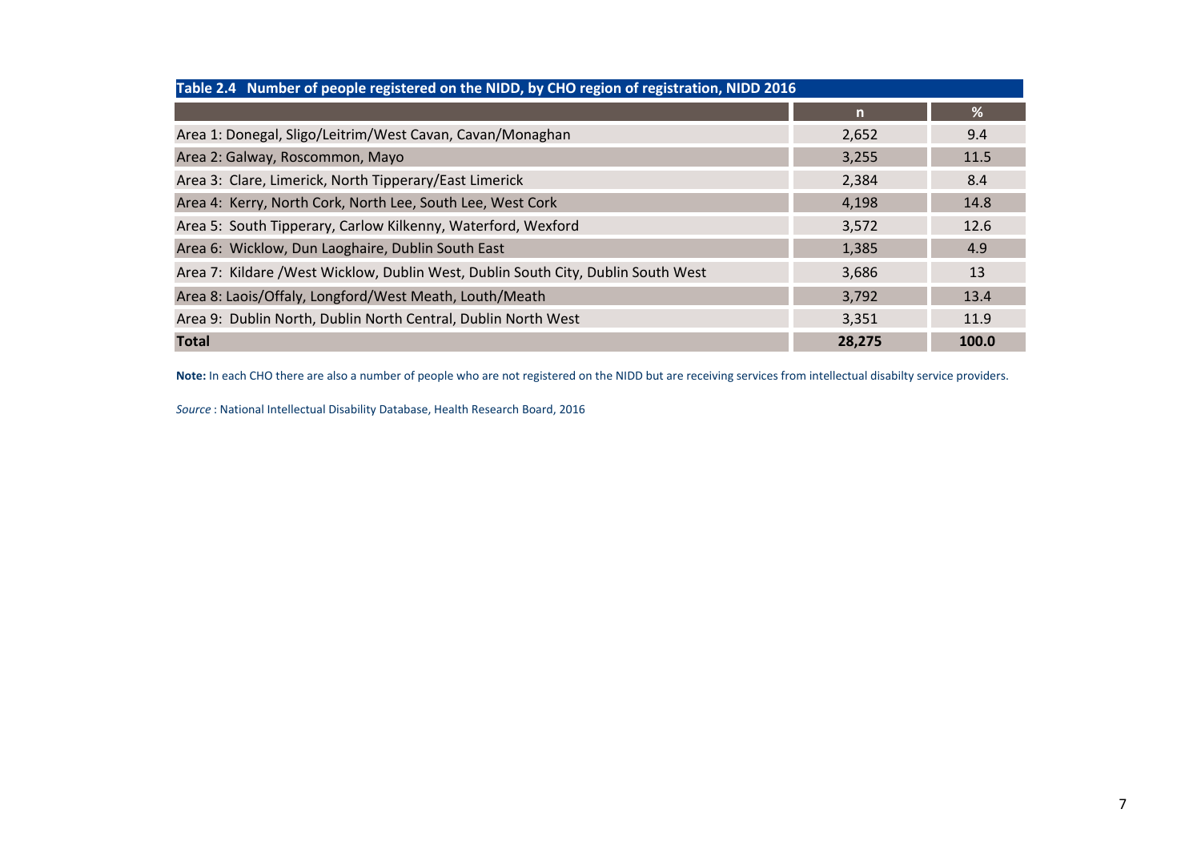**Table 2.4 Number of people registered on the NIDD, by CHO region of registration, NIDD 2016**

| | n | % |
|---|---|---|
| Area 1: Donegal, Sligo/Leitrim/West Cavan, Cavan/Monaghan | 2,652 | 9.4 |
| Area 2: Galway, Roscommon, Mayo | 3,255 | 11.5 |
| Area 3: Clare, Limerick, North Tipperary/East Limerick | 2,384 | 8.4 |
| Area 4: Kerry, North Cork, North Lee, South Lee, West Cork | 4,198 | 14.8 |
| Area 5: South Tipperary, Carlow Kilkenny, Waterford, Wexford | 3,572 | 12.6 |
| Area 6: Wicklow, Dun Laoghaire, Dublin South East | 1,385 | 4.9 |
| Area 7: Kildare /West Wicklow, Dublin West, Dublin South City, Dublin South West | 3,686 | 13 |
| Area 8: Laois/Offaly, Longford/West Meath, Louth/Meath | 3,792 | 13.4 |
| Area 9: Dublin North, Dublin North Central, Dublin North West | 3,351 | 11.9 |
| **Total** | **28,275** | **100.0** |

**Note:** In each CHO there are also a number of people who are not registered on the NIDD but are receiving services from intellectual disabilty service providers.

*Source* : National Intellectual Disability Database, Health Research Board, 2016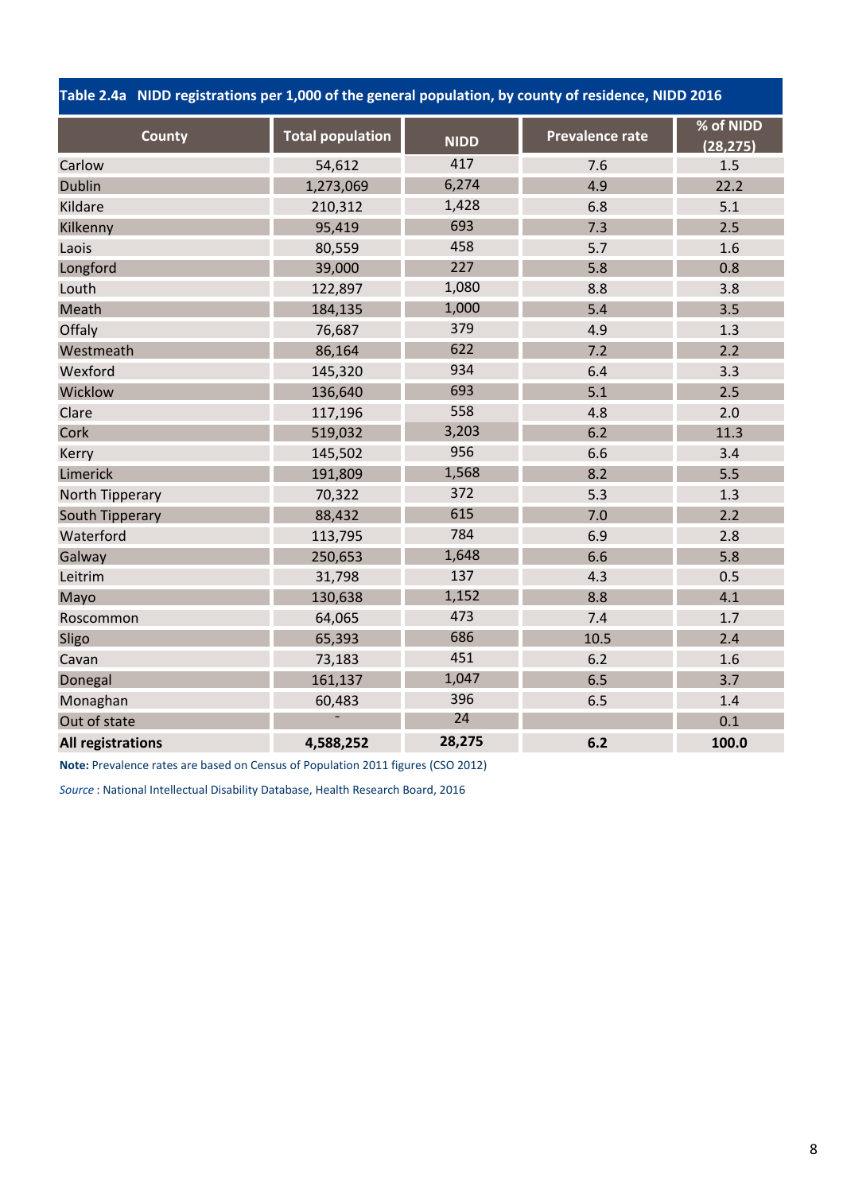**Table 2.4a NIDD registrations per 1,000 of the general population, by county of residence, NIDD 2016**

| County | Total population | NIDD | Prevalence rate | % of NIDD (28,275) |
|---|---|---|---|---|
| Carlow | 54,612 | 417 | 7.6 | 1.5 |
| Dublin | 1,273,069 | 6,274 | 4.9 | 22.2 |
| Kildare | 210,312 | 1,428 | 6.8 | 5.1 |
| Kilkenny | 95,419 | 693 | 7.3 | 2.5 |
| Laois | 80,559 | 458 | 5.7 | 1.6 |
| Longford | 39,000 | 227 | 5.8 | 0.8 |
| Louth | 122,897 | 1,080 | 8.8 | 3.8 |
| Meath | 184,135 | 1,000 | 5.4 | 3.5 |
| Offaly | 76,687 | 379 | 4.9 | 1.3 |
| Westmeath | 86,164 | 622 | 7.2 | 2.2 |
| Wexford | 145,320 | 934 | 6.4 | 3.3 |
| Wicklow | 136,640 | 693 | 5.1 | 2.5 |
| Clare | 117,196 | 558 | 4.8 | 2.0 |
| Cork | 519,032 | 3,203 | 6.2 | 11.3 |
| Kerry | 145,502 | 956 | 6.6 | 3.4 |
| Limerick | 191,809 | 1,568 | 8.2 | 5.5 |
| North Tipperary | 70,322 | 372 | 5.3 | 1.3 |
| South Tipperary | 88,432 | 615 | 7.0 | 2.2 |
| Waterford | 113,795 | 784 | 6.9 | 2.8 |
| Galway | 250,653 | 1,648 | 6.6 | 5.8 |
| Leitrim | 31,798 | 137 | 4.3 | 0.5 |
| Mayo | 130,638 | 1,152 | 8.8 | 4.1 |
| Roscommon | 64,065 | 473 | 7.4 | 1.7 |
| Sligo | 65,393 | 686 | 10.5 | 2.4 |
| Cavan | 73,183 | 451 | 6.2 | 1.6 |
| Donegal | 161,137 | 1,047 | 6.5 | 3.7 |
| Monaghan | 60,483 | 396 | 6.5 | 1.4 |
| Out of state | - | 24 | | 0.1 |
| **All registrations** | **4,588,252** | **28,275** | **6.2** | **100.0** |

**Note:** Prevalence rates are based on Census of Population 2011 figures (CSO 2012)

*Source* : National Intellectual Disability Database, Health Research Board, 2016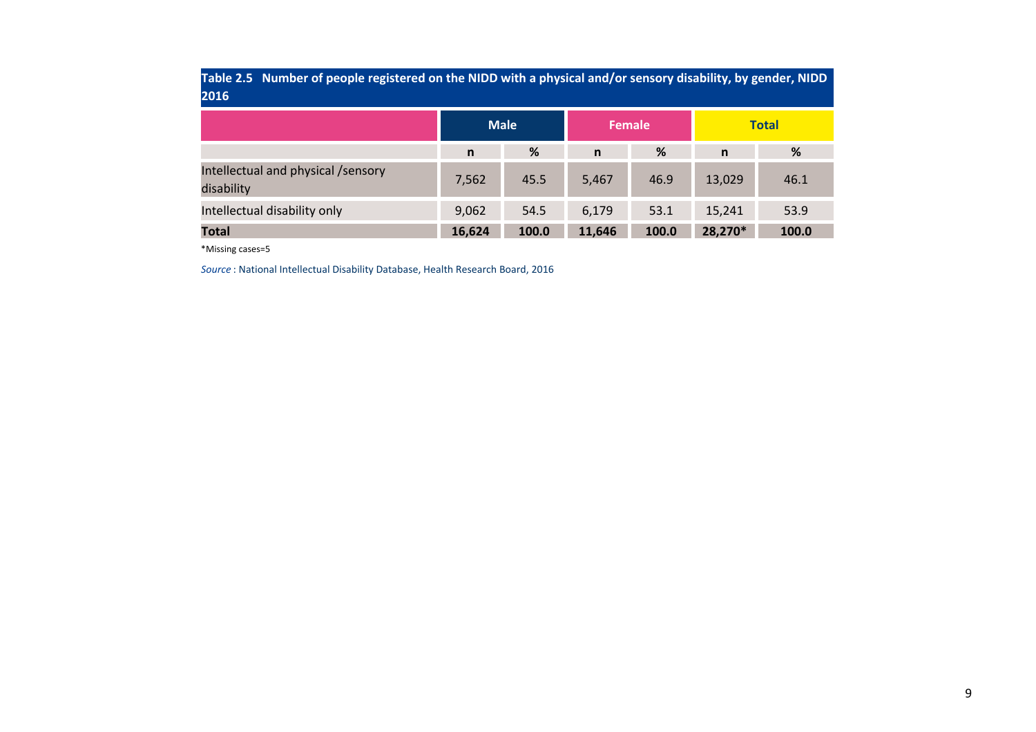**Table 2.5 Number of people registered on the NIDD with a physical and/or sensory disability, by gender, NIDD 2016**

| | Male | | Female | | Total | |
|---|---|---|---|---|---|---|
| | n | % | n | % | n | % |
| Intellectual and physical /sensory disability | 7,562 | 45.5 | 5,467 | 46.9 | 13,029 | 46.1 |
| Intellectual disability only | 9,062 | 54.5 | 6,179 | 53.1 | 15,241 | 53.9 |
| **Total** | **16,624** | **100.0** | **11,646** | **100.0** | **28,270*** | **100.0** |

*Missing cases=5

*Source* : National Intellectual Disability Database, Health Research Board, 2016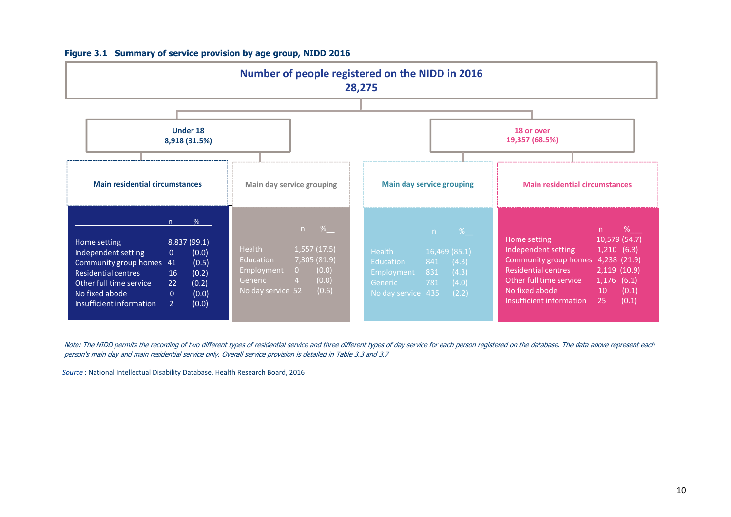**Figure 3.1 Summary of service provision by age group, NIDD 2016**

**Number of people registered on the NIDD in 2016**
**28,275**

**Under 18**
**8,918 (31.5%)**

**Main residential circumstances**

| | n | % |
|---|---|---|
| Home setting | 8,837 | (99.1) |
| Independent setting | 0 | (0.0) |
| Community group homes | 41 | (0.5) |
| Residential centres | 16 | (0.2) |
| Other full time service | 22 | (0.2) |
| No fixed abode | 0 | (0.0) |
| Insufficient information | 2 | (0.0) |

**Main day service grouping**

| | n | % |
|---|---|---|
| Health | 1,557 | (17.5) |
| Education | 7,305 | (81.9) |
| Employment | 0 | (0.0) |
| Generic | 4 | (0.0) |
| No day service | 52 | (0.6) |

**18 or over**
**19,357 (68.5%)**

**Main day service grouping**

| | n | % |
|---|---|---|
| Health | 16,469 | (85.1) |
| Education | 841 | (4.3) |
| Employment | 831 | (4.3) |
| Generic | 781 | (4.0) |
| No day service | 435 | (2.2) |

**Main residential circumstances**

| | n | % |
|---|---|---|
| Home setting | 10,579 | (54.7) |
| Independent setting | 1,210 | (6.3) |
| Community group homes | 4,238 | (21.9) |
| Residential centres | 2,119 | (10.9) |
| Other full time service | 1,176 | (6.1) |
| No fixed abode | 10 | (0.1) |
| Insufficient information | 25 | (0.1) |

*Note: The NIDD permits the recording of two different types of residential service and three different types of day service for each person registered on the database. The data above represent each person's main day and main residential service only. Overall service provision is detailed in Table 3.3 and 3.7*

*Source* : National Intellectual Disability Database, Health Research Board, 2016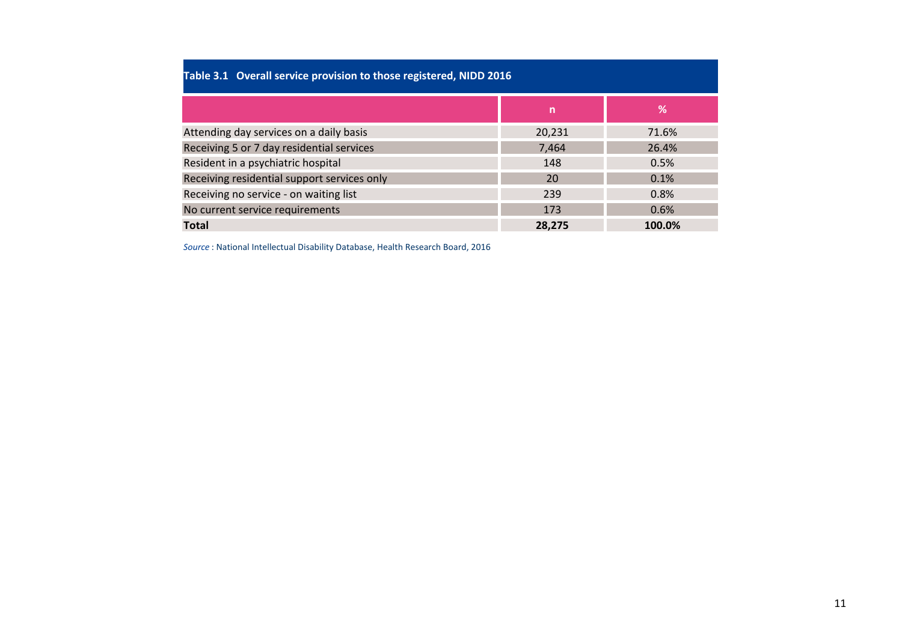**Table 3.1 Overall service provision to those registered, NIDD 2016**

| | n | % |
|---|---|---|
| Attending day services on a daily basis | 20,231 | 71.6% |
| Receiving 5 or 7 day residential services | 7,464 | 26.4% |
| Resident in a psychiatric hospital | 148 | 0.5% |
| Receiving residential support services only | 20 | 0.1% |
| Receiving no service - on waiting list | 239 | 0.8% |
| No current service requirements | 173 | 0.6% |
| **Total** | **28,275** | **100.0%** |

*Source* : National Intellectual Disability Database, Health Research Board, 2016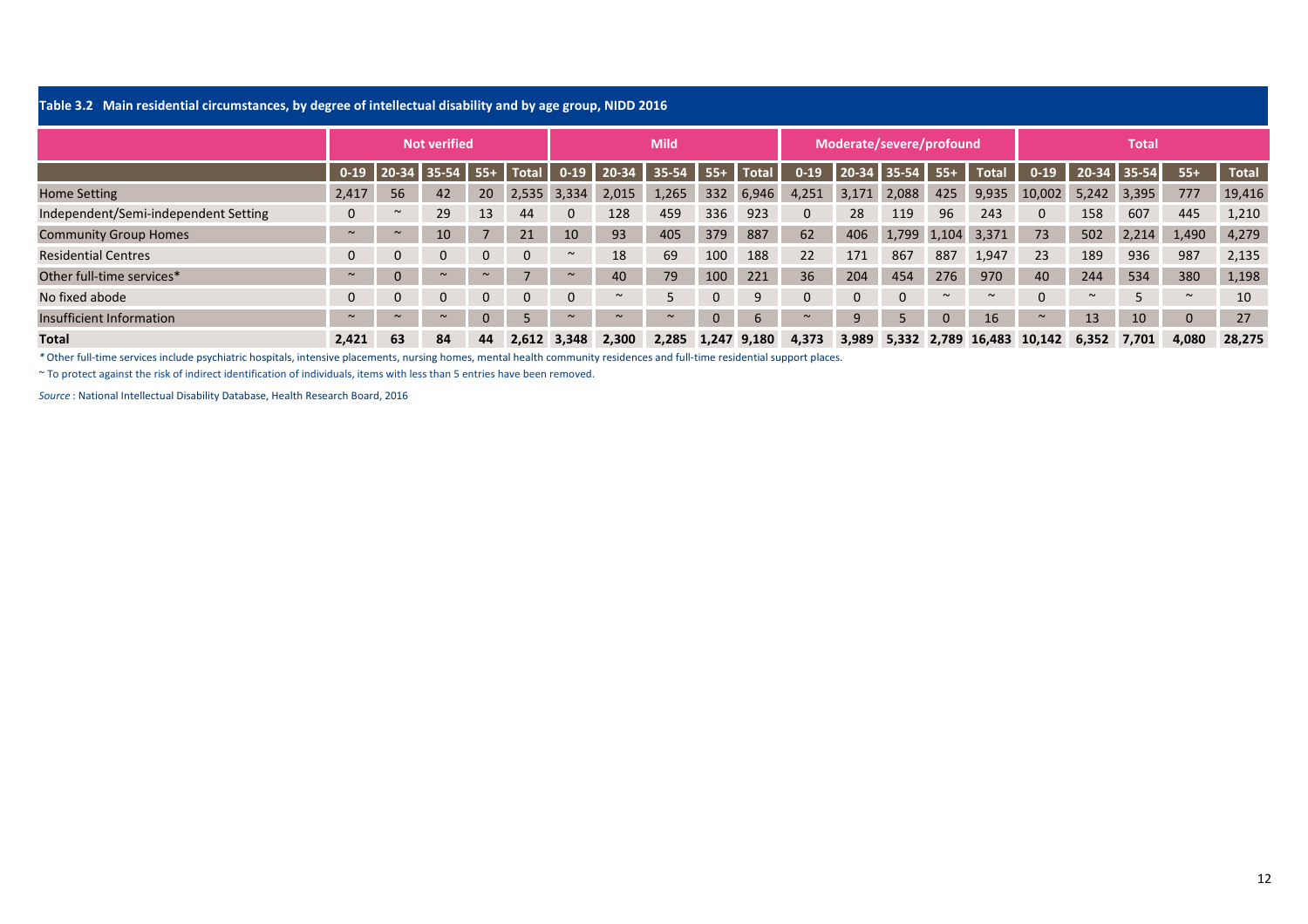**Table 3.2 Main residential circumstances, by degree of intellectual disability and by age group, NIDD 2016**

| | Not verified | | | | | Mild | | | | | Moderate/severe/profound | | | | | Total | | | | |
|---|---|---|---|---|---|---|---|---|---|---|---|---|---|---|---|---|---|---|---|---|
| | 0-19 | 20-34 | 35-54 | 55+ | Total | 0-19 | 20-34 | 35-54 | 55+ | Total | 0-19 | 20-34 | 35-54 | 55+ | Total | 0-19 | 20-34 | 35-54 | 55+ | Total |
| Home Setting | 2,417 | 56 | 42 | 20 | 2,535 | 3,334 | 2,015 | 1,265 | 332 | 6,946 | 4,251 | 3,171 | 2,088 | 425 | 9,935 | 10,002 | 5,242 | 3,395 | 777 | 19,416 |
| Independent/Semi-independent Setting | 0 | ~ | 29 | 13 | 44 | 0 | 128 | 459 | 336 | 923 | 0 | 28 | 119 | 96 | 243 | 0 | 158 | 607 | 445 | 1,210 |
| Community Group Homes | ~ | ~ | 10 | 7 | 21 | 10 | 93 | 405 | 379 | 887 | 62 | 406 | 1,799 | 1,104 | 3,371 | 73 | 502 | 2,214 | 1,490 | 4,279 |
| Residential Centres | 0 | 0 | 0 | 0 | 0 | ~ | 18 | 69 | 100 | 188 | 22 | 171 | 867 | 887 | 1,947 | 23 | 189 | 936 | 987 | 2,135 |
| Other full-time services* | ~ | 0 | ~ | ~ | 7 | ~ | 40 | 79 | 100 | 221 | 36 | 204 | 454 | 276 | 970 | 40 | 244 | 534 | 380 | 1,198 |
| No fixed abode | 0 | 0 | 0 | 0 | 0 | 0 | ~ | 5 | 0 | 9 | 0 | 0 | 0 | ~ | ~ | 0 | ~ | 5 | ~ | 10 |
| Insufficient Information | ~ | ~ | ~ | 0 | 5 | ~ | ~ | ~ | 0 | 6 | ~ | 9 | 5 | 0 | 16 | ~ | 13 | 10 | 0 | 27 |
| **Total** | **2,421** | **63** | **84** | **44** | **2,612** | **3,348** | **2,300** | **2,285** | **1,247** | **9,180** | **4,373** | **3,989** | **5,332** | **2,789** | **16,483** | **10,142** | **6,352** | **7,701** | **4,080** | **28,275** |

*Other full-time services include psychiatric hospitals, intensive placements, nursing homes, mental health community residences and full-time residential support places.

~ To protect against the risk of indirect identification of individuals, items with less than 5 entries have been removed.

*Source* : National Intellectual Disability Database, Health Research Board, 2016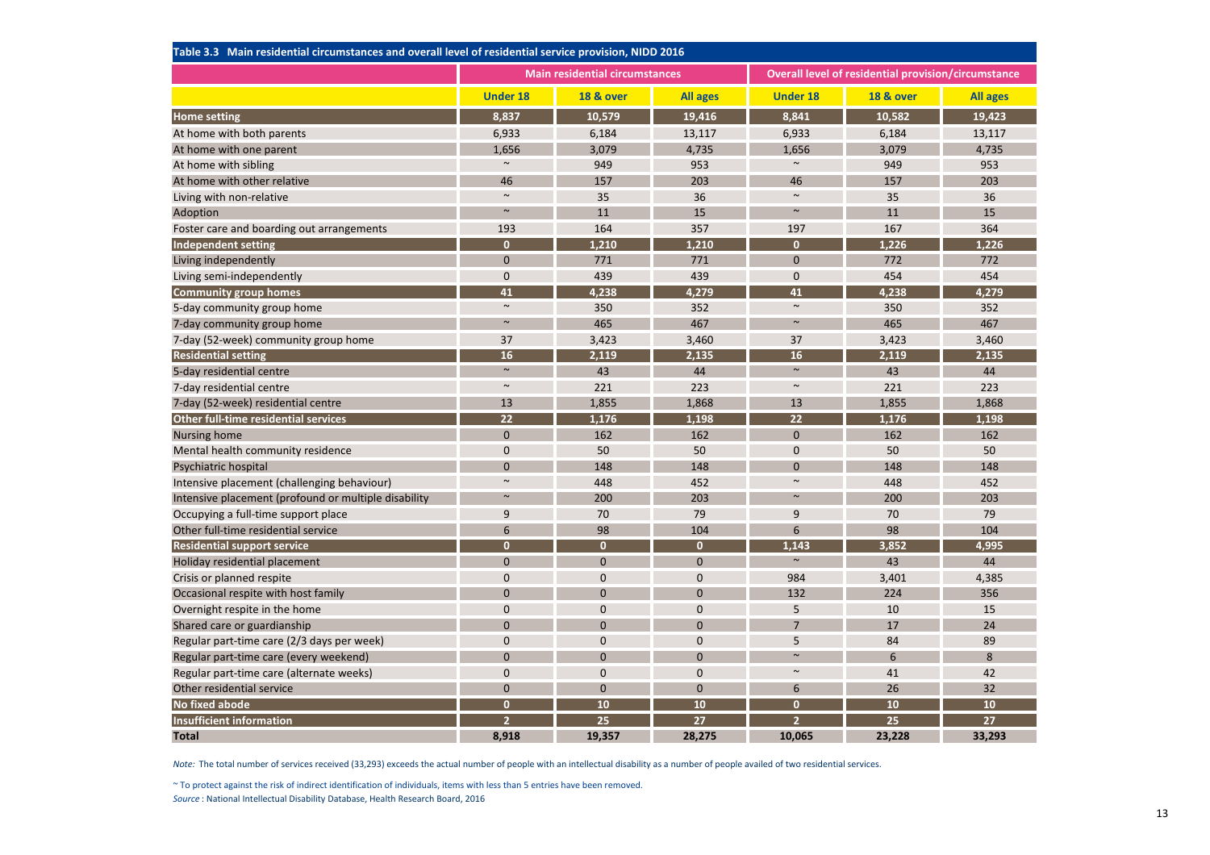**Table 3.3 Main residential circumstances and overall level of residential service provision, NIDD 2016**

| | Main residential circumstances | | | Overall level of residential provision/circumstance | | |
|---|---|---|---|---|---|---|
| | **Under 18** | **18 & over** | **All ages** | **Under 18** | **18 & over** | **All ages** |
| **Home setting** | **8,837** | **10,579** | **19,416** | **8,841** | **10,582** | **19,423** |
| At home with both parents | 6,933 | 6,184 | 13,117 | 6,933 | 6,184 | 13,117 |
| At home with one parent | 1,656 | 3,079 | 4,735 | 1,656 | 3,079 | 4,735 |
| At home with sibling | ~ | 949 | 953 | ~ | 949 | 953 |
| At home with other relative | 46 | 157 | 203 | 46 | 157 | 203 |
| Living with non-relative | ~ | 35 | 36 | ~ | 35 | 36 |
| Adoption | ~ | 11 | 15 | ~ | 11 | 15 |
| Foster care and boarding out arrangements | 193 | 164 | 357 | 197 | 167 | 364 |
| **Independent setting** | **0** | **1,210** | **1,210** | **0** | **1,226** | **1,226** |
| Living independently | 0 | 771 | 771 | 0 | 772 | 772 |
| Living semi-independently | 0 | 439 | 439 | 0 | 454 | 454 |
| **Community group homes** | **41** | **4,238** | **4,279** | **41** | **4,238** | **4,279** |
| 5-day community group home | ~ | 350 | 352 | ~ | 350 | 352 |
| 7-day community group home | ~ | 465 | 467 | ~ | 465 | 467 |
| 7-day (52-week) community group home | 37 | 3,423 | 3,460 | 37 | 3,423 | 3,460 |
| **Residential setting** | **16** | **2,119** | **2,135** | **16** | **2,119** | **2,135** |
| 5-day residential centre | ~ | 43 | 44 | ~ | 43 | 44 |
| 7-day residential centre | ~ | 221 | 223 | ~ | 221 | 223 |
| 7-day (52-week) residential centre | 13 | 1,855 | 1,868 | 13 | 1,855 | 1,868 |
| **Other full-time residential services** | **22** | **1,176** | **1,198** | **22** | **1,176** | **1,198** |
| Nursing home | 0 | 162 | 162 | 0 | 162 | 162 |
| Mental health community residence | 0 | 50 | 50 | 0 | 50 | 50 |
| Psychiatric hospital | 0 | 148 | 148 | 0 | 148 | 148 |
| Intensive placement (challenging behaviour) | ~ | 448 | 452 | ~ | 448 | 452 |
| Intensive placement (profound or multiple disability | ~ | 200 | 203 | ~ | 200 | 203 |
| Occupying a full-time support place | 9 | 70 | 79 | 9 | 70 | 79 |
| Other full-time residential service | 6 | 98 | 104 | 6 | 98 | 104 |
| **Residential support service** | **0** | **0** | **0** | **1,143** | **3,852** | **4,995** |
| Holiday residential placement | 0 | 0 | 0 | ~ | 43 | 44 |
| Crisis or planned respite | 0 | 0 | 0 | 984 | 3,401 | 4,385 |
| Occasional respite with host family | 0 | 0 | 0 | 132 | 224 | 356 |
| Overnight respite in the home | 0 | 0 | 0 | 5 | 10 | 15 |
| Shared care or guardianship | 0 | 0 | 0 | 7 | 17 | 24 |
| Regular part-time care (2/3 days per week) | 0 | 0 | 0 | 5 | 84 | 89 |
| Regular part-time care (every weekend) | 0 | 0 | 0 | ~ | 6 | 8 |
| Regular part-time care (alternate weeks) | 0 | 0 | 0 | ~ | 41 | 42 |
| Other residential service | 0 | 0 | 0 | 6 | 26 | 32 |
| **No fixed abode** | **0** | **10** | **10** | **0** | **10** | **10** |
| **Insufficient information** | **2** | **25** | **27** | **2** | **25** | **27** |
| **Total** | **8,918** | **19,357** | **28,275** | **10,065** | **23,228** | **33,293** |

*Note:* The total number of services received (33,293) exceeds the actual number of people with an intellectual disability as a number of people availed of two residential services.

~ To protect against the risk of indirect identification of individuals, items with less than 5 entries have been removed.

*Source* : National Intellectual Disability Database, Health Research Board, 2016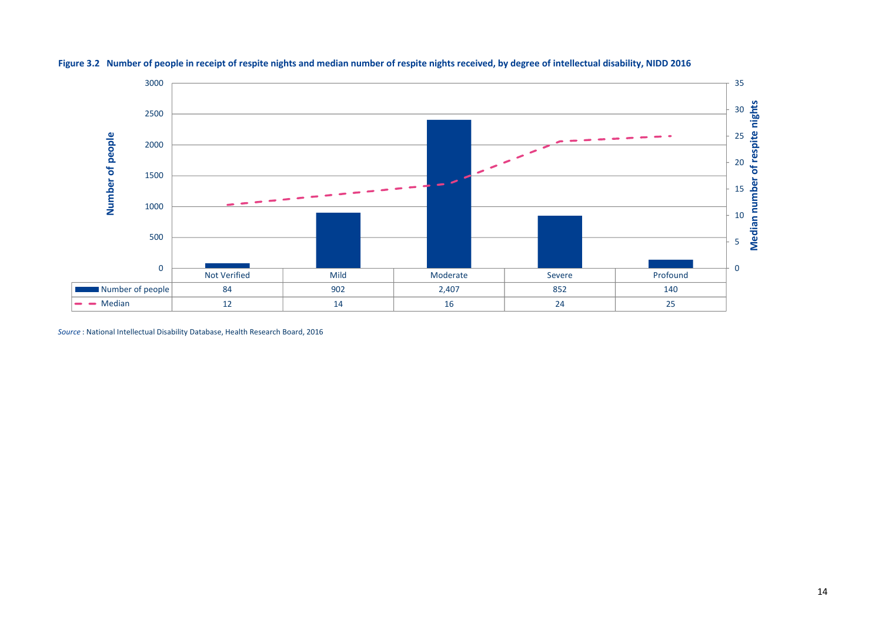**Figure 3.2 Number of people in receipt of respite nights and median number of respite nights received, by degree of intellectual disability, NIDD 2016**

| | Not Verified | Mild | Moderate | Severe | Profound |
|---|---|---|---|---|---|
| Number of people | 84 | 902 | 2,407 | 852 | 140 |
| Median | 12 | 14 | 16 | 24 | 25 |

*Source* : National Intellectual Disability Database, Health Research Board, 2016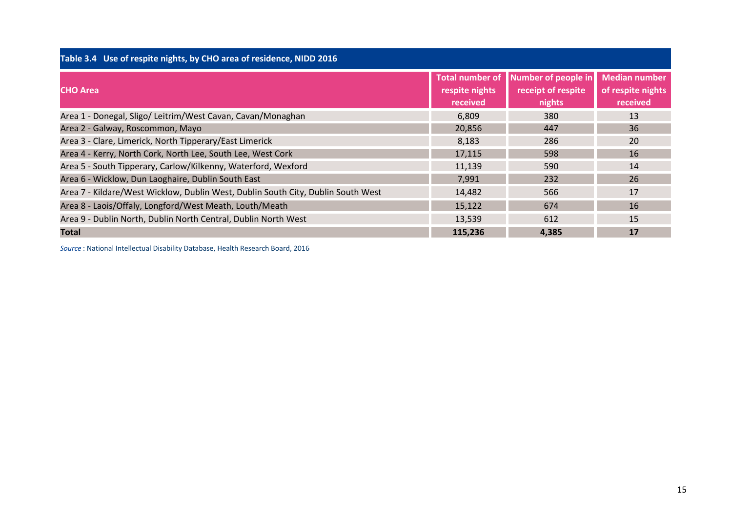**Table 3.4 Use of respite nights, by CHO area of residence, NIDD 2016**

| CHO Area | Total number of respite nights received | Number of people in receipt of respite nights | Median number of respite nights received |
|---|---|---|---|
| Area 1 - Donegal, Sligo/ Leitrim/West Cavan, Cavan/Monaghan | 6,809 | 380 | 13 |
| Area 2 - Galway, Roscommon, Mayo | 20,856 | 447 | 36 |
| Area 3 - Clare, Limerick, North Tipperary/East Limerick | 8,183 | 286 | 20 |
| Area 4 - Kerry, North Cork, North Lee, South Lee, West Cork | 17,115 | 598 | 16 |
| Area 5 - South Tipperary, Carlow/Kilkenny, Waterford, Wexford | 11,139 | 590 | 14 |
| Area 6 - Wicklow, Dun Laoghaire, Dublin South East | 7,991 | 232 | 26 |
| Area 7 - Kildare/West Wicklow, Dublin West, Dublin South City, Dublin South West | 14,482 | 566 | 17 |
| Area 8 - Laois/Offaly, Longford/West Meath, Louth/Meath | 15,122 | 674 | 16 |
| Area 9 - Dublin North, Dublin North Central, Dublin North West | 13,539 | 612 | 15 |
| **Total** | **115,236** | **4,385** | **17** |

*Source* : National Intellectual Disability Database, Health Research Board, 2016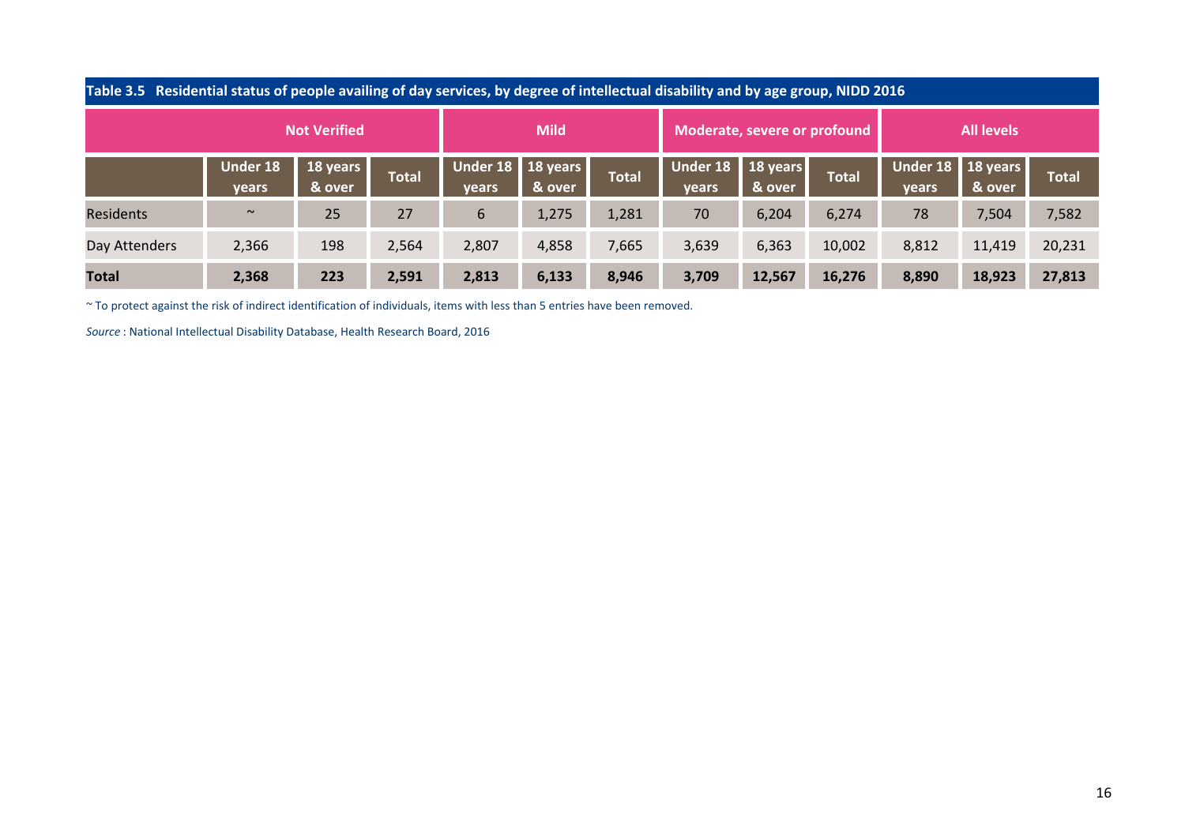**Table 3.5 Residential status of people availing of day services, by degree of intellectual disability and by age group, NIDD 2016**

| | Not Verified | | | Mild | | | Moderate, severe or profound | | | All levels | | |
|---|---|---|---|---|---|---|---|---|---|---|---|---|
| | Under 18 years | 18 years & over | Total | Under 18 years | 18 years & over | Total | Under 18 years | 18 years & over | Total | Under 18 years | 18 years & over | Total |
| Residents | ~ | 25 | 27 | 6 | 1,275 | 1,281 | 70 | 6,204 | 6,274 | 78 | 7,504 | 7,582 |
| Day Attenders | 2,366 | 198 | 2,564 | 2,807 | 4,858 | 7,665 | 3,639 | 6,363 | 10,002 | 8,812 | 11,419 | 20,231 |
| **Total** | **2,368** | **223** | **2,591** | **2,813** | **6,133** | **8,946** | **3,709** | **12,567** | **16,276** | **8,890** | **18,923** | **27,813** |

~ To protect against the risk of indirect identification of individuals, items with less than 5 entries have been removed.

*Source* : National Intellectual Disability Database, Health Research Board, 2016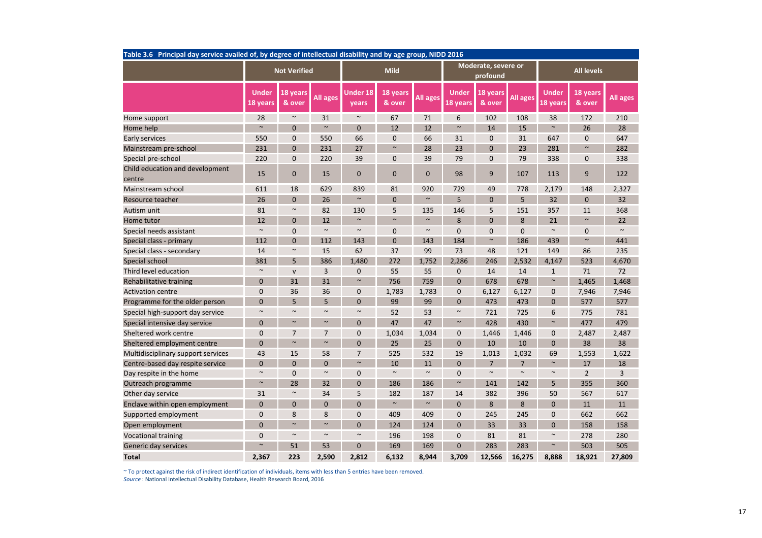**Table 3.6 Principal day service availed of, by degree of intellectual disability and by age group, NIDD 2016**

| | Not Verified | | | Mild | | | Moderate, severe or profound | | | All levels | | |
|---|---|---|---|---|---|---|---|---|---|---|---|---|
| | Under 18 years | 18 years & over | All ages | Under 18 years | 18 years & over | All ages | Under 18 years | 18 years & over | All ages | Under 18 years | 18 years & over | All ages |
| Home support | 28 | ~ | 31 | ~ | 67 | 71 | 6 | 102 | 108 | 38 | 172 | 210 |
| Home help | ~ | 0 | ~ | 0 | 12 | 12 | ~ | 14 | 15 | ~ | 26 | 28 |
| Early services | 550 | 0 | 550 | 66 | 0 | 66 | 31 | 0 | 31 | 647 | 0 | 647 |
| Mainstream pre-school | 231 | 0 | 231 | 27 | ~ | 28 | 23 | 0 | 23 | 281 | ~ | 282 |
| Special pre-school | 220 | 0 | 220 | 39 | 0 | 39 | 79 | 0 | 79 | 338 | 0 | 338 |
| Child education and development centre | 15 | 0 | 15 | 0 | 0 | 0 | 98 | 9 | 107 | 113 | 9 | 122 |
| Mainstream school | 611 | 18 | 629 | 839 | 81 | 920 | 729 | 49 | 778 | 2,179 | 148 | 2,327 |
| Resource teacher | 26 | 0 | 26 | ~ | 0 | ~ | 5 | 0 | 5 | 32 | 0 | 32 |
| Autism unit | 81 | ~ | 82 | 130 | 5 | 135 | 146 | 5 | 151 | 357 | 11 | 368 |
| Home tutor | 12 | 0 | 12 | ~ | ~ | ~ | 8 | 0 | 8 | 21 | ~ | 22 |
| Special needs assistant | ~ | 0 | ~ | ~ | 0 | ~ | 0 | 0 | 0 | ~ | 0 | ~ |
| Special class - primary | 112 | 0 | 112 | 143 | 0 | 143 | 184 | ~ | 186 | 439 | ~ | 441 |
| Special class - secondary | 14 | ~ | 15 | 62 | 37 | 99 | 73 | 48 | 121 | 149 | 86 | 235 |
| Special school | 381 | 5 | 386 | 1,480 | 272 | 1,752 | 2,286 | 246 | 2,532 | 4,147 | 523 | 4,670 |
| Third level education | ~ | v | 3 | 0 | 55 | 55 | 0 | 14 | 14 | 1 | 71 | 72 |
| Rehabilitative training | 0 | 31 | 31 | ~ | 756 | 759 | 0 | 678 | 678 | ~ | 1,465 | 1,468 |
| Activation centre | 0 | 36 | 36 | 0 | 1,783 | 1,783 | 0 | 6,127 | 6,127 | 0 | 7,946 | 7,946 |
| Programme for the older person | 0 | 5 | 5 | 0 | 99 | 99 | 0 | 473 | 473 | 0 | 577 | 577 |
| Special high-support day service | ~ | ~ | ~ | ~ | 52 | 53 | ~ | 721 | 725 | 6 | 775 | 781 |
| Special intensive day service | 0 | ~ | ~ | 0 | 47 | 47 | ~ | 428 | 430 | ~ | 477 | 479 |
| Sheltered work centre | 0 | 7 | 7 | 0 | 1,034 | 1,034 | 0 | 1,446 | 1,446 | 0 | 2,487 | 2,487 |
| Sheltered employment centre | 0 | ~ | ~ | 0 | 25 | 25 | 0 | 10 | 10 | 0 | 38 | 38 |
| Multidisciplinary support services | 43 | 15 | 58 | 7 | 525 | 532 | 19 | 1,013 | 1,032 | 69 | 1,553 | 1,622 |
| Centre-based day respite service | 0 | 0 | 0 | ~ | 10 | 11 | 0 | 7 | 7 | ~ | 17 | 18 |
| Day respite in the home | ~ | 0 | ~ | 0 | ~ | ~ | 0 | ~ | ~ | ~ | 2 | 3 |
| Outreach programme | ~ | 28 | 32 | 0 | 186 | 186 | ~ | 141 | 142 | 5 | 355 | 360 |
| Other day service | 31 | ~ | 34 | 5 | 182 | 187 | 14 | 382 | 396 | 50 | 567 | 617 |
| Enclave within open employment | 0 | 0 | 0 | 0 | ~ | ~ | 0 | 8 | 8 | 0 | 11 | 11 |
| Supported employment | 0 | 8 | 8 | 0 | 409 | 409 | 0 | 245 | 245 | 0 | 662 | 662 |
| Open employment | 0 | ~ | ~ | 0 | 124 | 124 | 0 | 33 | 33 | 0 | 158 | 158 |
| Vocational training | 0 | ~ | ~ | ~ | 196 | 198 | 0 | 81 | 81 | ~ | 278 | 280 |
| Generic day services | ~ | 51 | 53 | 0 | 169 | 169 | 0 | 283 | 283 | ~ | 503 | 505 |
| **Total** | **2,367** | **223** | **2,590** | **2,812** | **6,132** | **8,944** | **3,709** | **12,566** | **16,275** | **8,888** | **18,921** | **27,809** |

~ To protect against the risk of indirect identification of individuals, items with less than 5 entries have been removed.
*Source* : National Intellectual Disability Database, Health Research Board, 2016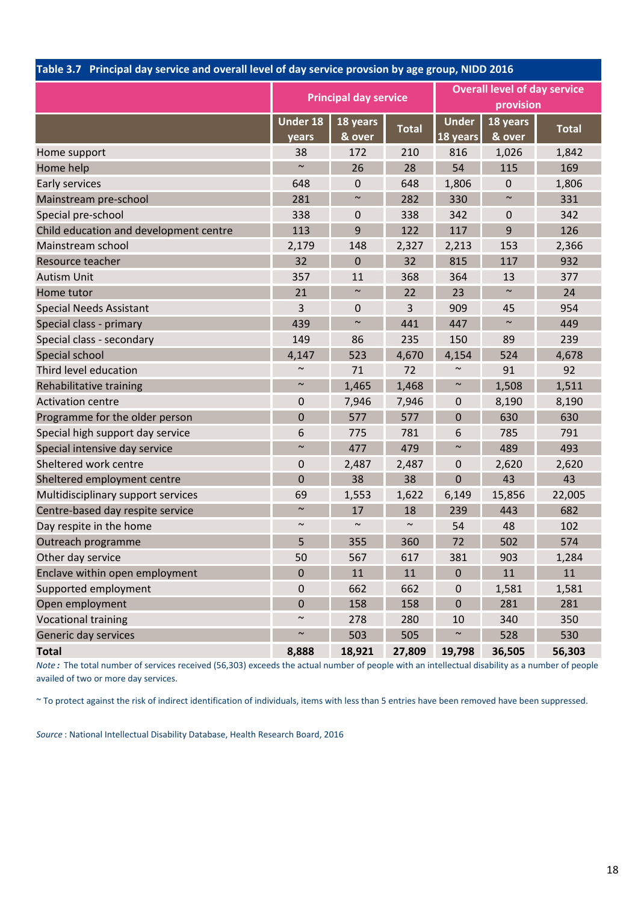**Table 3.7 Principal day service and overall level of day service provsion by age group, NIDD 2016**

| | Principal day service | | | Overall level of day service provision | | |
|---|---|---|---|---|---|---|
| | Under 18 years | 18 years & over | Total | Under 18 years | 18 years & over | Total |
| Home support | 38 | 172 | 210 | 816 | 1,026 | 1,842 |
| Home help | ~ | 26 | 28 | 54 | 115 | 169 |
| Early services | 648 | 0 | 648 | 1,806 | 0 | 1,806 |
| Mainstream pre-school | 281 | ~ | 282 | 330 | ~ | 331 |
| Special pre-school | 338 | 0 | 338 | 342 | 0 | 342 |
| Child education and development centre | 113 | 9 | 122 | 117 | 9 | 126 |
| Mainstream school | 2,179 | 148 | 2,327 | 2,213 | 153 | 2,366 |
| Resource teacher | 32 | 0 | 32 | 815 | 117 | 932 |
| Autism Unit | 357 | 11 | 368 | 364 | 13 | 377 |
| Home tutor | 21 | ~ | 22 | 23 | ~ | 24 |
| Special Needs Assistant | 3 | 0 | 3 | 909 | 45 | 954 |
| Special class - primary | 439 | ~ | 441 | 447 | ~ | 449 |
| Special class - secondary | 149 | 86 | 235 | 150 | 89 | 239 |
| Special school | 4,147 | 523 | 4,670 | 4,154 | 524 | 4,678 |
| Third level education | ~ | 71 | 72 | ~ | 91 | 92 |
| Rehabilitative training | ~ | 1,465 | 1,468 | ~ | 1,508 | 1,511 |
| Activation centre | 0 | 7,946 | 7,946 | 0 | 8,190 | 8,190 |
| Programme for the older person | 0 | 577 | 577 | 0 | 630 | 630 |
| Special high support day service | 6 | 775 | 781 | 6 | 785 | 791 |
| Special intensive day service | ~ | 477 | 479 | ~ | 489 | 493 |
| Sheltered work centre | 0 | 2,487 | 2,487 | 0 | 2,620 | 2,620 |
| Sheltered employment centre | 0 | 38 | 38 | 0 | 43 | 43 |
| Multidisciplinary support services | 69 | 1,553 | 1,622 | 6,149 | 15,856 | 22,005 |
| Centre-based day respite service | ~ | 17 | 18 | 239 | 443 | 682 |
| Day respite in the home | ~ | ~ | ~ | 54 | 48 | 102 |
| Outreach programme | 5 | 355 | 360 | 72 | 502 | 574 |
| Other day service | 50 | 567 | 617 | 381 | 903 | 1,284 |
| Enclave within open employment | 0 | 11 | 11 | 0 | 11 | 11 |
| Supported employment | 0 | 662 | 662 | 0 | 1,581 | 1,581 |
| Open employment | 0 | 158 | 158 | 0 | 281 | 281 |
| Vocational training | ~ | 278 | 280 | 10 | 340 | 350 |
| Generic day services | ~ | 503 | 505 | ~ | 528 | 530 |
| **Total** | **8,888** | **18,921** | **27,809** | **19,798** | **36,505** | **56,303** |

*Note:* The total number of services received (56,303) exceeds the actual number of people with an intellectual disability as a number of people availed of two or more day services.

~ To protect against the risk of indirect identification of individuals, items with less than 5 entries have been removed have been suppressed.

*Source* : National Intellectual Disability Database, Health Research Board, 2016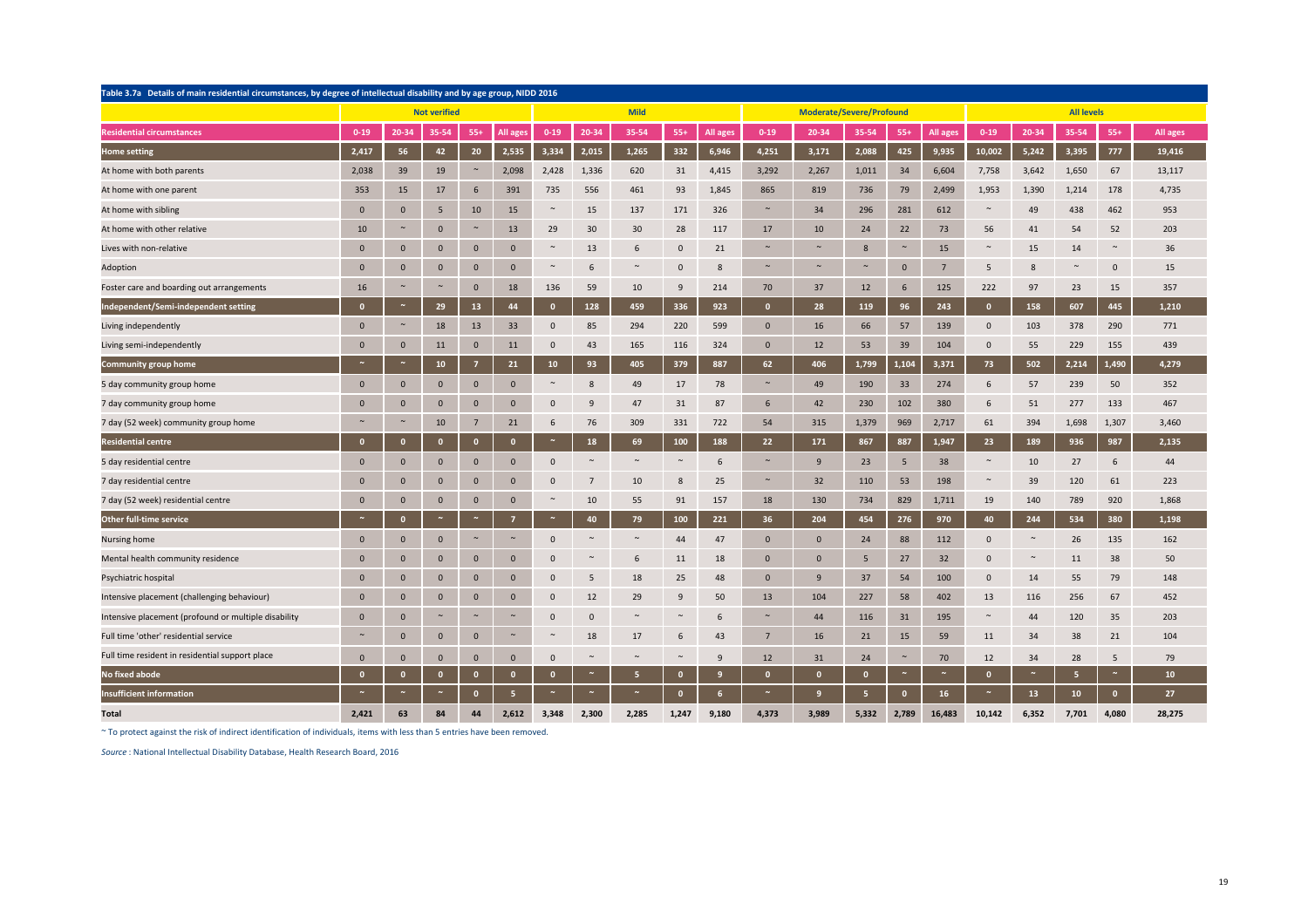**Table 3.7a Details of main residential circumstances, by degree of intellectual disability and by age group, NIDD 2016**

| | Not verified | | | | | Mild | | | | | Moderate/Severe/Profound | | | | | All levels | | | | |
|---|---|---|---|---|---|---|---|---|---|---|---|---|---|---|---|---|---|---|---|---|
| **Residential circumstances** | 0-19 | 20-34 | 35-54 | 55+ | All ages | 0-19 | 20-34 | 35-54 | 55+ | All ages | 0-19 | 20-34 | 35-54 | 55+ | All ages | 0-19 | 20-34 | 35-54 | 55+ | All ages |
| **Home setting** | **2,417** | **56** | **42** | **20** | **2,535** | **3,334** | **2,015** | **1,265** | **332** | **6,946** | **4,251** | **3,171** | **2,088** | **425** | **9,935** | **10,002** | **5,242** | **3,395** | **777** | **19,416** |
| At home with both parents | 2,038 | 39 | 19 | ~ | 2,098 | 2,428 | 1,336 | 620 | 31 | 4,415 | 3,292 | 2,267 | 1,011 | 34 | 6,604 | 7,758 | 3,642 | 1,650 | 67 | 13,117 |
| At home with one parent | 353 | 15 | 17 | 6 | 391 | 735 | 556 | 461 | 93 | 1,845 | 865 | 819 | 736 | 79 | 2,499 | 1,953 | 1,390 | 1,214 | 178 | 4,735 |
| At home with sibling | 0 | 0 | 5 | 10 | 15 | ~ | 15 | 137 | 171 | 326 | ~ | 34 | 296 | 281 | 612 | ~ | 49 | 438 | 462 | 953 |
| At home with other relative | 10 | ~ | 0 | ~ | 13 | 29 | 30 | 30 | 28 | 117 | 17 | 10 | 24 | 22 | 73 | 56 | 41 | 54 | 52 | 203 |
| Lives with non-relative | 0 | 0 | 0 | 0 | 0 | ~ | 13 | 6 | 0 | 21 | ~ | ~ | 8 | ~ | 15 | ~ | 15 | 14 | ~ | 36 |
| Adoption | 0 | 0 | 0 | 0 | 0 | ~ | 6 | ~ | 0 | 8 | ~ | ~ | ~ | 0 | 7 | 5 | 8 | ~ | 0 | 15 |
| Foster care and boarding out arrangements | 16 | ~ | ~ | 0 | 18 | 136 | 59 | 10 | 9 | 214 | 70 | 37 | 12 | 6 | 125 | 222 | 97 | 23 | 15 | 357 |
| **Independent/Semi-independent setting** | **0** | **~** | **29** | **13** | **44** | **0** | **128** | **459** | **336** | **923** | **0** | **28** | **119** | **96** | **243** | **0** | **158** | **607** | **445** | **1,210** |
| Living independently | 0 | ~ | 18 | 13 | 33 | 0 | 85 | 294 | 220 | 599 | 0 | 16 | 66 | 57 | 139 | 0 | 103 | 378 | 290 | 771 |
| Living semi-independently | 0 | 0 | 11 | 0 | 11 | 0 | 43 | 165 | 116 | 324 | 0 | 12 | 53 | 39 | 104 | 0 | 55 | 229 | 155 | 439 |
| **Community group home** | **~** | **~** | **10** | **7** | **21** | **10** | **93** | **405** | **379** | **887** | **62** | **406** | **1,799** | **1,104** | **3,371** | **73** | **502** | **2,214** | **1,490** | **4,279** |
| 5 day community group home | 0 | 0 | 0 | 0 | 0 | ~ | 8 | 49 | 17 | 78 | ~ | 49 | 190 | 33 | 274 | 6 | 57 | 239 | 50 | 352 |
| 7 day community group home | 0 | 0 | 0 | 0 | 0 | 0 | 9 | 47 | 31 | 87 | 6 | 42 | 230 | 102 | 380 | 6 | 51 | 277 | 133 | 467 |
| 7 day (52 week) community group home | ~ | ~ | 10 | 7 | 21 | 6 | 76 | 309 | 331 | 722 | 54 | 315 | 1,379 | 969 | 2,717 | 61 | 394 | 1,698 | 1,307 | 3,460 |
| **Residential centre** | **0** | **0** | **0** | **0** | **0** | **~** | **18** | **69** | **100** | **188** | **22** | **171** | **867** | **887** | **1,947** | **23** | **189** | **936** | **987** | **2,135** |
| 5 day residential centre | 0 | 0 | 0 | 0 | 0 | 0 | ~ | ~ | ~ | 6 | ~ | 9 | 23 | 5 | 38 | ~ | 10 | 27 | 6 | 44 |
| 7 day residential centre | 0 | 0 | 0 | 0 | 0 | 0 | 7 | 10 | 8 | 25 | ~ | 32 | 110 | 53 | 198 | ~ | 39 | 120 | 61 | 223 |
| 7 day (52 week) residential centre | 0 | 0 | 0 | 0 | 0 | ~ | 10 | 55 | 91 | 157 | 18 | 130 | 734 | 829 | 1,711 | 19 | 140 | 789 | 920 | 1,868 |
| **Other full-time service** | **~** | **0** | **~** | **~** | **7** | **~** | **40** | **79** | **100** | **221** | **36** | **204** | **454** | **276** | **970** | **40** | **244** | **534** | **380** | **1,198** |
| Nursing home | 0 | 0 | 0 | ~ | ~ | 0 | ~ | ~ | 44 | 47 | 0 | 0 | 24 | 88 | 112 | 0 | ~ | 26 | 135 | 162 |
| Mental health community residence | 0 | 0 | 0 | 0 | 0 | 0 | ~ | 6 | 11 | 18 | 0 | 0 | 5 | 27 | 32 | 0 | ~ | 11 | 38 | 50 |
| Psychiatric hospital | 0 | 0 | 0 | 0 | 0 | 0 | 5 | 18 | 25 | 48 | 0 | 9 | 37 | 54 | 100 | 0 | 14 | 55 | 79 | 148 |
| Intensive placement (challenging behaviour) | 0 | 0 | 0 | 0 | 0 | 0 | 12 | 29 | 9 | 50 | 13 | 104 | 227 | 58 | 402 | 13 | 116 | 256 | 67 | 452 |
| Intensive placement (profound or multiple disability | 0 | 0 | ~ | ~ | ~ | 0 | 0 | ~ | ~ | 6 | ~ | 44 | 116 | 31 | 195 | ~ | 44 | 120 | 35 | 203 |
| Full time 'other' residential service | ~ | 0 | 0 | 0 | ~ | ~ | 18 | 17 | 6 | 43 | 7 | 16 | 21 | 15 | 59 | 11 | 34 | 38 | 21 | 104 |
| Full time resident in residential support place | 0 | 0 | 0 | 0 | 0 | 0 | ~ | ~ | ~ | 9 | 12 | 31 | 24 | ~ | 70 | 12 | 34 | 28 | 5 | 79 |
| **No fixed abode** | **0** | **0** | **0** | **0** | **0** | **0** | **~** | **5** | **0** | **9** | **0** | **0** | **0** | **~** | **~** | **0** | **~** | **5** | **~** | **10** |
| **Insufficient information** | **~** | **~** | **~** | **0** | **5** | **~** | **~** | **~** | **0** | **6** | **~** | **9** | **5** | **0** | **16** | **~** | **13** | **10** | **0** | **27** |
| **Total** | **2,421** | **63** | **84** | **44** | **2,612** | **3,348** | **2,300** | **2,285** | **1,247** | **9,180** | **4,373** | **3,989** | **5,332** | **2,789** | **16,483** | **10,142** | **6,352** | **7,701** | **4,080** | **28,275** |

~ To protect against the risk of indirect identification of individuals, items with less than 5 entries have been removed.

*Source* : National Intellectual Disability Database, Health Research Board, 2016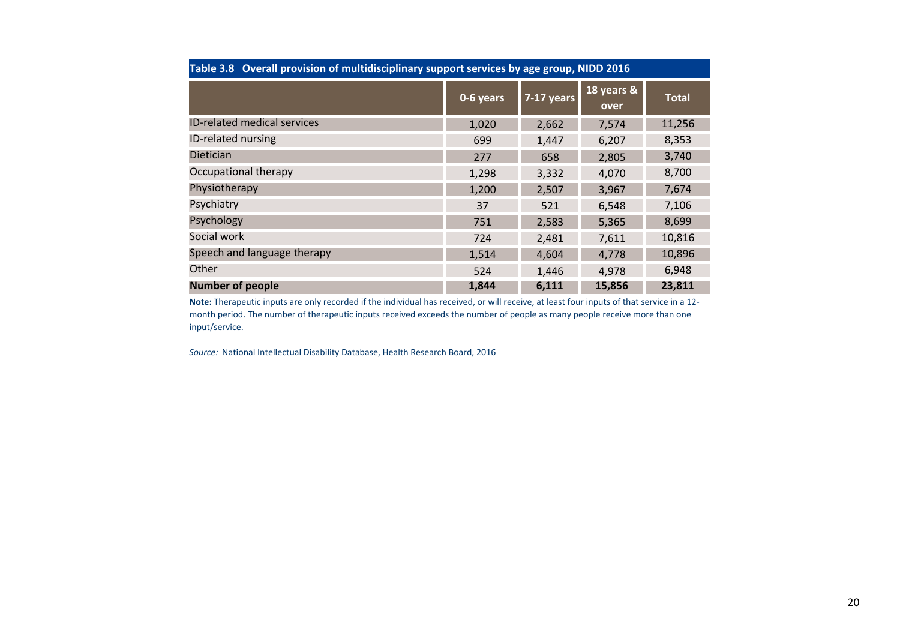**Table 3.8 Overall provision of multidisciplinary support services by age group, NIDD 2016**

| | 0-6 years | 7-17 years | 18 years & over | Total |
|---|---|---|---|---|
| ID-related medical services | 1,020 | 2,662 | 7,574 | 11,256 |
| ID-related nursing | 699 | 1,447 | 6,207 | 8,353 |
| Dietician | 277 | 658 | 2,805 | 3,740 |
| Occupational therapy | 1,298 | 3,332 | 4,070 | 8,700 |
| Physiotherapy | 1,200 | 2,507 | 3,967 | 7,674 |
| Psychiatry | 37 | 521 | 6,548 | 7,106 |
| Psychology | 751 | 2,583 | 5,365 | 8,699 |
| Social work | 724 | 2,481 | 7,611 | 10,816 |
| Speech and language therapy | 1,514 | 4,604 | 4,778 | 10,896 |
| Other | 524 | 1,446 | 4,978 | 6,948 |
| **Number of people** | **1,844** | **6,111** | **15,856** | **23,811** |

**Note:** Therapeutic inputs are only recorded if the individual has received, or will receive, at least four inputs of that service in a 12-month period. The number of therapeutic inputs received exceeds the number of people as many people receive more than one input/service.

*Source:* National Intellectual Disability Database, Health Research Board, 2016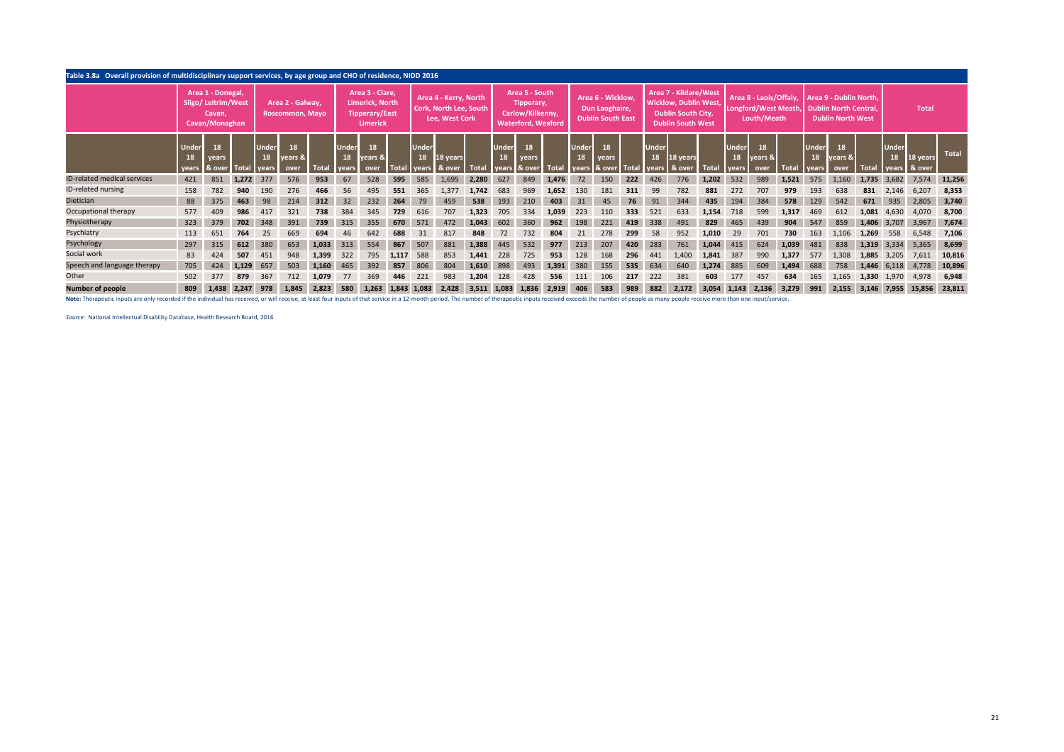**Table 3.8a Overall provision of multidisciplinary support services, by age group and CHO of residence, NIDD 2016**

| | Area 1 - Donegal, Sligo/ Leitrim/West Cavan, Cavan/Monaghan | | | Area 2 - Galway, Roscommon, Mayo | | | Area 3 - Clare, Limerick, North Tipperary/East Limerick | | | Area 4 - Kerry, North Cork, North Lee, South Lee, West Cork | | | Area 5 - South Tipperary, Carlow/Kilkenny, Waterford, Wexford | | | Area 6 - Wicklow, Dun Laoghaire, Dublin South East | | | Area 7 - Kildare/West Wicklow, Dublin West, Dublin South City, Dublin South West | | | Area 8 - Laois/Offaly, Longford/West Meath, Louth/Meath | | | Area 9 - Dublin North, Dublin North Central, Dublin North West | | | Total | | |
|---|---|---|---|---|---|---|---|---|---|---|---|---|---|---|---|---|---|---|---|---|---|---|---|---|---|---|---|---|---|---|
| | Under 18 years | 18 years & over | Total | Under 18 years | 18 years & over | Total | Under 18 years | 18 years & over | Total | Under 18 years | 18 years & over | Total | Under 18 years | 18 years & over | Total | Under 18 years | 18 years & over | Total | Under 18 years | 18 years & over | Total | Under 18 years | 18 years & over | Total | Under 18 years | 18 years & over | Total | Under 18 years | 18 years & over | Total |
| ID-related medical services | 421 | 851 | **1,272** | 377 | 576 | **953** | 67 | 528 | **595** | 585 | 1,695 | **2,280** | 627 | 849 | **1,476** | 72 | 150 | **222** | 426 | 776 | **1,202** | 532 | 989 | **1,521** | 575 | 1,160 | **1,735** | 3,682 | 7,574 | **11,256** |
| ID-related nursing | 158 | 782 | **940** | 190 | 276 | **466** | 56 | 495 | **551** | 365 | 1,377 | **1,742** | 683 | 969 | **1,652** | 130 | 181 | **311** | 99 | 782 | **881** | 272 | 707 | **979** | 193 | 638 | **831** | 2,146 | 6,207 | **8,353** |
| Dietician | 88 | 375 | **463** | 98 | 214 | **312** | 32 | 232 | **264** | 79 | 459 | **538** | 193 | 210 | **403** | 31 | 45 | **76** | 91 | 344 | **435** | 194 | 384 | **578** | 129 | 542 | **671** | 935 | 2,805 | **3,740** |
| Occupational therapy | 577 | 409 | **986** | 417 | 321 | **738** | 384 | 345 | **729** | 616 | 707 | **1,323** | 705 | 334 | **1,039** | 223 | 110 | **333** | 521 | 633 | **1,154** | 718 | 599 | **1,317** | 469 | 612 | **1,081** | 4,630 | 4,070 | **8,700** |
| Physiotherapy | 323 | 379 | **702** | 348 | 391 | **739** | 315 | 355 | **670** | 571 | 472 | **1,043** | 602 | 360 | **962** | 198 | 221 | **419** | 338 | 491 | **829** | 465 | 439 | **904** | 547 | 859 | **1,406** | 3,707 | 3,967 | **7,674** |
| Psychiatry | 113 | 651 | **764** | 25 | 669 | **694** | 46 | 642 | **688** | 31 | 817 | **848** | 72 | 732 | **804** | 21 | 278 | **299** | 58 | 952 | **1,010** | 29 | 701 | **730** | 163 | 1,106 | **1,269** | 558 | 6,548 | **7,106** |
| Psychology | 297 | 315 | **612** | 380 | 653 | **1,033** | 313 | 554 | **867** | 507 | 881 | **1,388** | 445 | 532 | **977** | 213 | 207 | **420** | 283 | 761 | **1,044** | 415 | 624 | **1,039** | 481 | 838 | **1,319** | 3,334 | 5,365 | **8,699** |
| Social work | 83 | 424 | **507** | 451 | 948 | **1,399** | 322 | 795 | **1,117** | 588 | 853 | **1,441** | 228 | 725 | **953** | 128 | 168 | **296** | 441 | 1,400 | **1,841** | 387 | 990 | **1,377** | 577 | 1,308 | **1,885** | 3,205 | 7,611 | **10,816** |
| Speech and language therapy | 705 | 424 | **1,129** | 657 | 503 | **1,160** | 465 | 392 | **857** | 806 | 804 | **1,610** | 898 | 493 | **1,391** | 380 | 155 | **535** | 634 | 640 | **1,274** | 885 | 609 | **1,494** | 688 | 758 | **1,446** | 6,118 | 4,778 | **10,896** |
| Other | 502 | 377 | **879** | 367 | 712 | **1,079** | 77 | 369 | **446** | 221 | 983 | **1,204** | 128 | 428 | **556** | 111 | 106 | **217** | 222 | 381 | **603** | 177 | 457 | **634** | 165 | 1,165 | **1,330** | 1,970 | 4,978 | **6,948** |
| **Number of people** | **809** | **1,438** | **2,247** | **978** | **1,845** | **2,823** | **580** | **1,263** | **1,843** | **1,083** | **2,428** | **3,511** | **1,083** | **1,836** | **2,919** | **406** | **583** | **989** | **882** | **2,172** | **3,054** | **1,143** | **2,136** | **3,279** | **991** | **2,155** | **3,146** | **7,955** | **15,856** | **23,811** |

**Note:** Therapeutic inputs are only recorded if the individual has received, or will receive, at least four inputs of that service in a 12-month period. The number of therapeutic inputs received exceeds the number of people as many people receive more than one input/service.

*Source:* National Intellectual Disability Database, Health Research Board, 2016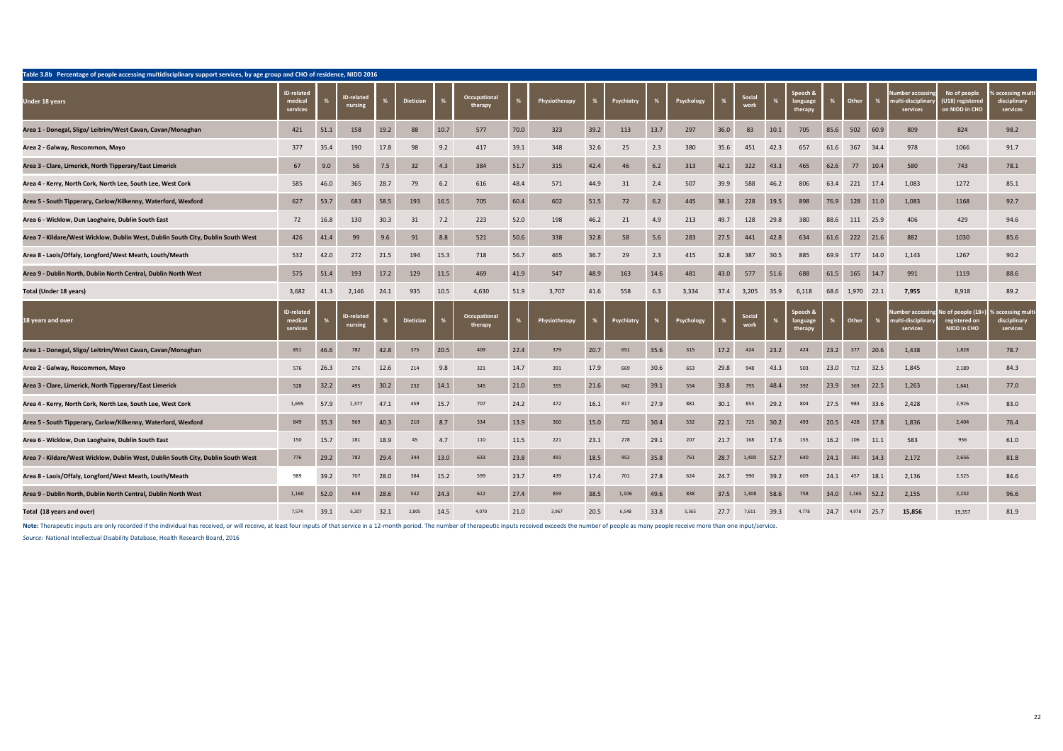**Table 3.8b Percentage of people accessing multidisciplinary support services, by age group and CHO of residence, NIDD 2016**

| Under 18 years | ID-related medical services | % | ID-related nursing | % | Dietician | % | Occupational therapy | % | Physiotherapy | % | Psychiatry | % | Psychology | % | Social work | % | Speech & language therapy | % | Other | % | Number accessing multi-disciplinary services | No of people (U18) registered on NIDD in CHO | % accessing multi-disciplinary services |
|---|---|---|---|---|---|---|---|---|---|---|---|---|---|---|---|---|---|---|---|---|---|---|---|
| Area 1 - Donegal, Sligo/ Leitrim/West Cavan, Cavan/Monaghan | 421 | 51.1 | 158 | 19.2 | 88 | 10.7 | 577 | 70.0 | 323 | 39.2 | 113 | 13.7 | 297 | 36.0 | 83 | 10.1 | 705 | 85.6 | 502 | 60.9 | 809 | 824 | 98.2 |
| Area 2 - Galway, Roscommon, Mayo | 377 | 35.4 | 190 | 17.8 | 98 | 9.2 | 417 | 39.1 | 348 | 32.6 | 25 | 2.3 | 380 | 35.6 | 451 | 42.3 | 657 | 61.6 | 367 | 34.4 | 978 | 1066 | 91.7 |
| Area 3 - Clare, Limerick, North Tipperary/East Limerick | 67 | 9.0 | 56 | 7.5 | 32 | 4.3 | 384 | 51.7 | 315 | 42.4 | 46 | 6.2 | 313 | 42.1 | 322 | 43.3 | 465 | 62.6 | 77 | 10.4 | 580 | 743 | 78.1 |
| Area 4 - Kerry, North Cork, North Lee, South Lee, West Cork | 585 | 46.0 | 365 | 28.7 | 79 | 6.2 | 616 | 48.4 | 571 | 44.9 | 31 | 2.4 | 507 | 39.9 | 588 | 46.2 | 806 | 63.4 | 221 | 17.4 | 1,083 | 1272 | 85.1 |
| Area 5 - South Tipperary, Carlow/Kilkenny, Waterford, Wexford | 627 | 53.7 | 683 | 58.5 | 193 | 16.5 | 705 | 60.4 | 602 | 51.5 | 72 | 6.2 | 445 | 38.1 | 228 | 19.5 | 898 | 76.9 | 128 | 11.0 | 1,083 | 1168 | 92.7 |
| Area 6 - Wicklow, Dun Laoghaire, Dublin South East | 72 | 16.8 | 130 | 30.3 | 31 | 7.2 | 223 | 52.0 | 198 | 46.2 | 21 | 4.9 | 213 | 49.7 | 128 | 29.8 | 380 | 88.6 | 111 | 25.9 | 406 | 429 | 94.6 |
| Area 7 - Kildare/West Wicklow, Dublin West, Dublin South City, Dublin South West | 426 | 41.4 | 99 | 9.6 | 91 | 8.8 | 521 | 50.6 | 338 | 32.8 | 58 | 5.6 | 283 | 27.5 | 441 | 42.8 | 634 | 61.6 | 222 | 21.6 | 882 | 1030 | 85.6 |
| Area 8 - Laois/Offaly, Longford/West Meath, Louth/Meath | 532 | 42.0 | 272 | 21.5 | 194 | 15.3 | 718 | 56.7 | 465 | 36.7 | 29 | 2.3 | 415 | 32.8 | 387 | 30.5 | 885 | 69.9 | 177 | 14.0 | 1,143 | 1267 | 90.2 |
| Area 9 - Dublin North, Dublin North Central, Dublin North West | 575 | 51.4 | 193 | 17.2 | 129 | 11.5 | 469 | 41.9 | 547 | 48.9 | 163 | 14.6 | 481 | 43.0 | 577 | 51.6 | 688 | 61.5 | 165 | 14.7 | 991 | 1119 | 88.6 |
| Total (Under 18 years) | 3,682 | 41.3 | 2,146 | 24.1 | 935 | 10.5 | 4,630 | 51.9 | 3,707 | 41.6 | 558 | 6.3 | 3,334 | 37.4 | 3,205 | 35.9 | 6,118 | 68.6 | 1,970 | 22.1 | 7,955 | 8,918 | 89.2 |
| **18 years and over** | **ID-related medical services** | **%** | **ID-related nursing** | **%** | **Dietician** | **%** | **Occupational therapy** | **%** | **Physiotherapy** | **%** | **Psychiatry** | **%** | **Psychology** | **%** | **Social work** | **%** | **Speech & language therapy** | **%** | **Other** | **%** | **Number accessing multi-disciplinary services** | **No of people (18+) registered on NIDD in CHO** | **% accessing multi-disciplinary services** |
| Area 1 - Donegal, Sligo/ Leitrim/West Cavan, Cavan/Monaghan | 851 | 46.6 | 782 | 42.8 | 375 | 20.5 | 409 | 22.4 | 379 | 20.7 | 651 | 35.6 | 315 | 17.2 | 424 | 23.2 | 424 | 23.2 | 377 | 20.6 | 1,438 | 1,828 | 78.7 |
| Area 2 - Galway, Roscommon, Mayo | 576 | 26.3 | 276 | 12.6 | 214 | 9.8 | 321 | 14.7 | 391 | 17.9 | 669 | 30.6 | 653 | 29.8 | 948 | 43.3 | 503 | 23.0 | 712 | 32.5 | 1,845 | 2,189 | 84.3 |
| Area 3 - Clare, Limerick, North Tipperary/East Limerick | 528 | 32.2 | 495 | 30.2 | 232 | 14.1 | 345 | 21.0 | 355 | 21.6 | 642 | 39.1 | 554 | 33.8 | 795 | 48.4 | 392 | 23.9 | 369 | 22.5 | 1,263 | 1,641 | 77.0 |
| Area 4 - Kerry, North Cork, North Lee, South Lee, West Cork | 1,695 | 57.9 | 1,377 | 47.1 | 459 | 15.7 | 707 | 24.2 | 472 | 16.1 | 817 | 27.9 | 881 | 30.1 | 853 | 29.2 | 804 | 27.5 | 983 | 33.6 | 2,428 | 2,926 | 83.0 |
| Area 5 - South Tipperary, Carlow/Kilkenny, Waterford, Wexford | 849 | 35.3 | 969 | 40.3 | 210 | 8.7 | 334 | 13.9 | 360 | 15.0 | 732 | 30.4 | 532 | 22.1 | 725 | 30.2 | 493 | 20.5 | 428 | 17.8 | 1,836 | 2,404 | 76.4 |
| Area 6 - Wicklow, Dun Laoghaire, Dublin South East | 150 | 15.7 | 181 | 18.9 | 45 | 4.7 | 110 | 11.5 | 221 | 23.1 | 278 | 29.1 | 207 | 21.7 | 168 | 17.6 | 155 | 16.2 | 106 | 11.1 | 583 | 956 | 61.0 |
| Area 7 - Kildare/West Wicklow, Dublin West, Dublin South City, Dublin South West | 776 | 29.2 | 782 | 29.4 | 344 | 13.0 | 633 | 23.8 | 491 | 18.5 | 952 | 35.8 | 761 | 28.7 | 1,400 | 52.7 | 640 | 24.1 | 381 | 14.3 | 2,172 | 2,656 | 81.8 |
| Area 8 - Laois/Offaly, Longford/West Meath, Louth/Meath | 989 | 39.2 | 707 | 28.0 | 384 | 15.2 | 599 | 23.7 | 439 | 17.4 | 701 | 27.8 | 624 | 24.7 | 990 | 39.2 | 609 | 24.1 | 457 | 18.1 | 2,136 | 2,525 | 84.6 |
| Area 9 - Dublin North, Dublin North Central, Dublin North West | 1,160 | 52.0 | 638 | 28.6 | 542 | 24.3 | 612 | 27.4 | 859 | 38.5 | 1,106 | 49.6 | 838 | 37.5 | 1,308 | 58.6 | 758 | 34.0 | 1,165 | 52.2 | 2,155 | 2,232 | 96.6 |
| Total (18 years and over) | 7,574 | 39.1 | 6,207 | 32.1 | 2,805 | 14.5 | 4,070 | 21.0 | 3,967 | 20.5 | 6,548 | 33.8 | 5,365 | 27.7 | 7,611 | 39.3 | 4,778 | 24.7 | 4,978 | 25.7 | 15,856 | 19,357 | 81.9 |

**Note:** Therapeutic inputs are only recorded if the individual has received, or will receive, at least four inputs of that service in a 12-month period. The number of therapeutic inputs received exceeds the number of people as many people receive more than one input/service.

*Source:* National Intellectual Disability Database, Health Research Board, 2016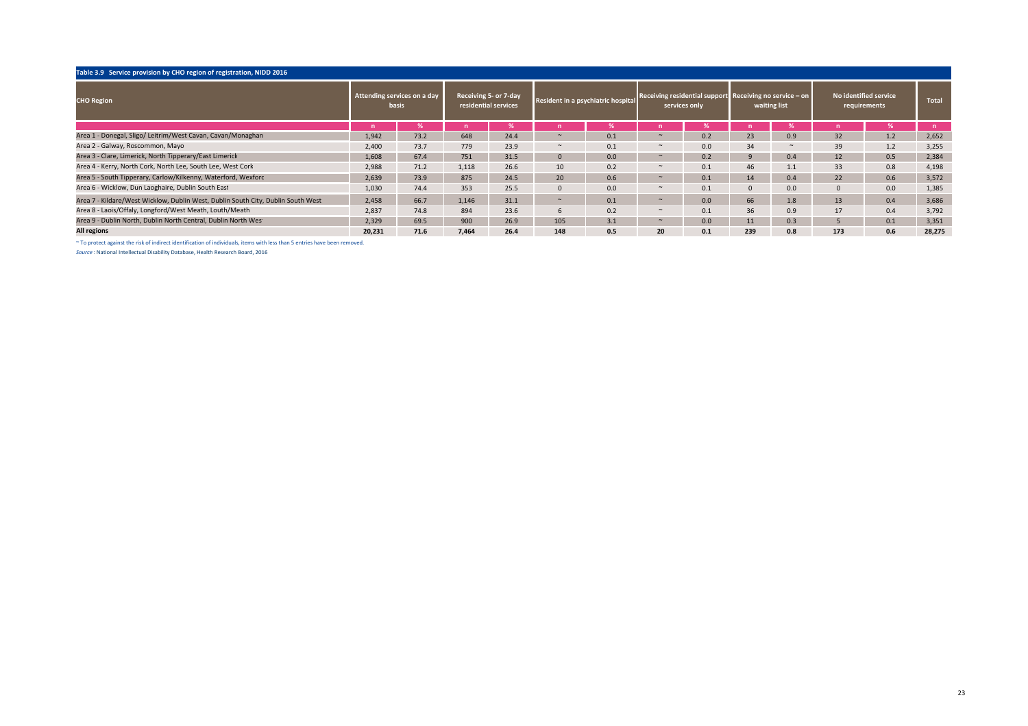**Table 3.9 Service provision by CHO region of registration, NIDD 2016**

| CHO Region | Attending services on a day basis | | Receiving 5- or 7-day residential services | | Resident in a psychiatric hospital | | Receiving residential support services only | | Receiving no service – on waiting list | | No identified service requirements | | Total |
|---|---|---|---|---|---|---|---|---|---|---|---|---|---|
| | n | % | n | % | n | % | n | % | n | % | n | % | n |
| Area 1 - Donegal, Sligo/ Leitrim/West Cavan, Cavan/Monaghan | 1,942 | 73.2 | 648 | 24.4 | ~ | 0.1 | ~ | 0.2 | 23 | 0.9 | 32 | 1.2 | 2,652 |
| Area 2 - Galway, Roscommon, Mayo | 2,400 | 73.7 | 779 | 23.9 | ~ | 0.1 | ~ | 0.0 | 34 | ~ | 39 | 1.2 | 3,255 |
| Area 3 - Clare, Limerick, North Tipperary/East Limerick | 1,608 | 67.4 | 751 | 31.5 | 0 | 0.0 | ~ | 0.2 | 9 | 0.4 | 12 | 0.5 | 2,384 |
| Area 4 - Kerry, North Cork, North Lee, South Lee, West Cork | 2,988 | 71.2 | 1,118 | 26.6 | 10 | 0.2 | ~ | 0.1 | 46 | 1.1 | 33 | 0.8 | 4,198 |
| Area 5 - South Tipperary, Carlow/Kilkenny, Waterford, Wexford | 2,639 | 73.9 | 875 | 24.5 | 20 | 0.6 | ~ | 0.1 | 14 | 0.4 | 22 | 0.6 | 3,572 |
| Area 6 - Wicklow, Dun Laoghaire, Dublin South East | 1,030 | 74.4 | 353 | 25.5 | 0 | 0.0 | ~ | 0.1 | 0 | 0.0 | 0 | 0.0 | 1,385 |
| Area 7 - Kildare/West Wicklow, Dublin West, Dublin South City, Dublin South West | 2,458 | 66.7 | 1,146 | 31.1 | ~ | 0.1 | ~ | 0.0 | 66 | 1.8 | 13 | 0.4 | 3,686 |
| Area 8 - Laois/Offaly, Longford/West Meath, Louth/Meath | 2,837 | 74.8 | 894 | 23.6 | 6 | 0.2 | ~ | 0.1 | 36 | 0.9 | 17 | 0.4 | 3,792 |
| Area 9 - Dublin North, Dublin North Central, Dublin North West | 2,329 | 69.5 | 900 | 26.9 | 105 | 3.1 | ~ | 0.0 | 11 | 0.3 | 5 | 0.1 | 3,351 |
| **All regions** | **20,231** | **71.6** | **7,464** | **26.4** | **148** | **0.5** | **20** | **0.1** | **239** | **0.8** | **173** | **0.6** | **28,275** |

~ To protect against the risk of indirect identification of individuals, items with less than 5 entries have been removed.

*Source* : National Intellectual Disability Database, Health Research Board, 2016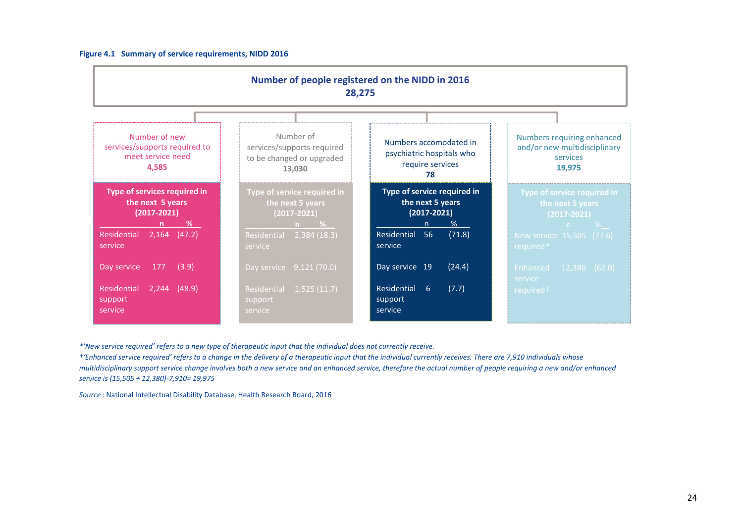**Figure 4.1 Summary of service requirements, NIDD 2016**

**Number of people registered on the NIDD in 2016**
**28,275**

**Number of new services/supports required to meet service need: 4,585**

Type of services required in the next 5 years (2017-2021)

| | n | % |
|---|---|---|
| Residential service | 2,164 | (47.2) |
| Day service | 177 | (3.9) |
| Residential support service | 2,244 | (48.9) |

**Number of services/supports required to be changed or upgraded: 13,030**

Type of service required in the next 5 years (2017-2021)

| | n | % |
|---|---|---|
| Residential service | 2,384 | (18.3) |
| Day service | 9,121 | (70.0) |
| Residential support service | 1,525 | (11.7) |

**Numbers accomodated in psychiatric hospitals who require services: 78**

Type of service required in the next 5 years (2017-2021)

| | n | % |
|---|---|---|
| Residential service | 56 | (71.8) |
| Day service | 19 | (24.4) |
| Residential support service | 6 | (7.7) |

**Numbers requiring enhanced and/or new multidisciplinary services: 19,975**

Type of service required in the next 5 years (2017-2021)

| | n | % |
|---|---|---|
| New service required* | 15,505 | (77.6) |
| Enhanced service required† | 12,380 | (62.0) |

*\*'New service required' refers to a new type of therapeutic input that the individual does not currently receive.*
*†'Enhanced service required' refers to a change in the delivery of a therapeutic input that the individual currently receives. There are 7,910 individuals whose multidisciplinary support service change involves both a new service and an enhanced service, therefore the actual number of people requiring a new and/or enhanced service is (15,505 + 12,380)-7,910= 19,975*

*Source* : National Intellectual Disability Database, Health Research Board, 2016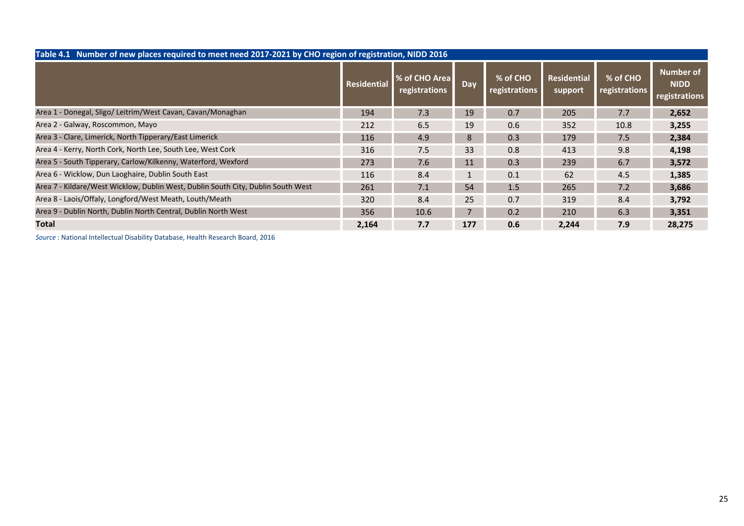**Table 4.1 Number of new places required to meet need 2017-2021 by CHO region of registration, NIDD 2016**

| | Residential | % of CHO Area registrations | Day | % of CHO registrations | Residential support | % of CHO registrations | Number of NIDD registrations |
|---|---|---|---|---|---|---|---|
| Area 1 - Donegal, Sligo/ Leitrim/West Cavan, Cavan/Monaghan | 194 | 7.3 | 19 | 0.7 | 205 | 7.7 | **2,652** |
| Area 2 - Galway, Roscommon, Mayo | 212 | 6.5 | 19 | 0.6 | 352 | 10.8 | **3,255** |
| Area 3 - Clare, Limerick, North Tipperary/East Limerick | 116 | 4.9 | 8 | 0.3 | 179 | 7.5 | **2,384** |
| Area 4 - Kerry, North Cork, North Lee, South Lee, West Cork | 316 | 7.5 | 33 | 0.8 | 413 | 9.8 | **4,198** |
| Area 5 - South Tipperary, Carlow/Kilkenny, Waterford, Wexford | 273 | 7.6 | 11 | 0.3 | 239 | 6.7 | **3,572** |
| Area 6 - Wicklow, Dun Laoghaire, Dublin South East | 116 | 8.4 | 1 | 0.1 | 62 | 4.5 | **1,385** |
| Area 7 - Kildare/West Wicklow, Dublin West, Dublin South City, Dublin South West | 261 | 7.1 | 54 | 1.5 | 265 | 7.2 | **3,686** |
| Area 8 - Laois/Offaly, Longford/West Meath, Louth/Meath | 320 | 8.4 | 25 | 0.7 | 319 | 8.4 | **3,792** |
| Area 9 - Dublin North, Dublin North Central, Dublin North West | 356 | 10.6 | 7 | 0.2 | 210 | 6.3 | **3,351** |
| **Total** | **2,164** | **7.7** | **177** | **0.6** | **2,244** | **7.9** | **28,275** |

*Source* : National Intellectual Disability Database, Health Research Board, 2016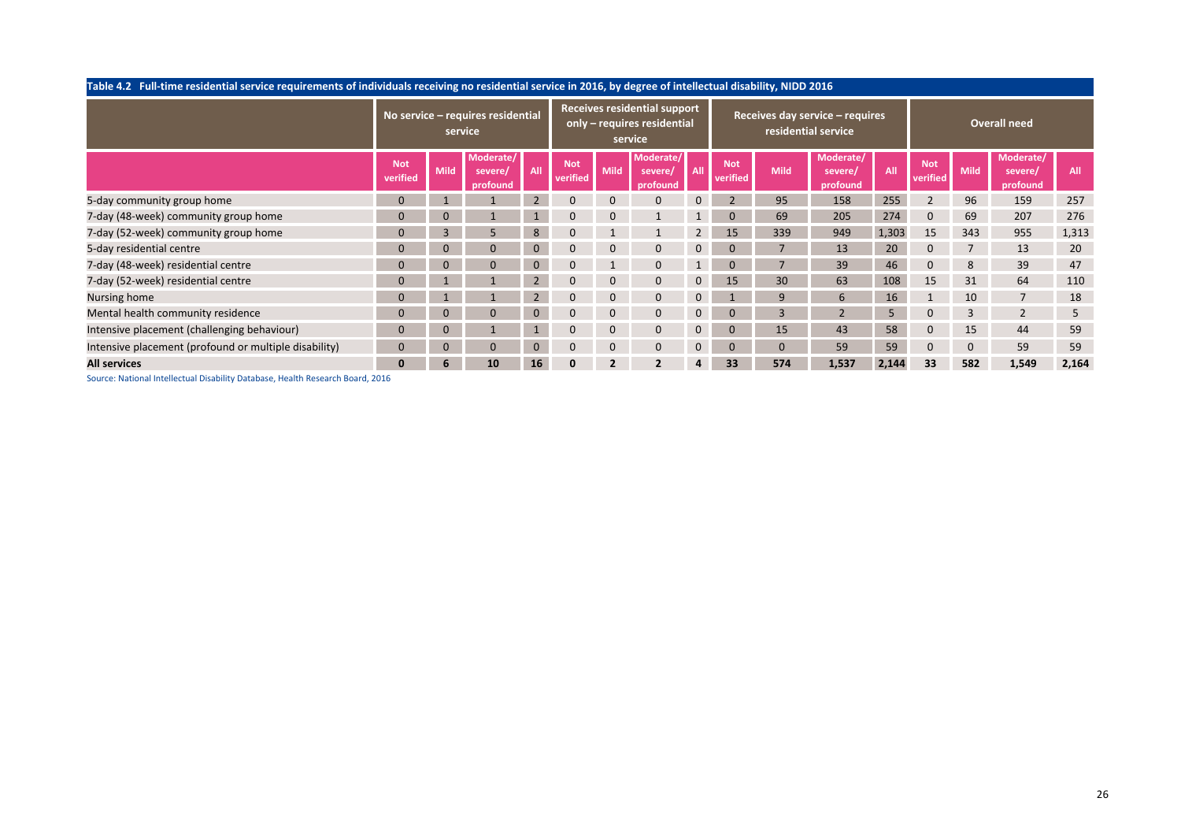**Table 4.2 Full-time residential service requirements of individuals receiving no residential service in 2016, by degree of intellectual disability, NIDD 2016**

| | No service – requires residential service | | | | Receives residential support only – requires residential service | | | | Receives day service – requires residential service | | | | Overall need | | | |
|---|---|---|---|---|---|---|---|---|---|---|---|---|---|---|---|---|
| | Not verified | Mild | Moderate/ severe/ profound | All | Not verified | Mild | Moderate/ severe/ profound | All | Not verified | Mild | Moderate/ severe/ profound | All | Not verified | Mild | Moderate/ severe/ profound | All |
| 5-day community group home | 0 | 1 | 1 | 2 | 0 | 0 | 0 | 0 | 2 | 95 | 158 | 255 | 2 | 96 | 159 | 257 |
| 7-day (48-week) community group home | 0 | 0 | 1 | 1 | 0 | 0 | 1 | 1 | 0 | 69 | 205 | 274 | 0 | 69 | 207 | 276 |
| 7-day (52-week) community group home | 0 | 3 | 5 | 8 | 0 | 1 | 1 | 2 | 15 | 339 | 949 | 1,303 | 15 | 343 | 955 | 1,313 |
| 5-day residential centre | 0 | 0 | 0 | 0 | 0 | 0 | 0 | 0 | 0 | 7 | 13 | 20 | 0 | 7 | 13 | 20 |
| 7-day (48-week) residential centre | 0 | 0 | 0 | 0 | 0 | 1 | 0 | 1 | 0 | 7 | 39 | 46 | 0 | 8 | 39 | 47 |
| 7-day (52-week) residential centre | 0 | 1 | 1 | 2 | 0 | 0 | 0 | 0 | 15 | 30 | 63 | 108 | 15 | 31 | 64 | 110 |
| Nursing home | 0 | 1 | 1 | 2 | 0 | 0 | 0 | 0 | 1 | 9 | 6 | 16 | 1 | 10 | 7 | 18 |
| Mental health community residence | 0 | 0 | 0 | 0 | 0 | 0 | 0 | 0 | 0 | 3 | 2 | 5 | 0 | 3 | 2 | 5 |
| Intensive placement (challenging behaviour) | 0 | 0 | 1 | 1 | 0 | 0 | 0 | 0 | 0 | 15 | 43 | 58 | 0 | 15 | 44 | 59 |
| Intensive placement (profound or multiple disability) | 0 | 0 | 0 | 0 | 0 | 0 | 0 | 0 | 0 | 0 | 59 | 59 | 0 | 0 | 59 | 59 |
| **All services** | **0** | **6** | **10** | **16** | **0** | **2** | **2** | **4** | **33** | **574** | **1,537** | **2,144** | **33** | **582** | **1,549** | **2,164** |

Source: National Intellectual Disability Database, Health Research Board, 2016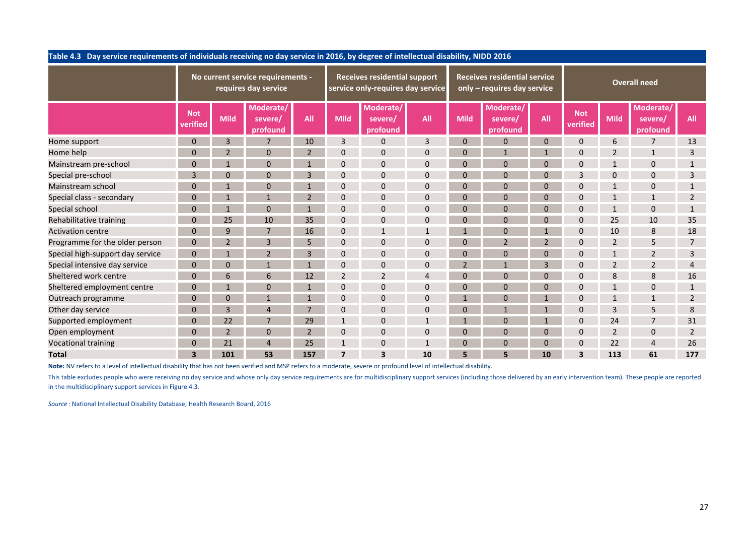**Table 4.3 Day service requirements of individuals receiving no day service in 2016, by degree of intellectual disability, NIDD 2016**

| | No current service requirements - requires day service | | | | Receives residential support service only-requires day service | | | Receives residential service only – requires day service | | | Overall need | | | |
|---|---|---|---|---|---|---|---|---|---|---|---|---|---|---|
| | Not verified | Mild | Moderate/ severe/ profound | All | Mild | Moderate/ severe/ profound | All | Mild | Moderate/ severe/ profound | All | Not verified | Mild | Moderate/ severe/ profound | All |
| Home support | 0 | 3 | 7 | 10 | 3 | 0 | 3 | 0 | 0 | 0 | 0 | 6 | 7 | 13 |
| Home help | 0 | 2 | 0 | 2 | 0 | 0 | 0 | 0 | 1 | 1 | 0 | 2 | 1 | 3 |
| Mainstream pre-school | 0 | 1 | 0 | 1 | 0 | 0 | 0 | 0 | 0 | 0 | 0 | 1 | 0 | 1 |
| Special pre-school | 3 | 0 | 0 | 3 | 0 | 0 | 0 | 0 | 0 | 0 | 3 | 0 | 0 | 3 |
| Mainstream school | 0 | 1 | 0 | 1 | 0 | 0 | 0 | 0 | 0 | 0 | 0 | 1 | 0 | 1 |
| Special class - secondary | 0 | 1 | 1 | 2 | 0 | 0 | 0 | 0 | 0 | 0 | 0 | 1 | 1 | 2 |
| Special school | 0 | 1 | 0 | 1 | 0 | 0 | 0 | 0 | 0 | 0 | 0 | 1 | 0 | 1 |
| Rehabilitative training | 0 | 25 | 10 | 35 | 0 | 0 | 0 | 0 | 0 | 0 | 0 | 25 | 10 | 35 |
| Activation centre | 0 | 9 | 7 | 16 | 0 | 1 | 1 | 1 | 0 | 1 | 0 | 10 | 8 | 18 |
| Programme for the older person | 0 | 2 | 3 | 5 | 0 | 0 | 0 | 0 | 2 | 2 | 0 | 2 | 5 | 7 |
| Special high-support day service | 0 | 1 | 2 | 3 | 0 | 0 | 0 | 0 | 0 | 0 | 0 | 1 | 2 | 3 |
| Special intensive day service | 0 | 0 | 1 | 1 | 0 | 0 | 0 | 2 | 1 | 3 | 0 | 2 | 2 | 4 |
| Sheltered work centre | 0 | 6 | 6 | 12 | 2 | 2 | 4 | 0 | 0 | 0 | 0 | 8 | 8 | 16 |
| Sheltered employment centre | 0 | 1 | 0 | 1 | 0 | 0 | 0 | 0 | 0 | 0 | 0 | 1 | 0 | 1 |
| Outreach programme | 0 | 0 | 1 | 1 | 0 | 0 | 0 | 1 | 0 | 1 | 0 | 1 | 1 | 2 |
| Other day service | 0 | 3 | 4 | 7 | 0 | 0 | 0 | 0 | 1 | 1 | 0 | 3 | 5 | 8 |
| Supported employment | 0 | 22 | 7 | 29 | 1 | 0 | 1 | 1 | 0 | 1 | 0 | 24 | 7 | 31 |
| Open employment | 0 | 2 | 0 | 2 | 0 | 0 | 0 | 0 | 0 | 0 | 0 | 2 | 0 | 2 |
| Vocational training | 0 | 21 | 4 | 25 | 1 | 0 | 1 | 0 | 0 | 0 | 0 | 22 | 4 | 26 |
| **Total** | **3** | **101** | **53** | **157** | **7** | **3** | **10** | **5** | **5** | **10** | **3** | **113** | **61** | **177** |

**Note:** NV refers to a level of intellectual disability that has not been verified and MSP refers to a moderate, severe or profound level of intellectual disability.

This table excludes people who were receiving no day service and whose only day service requirements are for multidisciplinary support services (including those delivered by an early intervention team). These people are reported in the multidisciplinary support services in Figure 4.3.

*Source* : National Intellectual Disability Database, Health Research Board, 2016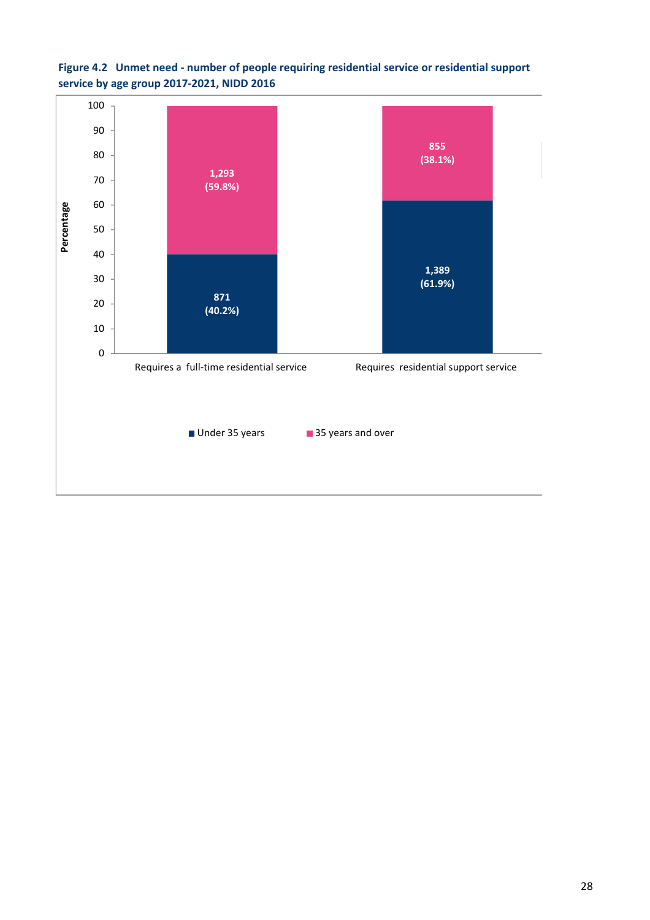**Figure 4.2 Unmet need - number of people requiring residential service or residential support service by age group 2017-2021, NIDD 2016**

| | Under 35 years | 35 years and over |
|---|---|---|
| Requires a full-time residential service | 871 (40.2%) | 1,293 (59.8%) |
| Requires residential support service | 1,389 (61.9%) | 855 (38.1%) |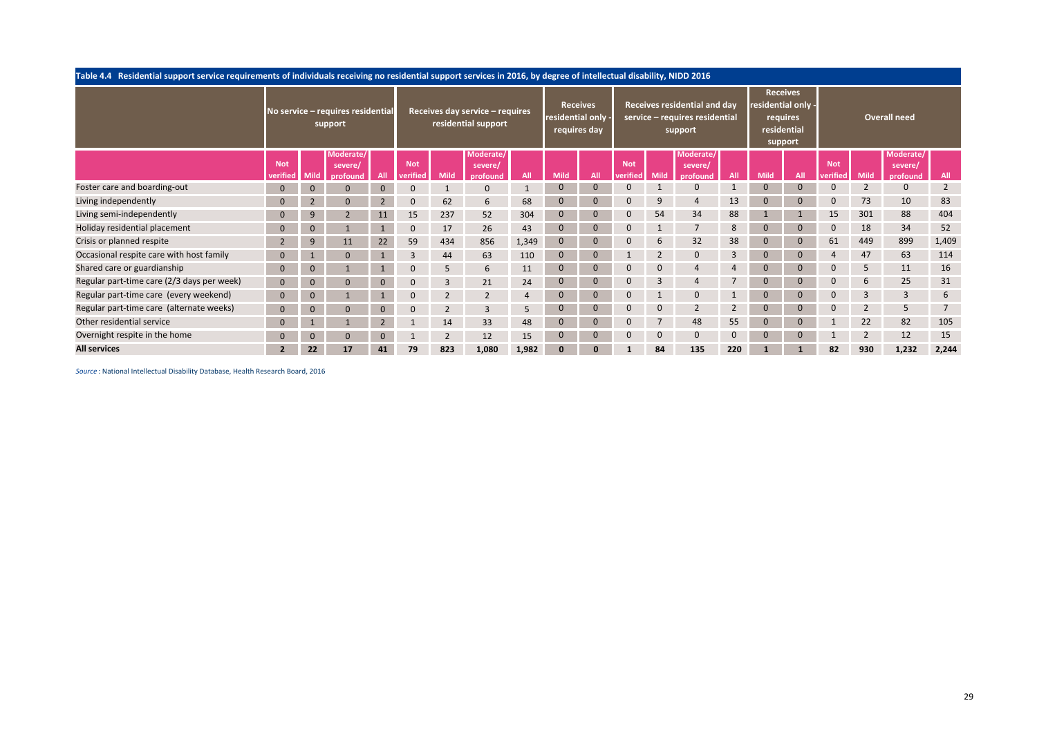**Table 4.4 Residential support service requirements of individuals receiving no residential support services in 2016, by degree of intellectual disability, NIDD 2016**

| | No service – requires residential support | | | | Receives day service – requires residential support | | | | Receives residential only - requires day | | Receives residential and day service – requires residential support | | | | Receives residential only - requires residential support | | Overall need | | | |
|---|---|---|---|---|---|---|---|---|---|---|---|---|---|---|---|---|---|---|---|---|
| | Not verified | Mild | Moderate/ severe/ profound | All | Not verified | Mild | Moderate/ severe/ profound | All | Mild | All | Not verified | Mild | Moderate/ severe/ profound | All | Mild | All | Not verified | Mild | Moderate/ severe/ profound | All |
| Foster care and boarding-out | 0 | 0 | 0 | 0 | 0 | 1 | 0 | 1 | 0 | 0 | 0 | 1 | 0 | 1 | 0 | 0 | 0 | 2 | 0 | 2 |
| Living independently | 0 | 2 | 0 | 2 | 0 | 62 | 6 | 68 | 0 | 0 | 0 | 9 | 4 | 13 | 0 | 0 | 0 | 73 | 10 | 83 |
| Living semi-independently | 0 | 9 | 2 | 11 | 15 | 237 | 52 | 304 | 0 | 0 | 0 | 54 | 34 | 88 | 1 | 1 | 15 | 301 | 88 | 404 |
| Holiday residential placement | 0 | 0 | 1 | 1 | 0 | 17 | 26 | 43 | 0 | 0 | 0 | 1 | 7 | 8 | 0 | 0 | 0 | 18 | 34 | 52 |
| Crisis or planned respite | 2 | 9 | 11 | 22 | 59 | 434 | 856 | 1,349 | 0 | 0 | 0 | 6 | 32 | 38 | 0 | 0 | 61 | 449 | 899 | 1,409 |
| Occasional respite care with host family | 0 | 1 | 0 | 1 | 3 | 44 | 63 | 110 | 0 | 0 | 1 | 2 | 0 | 3 | 0 | 0 | 4 | 47 | 63 | 114 |
| Shared care or guardianship | 0 | 0 | 1 | 1 | 0 | 5 | 6 | 11 | 0 | 0 | 0 | 0 | 4 | 4 | 0 | 0 | 0 | 5 | 11 | 16 |
| Regular part-time care (2/3 days per week) | 0 | 0 | 0 | 0 | 0 | 3 | 21 | 24 | 0 | 0 | 0 | 3 | 4 | 7 | 0 | 0 | 0 | 6 | 25 | 31 |
| Regular part-time care (every weekend) | 0 | 0 | 1 | 1 | 0 | 2 | 2 | 4 | 0 | 0 | 0 | 1 | 0 | 1 | 0 | 0 | 0 | 3 | 3 | 6 |
| Regular part-time care (alternate weeks) | 0 | 0 | 0 | 0 | 0 | 2 | 3 | 5 | 0 | 0 | 0 | 0 | 2 | 2 | 0 | 0 | 0 | 2 | 5 | 7 |
| Other residential service | 0 | 1 | 1 | 2 | 1 | 14 | 33 | 48 | 0 | 0 | 0 | 7 | 48 | 55 | 0 | 0 | 1 | 22 | 82 | 105 |
| Overnight respite in the home | 0 | 0 | 0 | 0 | 1 | 2 | 12 | 15 | 0 | 0 | 0 | 0 | 0 | 0 | 0 | 0 | 1 | 2 | 12 | 15 |
| **All services** | **2** | **22** | **17** | **41** | **79** | **823** | **1,080** | **1,982** | **0** | **0** | **1** | **84** | **135** | **220** | **1** | **1** | **82** | **930** | **1,232** | **2,244** |

*Source*: National Intellectual Disability Database, Health Research Board, 2016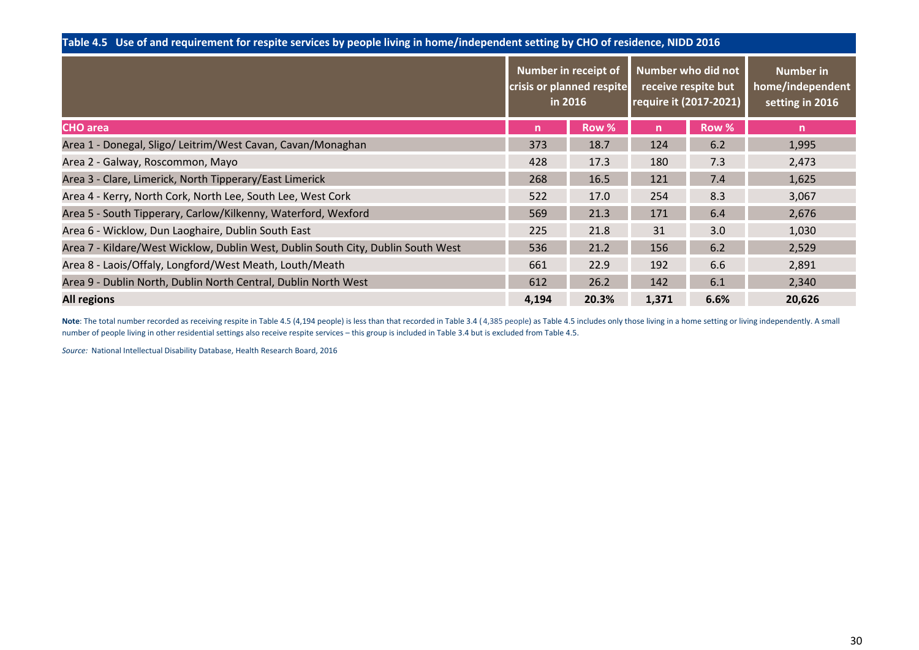**Table 4.5 Use of and requirement for respite services by people living in home/independent setting by CHO of residence, NIDD 2016**

| | Number in receipt of crisis or planned respite in 2016 | | Number who did not receive respite but require it (2017-2021) | | Number in home/independent setting in 2016 |
|---|---|---|---|---|---|
| **CHO area** | **n** | **Row %** | **n** | **Row %** | **n** |
| Area 1 - Donegal, Sligo/ Leitrim/West Cavan, Cavan/Monaghan | 373 | 18.7 | 124 | 6.2 | 1,995 |
| Area 2 - Galway, Roscommon, Mayo | 428 | 17.3 | 180 | 7.3 | 2,473 |
| Area 3 - Clare, Limerick, North Tipperary/East Limerick | 268 | 16.5 | 121 | 7.4 | 1,625 |
| Area 4 - Kerry, North Cork, North Lee, South Lee, West Cork | 522 | 17.0 | 254 | 8.3 | 3,067 |
| Area 5 - South Tipperary, Carlow/Kilkenny, Waterford, Wexford | 569 | 21.3 | 171 | 6.4 | 2,676 |
| Area 6 - Wicklow, Dun Laoghaire, Dublin South East | 225 | 21.8 | 31 | 3.0 | 1,030 |
| Area 7 - Kildare/West Wicklow, Dublin West, Dublin South City, Dublin South West | 536 | 21.2 | 156 | 6.2 | 2,529 |
| Area 8 - Laois/Offaly, Longford/West Meath, Louth/Meath | 661 | 22.9 | 192 | 6.6 | 2,891 |
| Area 9 - Dublin North, Dublin North Central, Dublin North West | 612 | 26.2 | 142 | 6.1 | 2,340 |
| **All regions** | **4,194** | **20.3%** | **1,371** | **6.6%** | **20,626** |

**Note**: The total number recorded as receiving respite in Table 4.5 (4,194 people) is less than that recorded in Table 3.4 (4,385 people) as Table 4.5 includes only those living in a home setting or living independently. A small number of people living in other residential settings also receive respite services – this group is included in Table 3.4 but is excluded from Table 4.5.

*Source:* National Intellectual Disability Database, Health Research Board, 2016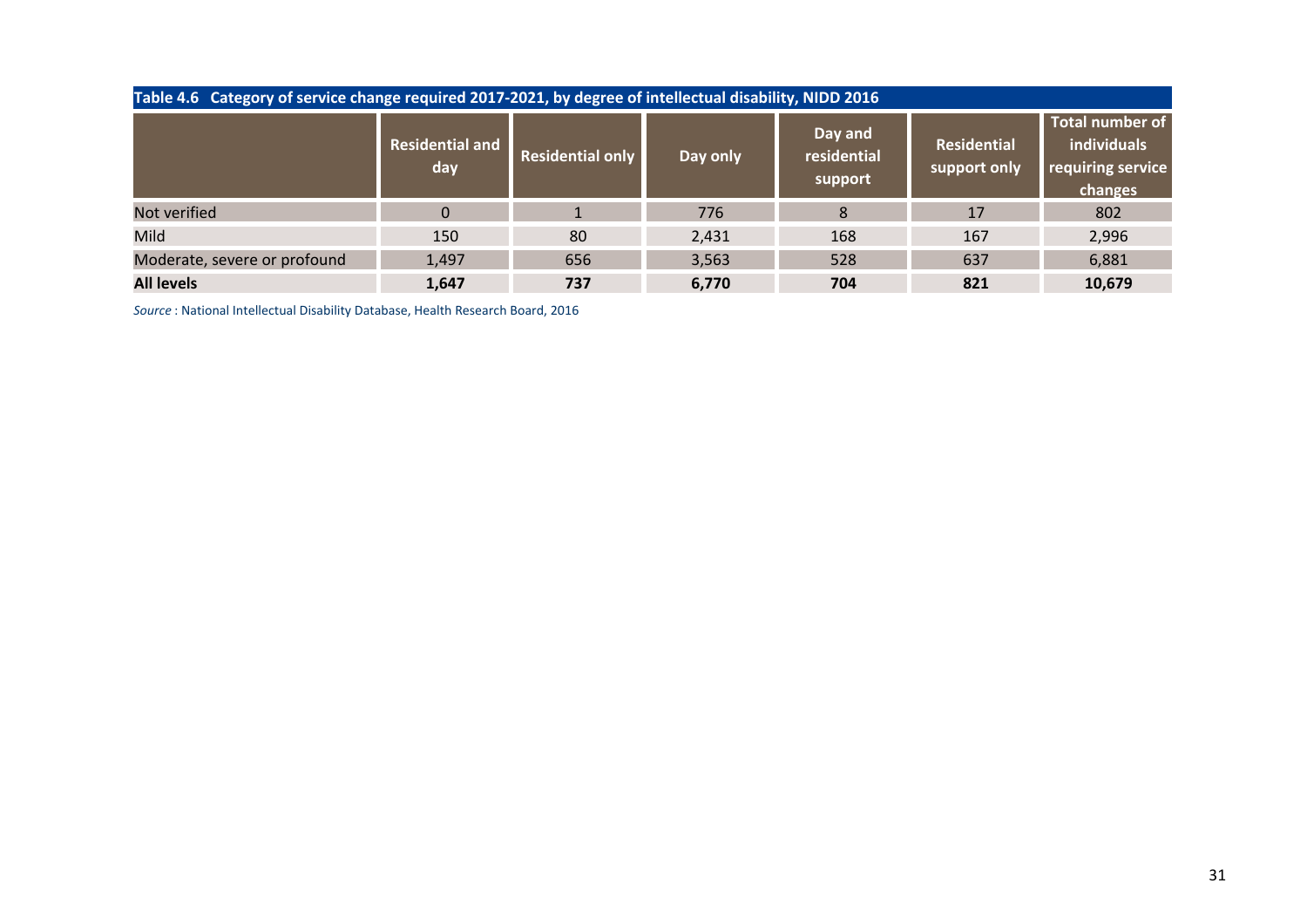**Table 4.6 Category of service change required 2017-2021, by degree of intellectual disability, NIDD 2016**

| | Residential and day | Residential only | Day only | Day and residential support | Residential support only | Total number of individuals requiring service changes |
|---|---|---|---|---|---|---|
| Not verified | 0 | 1 | 776 | 8 | 17 | 802 |
| Mild | 150 | 80 | 2,431 | 168 | 167 | 2,996 |
| Moderate, severe or profound | 1,497 | 656 | 3,563 | 528 | 637 | 6,881 |
| **All levels** | **1,647** | **737** | **6,770** | **704** | **821** | **10,679** |

*Source* : National Intellectual Disability Database, Health Research Board, 2016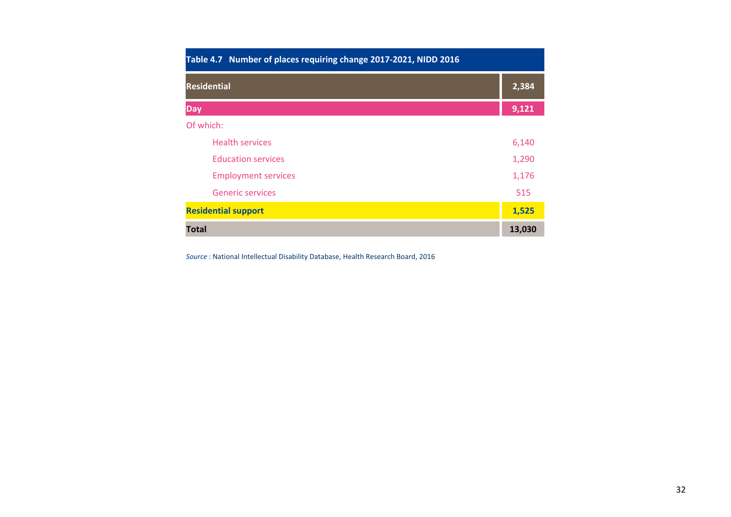**Table 4.7 Number of places requiring change 2017-2021, NIDD 2016**

| | |
|---|---|
| **Residential** | **2,384** |
| **Day** | **9,121** |
| Of which: | |
| Health services | 6,140 |
| Education services | 1,290 |
| Employment services | 1,176 |
| Generic services | 515 |
| **Residential support** | **1,525** |
| **Total** | **13,030** |

*Source* : National Intellectual Disability Database, Health Research Board, 2016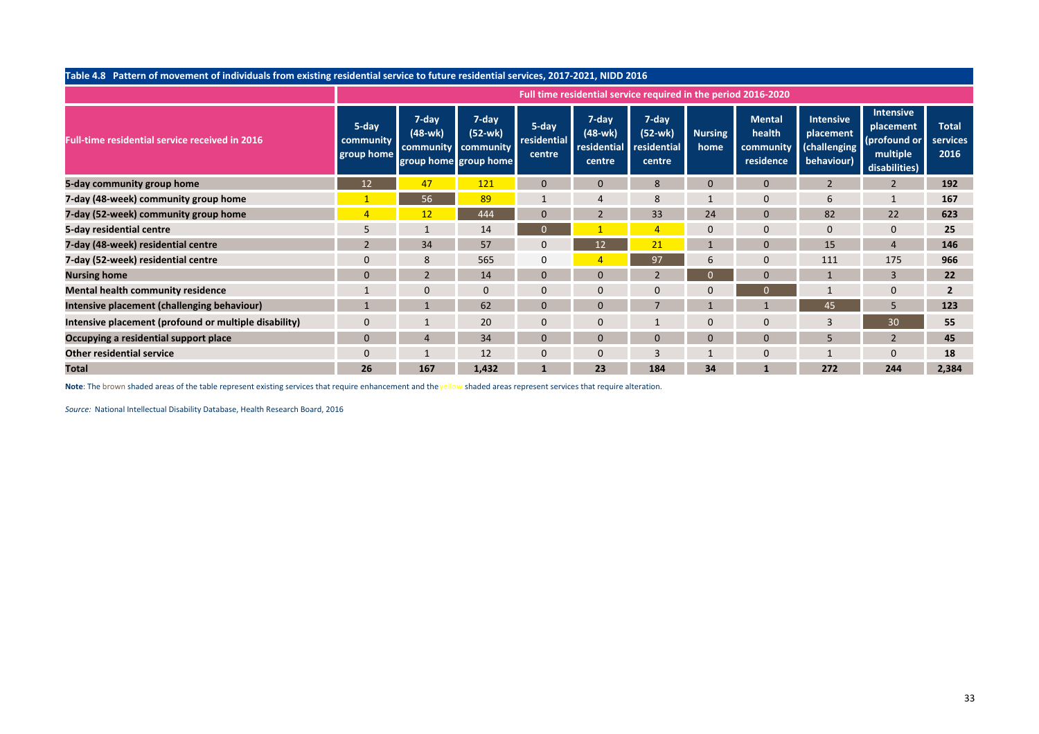**Table 4.8 Pattern of movement of individuals from existing residential service to future residential services, 2017-2021, NIDD 2016**

| Full-time residential service received in 2016 | Full time residential service required in the period 2016-2020 | | | | | | | | | | |
|---|---|---|---|---|---|---|---|---|---|---|---|
| | 5-day community group home | 7-day (48-wk) community group home | 7-day (52-wk) community group home | 5-day residential centre | 7-day (48-wk) residential centre | 7-day (52-wk) residential centre | Nursing home | Mental health community residence | Intensive placement (challenging behaviour) | Intensive placement (profound or multiple disabilities) | Total services 2016 |
| **5-day community group home** | 12 | 47 | 121 | 0 | 0 | 8 | 0 | 0 | 2 | 2 | **192** |
| **7-day (48-week) community group home** | 1 | 56 | 89 | 1 | 4 | 8 | 1 | 0 | 6 | 1 | **167** |
| **7-day (52-week) community group home** | 4 | 12 | 444 | 0 | 2 | 33 | 24 | 0 | 82 | 22 | **623** |
| **5-day residential centre** | 5 | 1 | 14 | 0 | 1 | 4 | 0 | 0 | 0 | 0 | **25** |
| **7-day (48-week) residential centre** | 2 | 34 | 57 | 0 | 12 | 21 | 1 | 0 | 15 | 4 | **146** |
| **7-day (52-week) residential centre** | 0 | 8 | 565 | 0 | 4 | 97 | 6 | 0 | 111 | 175 | **966** |
| **Nursing home** | 0 | 2 | 14 | 0 | 0 | 2 | 0 | 0 | 1 | 3 | **22** |
| **Mental health community residence** | 1 | 0 | 0 | 0 | 0 | 0 | 0 | 0 | 1 | 0 | **2** |
| **Intensive placement (challenging behaviour)** | 1 | 1 | 62 | 0 | 0 | 7 | 1 | 1 | 45 | 5 | **123** |
| **Intensive placement (profound or multiple disability)** | 0 | 1 | 20 | 0 | 0 | 1 | 0 | 0 | 3 | 30 | **55** |
| **Occupying a residential support place** | 0 | 4 | 34 | 0 | 0 | 0 | 0 | 0 | 5 | 2 | **45** |
| **Other residential service** | 0 | 1 | 12 | 0 | 0 | 3 | 1 | 0 | 1 | 0 | **18** |
| **Total** | **26** | **167** | **1,432** | **1** | **23** | **184** | **34** | **1** | **272** | **244** | **2,384** |

**Note**: The brown shaded areas of the table represent existing services that require enhancement and the yellow shaded areas represent services that require alteration.

*Source:* National Intellectual Disability Database, Health Research Board, 2016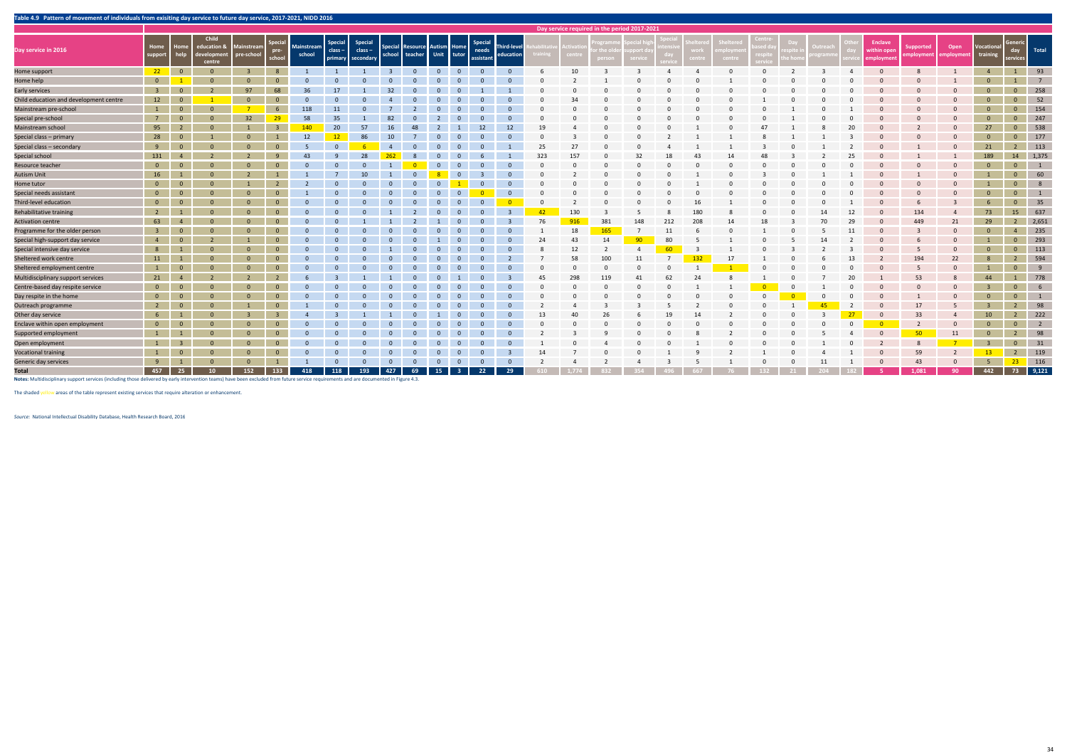## Table 4.9 Pattern of movement of individuals from exisiting day service to future day service, 2017-2021, NIDD 2016

| Day service in 2016 | Day service required in the period 2017-2021 | | | | | | | | | | | | | | | | | | | | | | | | | | | | | | | | | |
|---|---|---|---|---|---|---|---|---|---|---|---|---|---|---|---|---|---|---|---|---|---|---|---|---|---|---|---|---|---|---|---|---|---|---|
| | Home support | Home help | Child education & development centre | Mainstream pre-school | Special pre-school | Mainstream school | Special class – primary | Special class – secondary | Special school | Resource teacher | Autism Unit | Home tutor | Special needs assistant | Third-level education | Rehabilitative training | Activation centre | Programme for the older person | Special high-support day service | Special intensive day service | Sheltered work centre | Sheltered employment centre | Centre-based day respite service | Day respite in the home | Outreach programme | Other day service | Enclave within open employment | Supported employment | Open employment | Vocational training | Generic day services | Total |
| Home support | 22 | 0 | 0 | 3 | 8 | 1 | 1 | 1 | 3 | 0 | 0 | 0 | 0 | 0 | 6 | 10 | 3 | 3 | 4 | 4 | 0 | 0 | 2 | 3 | 4 | 0 | 8 | 1 | 4 | 1 | 93 |
| Home help | 0 | 1 | 0 | 0 | 0 | 0 | 0 | 0 | 0 | 0 | 0 | 0 | 0 | 0 | 0 | 2 | 1 | 0 | 0 | 0 | 1 | 0 | 0 | 0 | 0 | 0 | 0 | 1 | 0 | 1 | 7 |
| Early services | 3 | 0 | 2 | 97 | 68 | 36 | 17 | 1 | 32 | 0 | 0 | 0 | 1 | 1 | 0 | 0 | 0 | 0 | 0 | 0 | 0 | 0 | 0 | 0 | 0 | 0 | 0 | 0 | 0 | 0 | 258 |
| Child education and development centre | 12 | 0 | 1 | 0 | 0 | 0 | 0 | 0 | 4 | 0 | 0 | 0 | 0 | 0 | 0 | 34 | 0 | 0 | 0 | 0 | 0 | 1 | 0 | 0 | 0 | 0 | 0 | 0 | 0 | 0 | 52 |
| Mainstream pre-school | 1 | 0 | 0 | 7 | 6 | 118 | 11 | 0 | 7 | 2 | 0 | 0 | 0 | 0 | 0 | 0 | 0 | 0 | 0 | 0 | 0 | 0 | 1 | 0 | 1 | 0 | 0 | 0 | 0 | 0 | 154 |
| Special pre-school | 7 | 0 | 0 | 32 | 29 | 58 | 35 | 1 | 82 | 0 | 2 | 0 | 0 | 0 | 0 | 0 | 0 | 0 | 0 | 0 | 0 | 0 | 1 | 0 | 0 | 0 | 0 | 0 | 0 | 0 | 247 |
| Mainstream school | 95 | 2 | 0 | 1 | 3 | 140 | 20 | 57 | 16 | 48 | 2 | 1 | 12 | 12 | 19 | 4 | 0 | 0 | 0 | 1 | 0 | 47 | 1 | 8 | 20 | 0 | 2 | 0 | 27 | 0 | 538 |
| Special class – primary | 28 | 0 | 1 | 0 | 1 | 12 | 12 | 86 | 10 | 7 | 0 | 0 | 0 | 0 | 0 | 3 | 0 | 0 | 2 | 1 | 1 | 8 | 1 | 1 | 3 | 0 | 0 | 0 | 0 | 0 | 177 |
| Special class – secondary | 9 | 0 | 0 | 0 | 0 | 5 | 0 | 6 | 4 | 0 | 0 | 0 | 0 | 1 | 25 | 27 | 0 | 0 | 4 | 1 | 1 | 3 | 0 | 1 | 2 | 0 | 1 | 0 | 21 | 2 | 113 |
| Special school | 131 | 4 | 2 | 2 | 9 | 43 | 9 | 28 | 262 | 8 | 0 | 0 | 6 | 1 | 323 | 157 | 0 | 32 | 18 | 43 | 14 | 48 | 3 | 2 | 25 | 0 | 1 | 1 | 189 | 14 | 1,375 |
| Resource teacher | 0 | 0 | 0 | 0 | 0 | 0 | 0 | 0 | 1 | 0 | 0 | 0 | 0 | 0 | 0 | 0 | 0 | 0 | 0 | 0 | 0 | 0 | 0 | 0 | 0 | 0 | 0 | 0 | 0 | 0 | 1 |
| Autism Unit | 16 | 1 | 0 | 2 | 1 | 1 | 7 | 10 | 1 | 0 | 8 | 0 | 3 | 0 | 0 | 2 | 0 | 0 | 0 | 1 | 0 | 3 | 0 | 1 | 1 | 0 | 1 | 0 | 1 | 0 | 60 |
| Home tutor | 0 | 0 | 0 | 1 | 2 | 2 | 0 | 0 | 0 | 0 | 0 | 1 | 0 | 0 | 0 | 0 | 0 | 0 | 0 | 1 | 0 | 0 | 0 | 0 | 0 | 0 | 0 | 0 | 1 | 0 | 8 |
| Special needs assistant | 0 | 0 | 0 | 0 | 0 | 1 | 0 | 0 | 0 | 0 | 0 | 0 | 0 | 0 | 0 | 0 | 0 | 0 | 0 | 0 | 0 | 0 | 0 | 0 | 0 | 0 | 0 | 0 | 0 | 0 | 1 |
| Third-level education | 0 | 0 | 0 | 0 | 0 | 0 | 0 | 0 | 0 | 0 | 0 | 0 | 0 | 0 | 0 | 2 | 0 | 0 | 0 | 16 | 1 | 0 | 0 | 0 | 1 | 0 | 6 | 3 | 6 | 0 | 35 |
| Rehabilitative training | 2 | 1 | 0 | 0 | 0 | 0 | 0 | 0 | 1 | 2 | 0 | 0 | 0 | 3 | 42 | 130 | 3 | 5 | 8 | 180 | 8 | 0 | 0 | 14 | 12 | 0 | 134 | 4 | 73 | 15 | 637 |
| Activation centre | 63 | 4 | 0 | 0 | 0 | 0 | 0 | 1 | 1 | 2 | 1 | 0 | 0 | 3 | 76 | 916 | 381 | 148 | 212 | 208 | 14 | 18 | 3 | 70 | 29 | 0 | 449 | 21 | 29 | 2 | 2,651 |
| Programme for the older person | 3 | 0 | 0 | 0 | 0 | 0 | 0 | 0 | 0 | 0 | 0 | 0 | 0 | 0 | 1 | 18 | 165 | 7 | 11 | 6 | 0 | 1 | 0 | 5 | 11 | 0 | 3 | 0 | 0 | 4 | 235 |
| Special high-support day service | 4 | 0 | 2 | 1 | 0 | 0 | 0 | 0 | 0 | 0 | 1 | 0 | 0 | 0 | 24 | 43 | 14 | 90 | 80 | 5 | 1 | 0 | 5 | 14 | 2 | 0 | 6 | 0 | 1 | 0 | 293 |
| Special intensive day service | 8 | 1 | 0 | 0 | 0 | 0 | 0 | 0 | 1 | 0 | 0 | 0 | 0 | 0 | 8 | 12 | 2 | 4 | 60 | 3 | 1 | 0 | 3 | 2 | 3 | 0 | 5 | 0 | 0 | 0 | 113 |
| Sheltered work centre | 11 | 1 | 0 | 0 | 0 | 0 | 0 | 0 | 0 | 0 | 0 | 0 | 0 | 2 | 7 | 58 | 100 | 11 | 7 | 132 | 17 | 1 | 0 | 6 | 13 | 2 | 194 | 22 | 8 | 2 | 594 |
| Sheltered employment centre | 1 | 0 | 0 | 0 | 0 | 0 | 0 | 0 | 0 | 0 | 0 | 0 | 0 | 0 | 0 | 0 | 0 | 0 | 0 | 1 | 1 | 0 | 0 | 0 | 0 | 0 | 5 | 0 | 1 | 0 | 9 |
| Multidisciplinary support services | 21 | 4 | 2 | 2 | 2 | 6 | 3 | 1 | 1 | 0 | 0 | 1 | 0 | 3 | 45 | 298 | 119 | 41 | 62 | 24 | 8 | 1 | 0 | 7 | 20 | 1 | 53 | 8 | 44 | 1 | 778 |
| Centre-based day respite service | 0 | 0 | 0 | 0 | 0 | 0 | 0 | 0 | 0 | 0 | 0 | 0 | 0 | 0 | 0 | 0 | 0 | 0 | 0 | 1 | 1 | 0 | 0 | 1 | 0 | 0 | 0 | 0 | 3 | 0 | 6 |
| Day respite in the home | 0 | 0 | 0 | 0 | 0 | 0 | 0 | 0 | 0 | 0 | 0 | 0 | 0 | 0 | 0 | 0 | 0 | 0 | 0 | 0 | 0 | 0 | 0 | 0 | 0 | 0 | 1 | 0 | 0 | 0 | 1 |
| Outreach programme | 2 | 0 | 0 | 1 | 0 | 1 | 0 | 0 | 0 | 0 | 0 | 0 | 0 | 0 | 2 | 4 | 3 | 3 | 5 | 2 | 0 | 0 | 1 | 45 | 2 | 0 | 17 | 5 | 3 | 2 | 98 |
| Other day service | 6 | 1 | 0 | 3 | 3 | 4 | 3 | 1 | 1 | 0 | 1 | 0 | 0 | 0 | 13 | 40 | 26 | 6 | 19 | 14 | 2 | 0 | 0 | 3 | 27 | 0 | 33 | 4 | 10 | 2 | 222 |
| Enclave within open employment | 0 | 0 | 0 | 0 | 0 | 0 | 0 | 0 | 0 | 0 | 0 | 0 | 0 | 0 | 0 | 0 | 0 | 0 | 0 | 0 | 0 | 0 | 0 | 0 | 0 | 0 | 2 | 0 | 0 | 0 | 2 |
| Supported employment | 1 | 1 | 0 | 0 | 0 | 0 | 0 | 0 | 0 | 0 | 0 | 0 | 0 | 0 | 2 | 3 | 9 | 0 | 0 | 8 | 2 | 0 | 0 | 5 | 4 | 0 | 50 | 11 | 0 | 2 | 98 |
| Open employment | 1 | 3 | 0 | 0 | 0 | 0 | 0 | 0 | 0 | 0 | 0 | 0 | 0 | 0 | 1 | 0 | 4 | 0 | 0 | 1 | 0 | 0 | 0 | 1 | 0 | 2 | 8 | 7 | 3 | 0 | 31 |
| Vocational training | 1 | 0 | 0 | 0 | 0 | 0 | 0 | 0 | 0 | 0 | 0 | 0 | 0 | 3 | 14 | 7 | 0 | 0 | 1 | 9 | 2 | 1 | 0 | 4 | 1 | 0 | 59 | 2 | 13 | 2 | 119 |
| Generic day services | 9 | 1 | 0 | 0 | 1 | 1 | 0 | 0 | 0 | 0 | 0 | 0 | 0 | 0 | 2 | 4 | 2 | 4 | 3 | 5 | 1 | 0 | 0 | 11 | 1 | 0 | 43 | 0 | 5 | 23 | 116 |
| **Total** | **457** | **25** | **10** | **152** | **133** | **418** | **118** | **193** | **427** | **69** | **15** | **3** | **22** | **29** | **610** | **1,774** | **832** | **354** | **496** | **667** | **76** | **132** | **21** | **204** | **182** | **5** | **1,081** | **90** | **442** | **73** | **9,121** |

**Notes:** Multidisciplinary support services (including those delivered by early intervention teams) have been excluded from future service requirements and are documented in Figure 4.3.

The shaded yellow areas of the table represent existing services that require alteration or enhancement.

*Source:* National Intellectual Disability Database, Health Research Board, 2016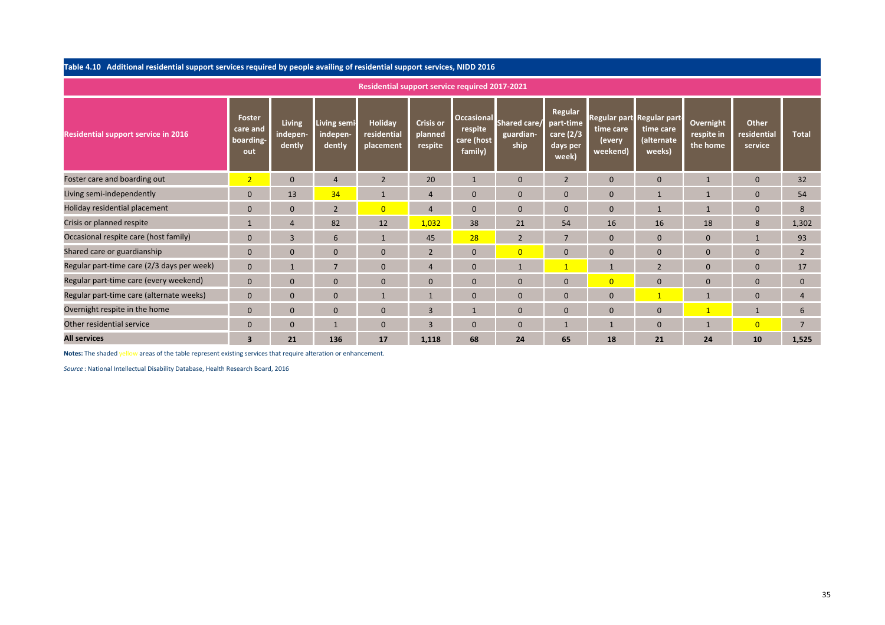**Table 4.10 Additional residential support services required by people availing of residential support services, NIDD 2016**

| Residential support service in 2016 | Residential support service required 2017-2021 | | | | | | | | | | | | |
|---|---|---|---|---|---|---|---|---|---|---|---|---|---|
| | Foster care and boarding-out | Living indepen-dently | Living semi indepen-dently | Holiday residential placement | Crisis or planned respite | Occasional respite care (host family) | Shared care/ guardian-ship | Regular part-time care (2/3 days per week) | Regular part time care (every weekend) | Regular part-time care (alternate weeks) | Overnight respite in the home | Other residential service | Total |
| Foster care and boarding out | 2 | 0 | 4 | 2 | 20 | 1 | 0 | 2 | 0 | 0 | 1 | 0 | 32 |
| Living semi-independently | 0 | 13 | 34 | 1 | 4 | 0 | 0 | 0 | 0 | 1 | 1 | 0 | 54 |
| Holiday residential placement | 0 | 0 | 2 | 0 | 4 | 0 | 0 | 0 | 0 | 1 | 1 | 0 | 8 |
| Crisis or planned respite | 1 | 4 | 82 | 12 | 1,032 | 38 | 21 | 54 | 16 | 16 | 18 | 8 | 1,302 |
| Occasional respite care (host family) | 0 | 3 | 6 | 1 | 45 | 28 | 2 | 7 | 0 | 0 | 0 | 1 | 93 |
| Shared care or guardianship | 0 | 0 | 0 | 0 | 2 | 0 | 0 | 0 | 0 | 0 | 0 | 0 | 2 |
| Regular part-time care (2/3 days per week) | 0 | 1 | 7 | 0 | 4 | 0 | 1 | 1 | 1 | 2 | 0 | 0 | 17 |
| Regular part-time care (every weekend) | 0 | 0 | 0 | 0 | 0 | 0 | 0 | 0 | 0 | 0 | 0 | 0 | 0 |
| Regular part-time care (alternate weeks) | 0 | 0 | 0 | 1 | 1 | 0 | 0 | 0 | 0 | 1 | 1 | 0 | 4 |
| Overnight respite in the home | 0 | 0 | 0 | 0 | 3 | 1 | 0 | 0 | 0 | 0 | 1 | 1 | 6 |
| Other residential service | 0 | 0 | 1 | 0 | 3 | 0 | 0 | 1 | 1 | 0 | 1 | 0 | 7 |
| **All services** | **3** | **21** | **136** | **17** | **1,118** | **68** | **24** | **65** | **18** | **21** | **24** | **10** | **1,525** |

**Notes:** The shaded yellow areas of the table represent existing services that require alteration or enhancement.

*Source* : National Intellectual Disability Database, Health Research Board, 2016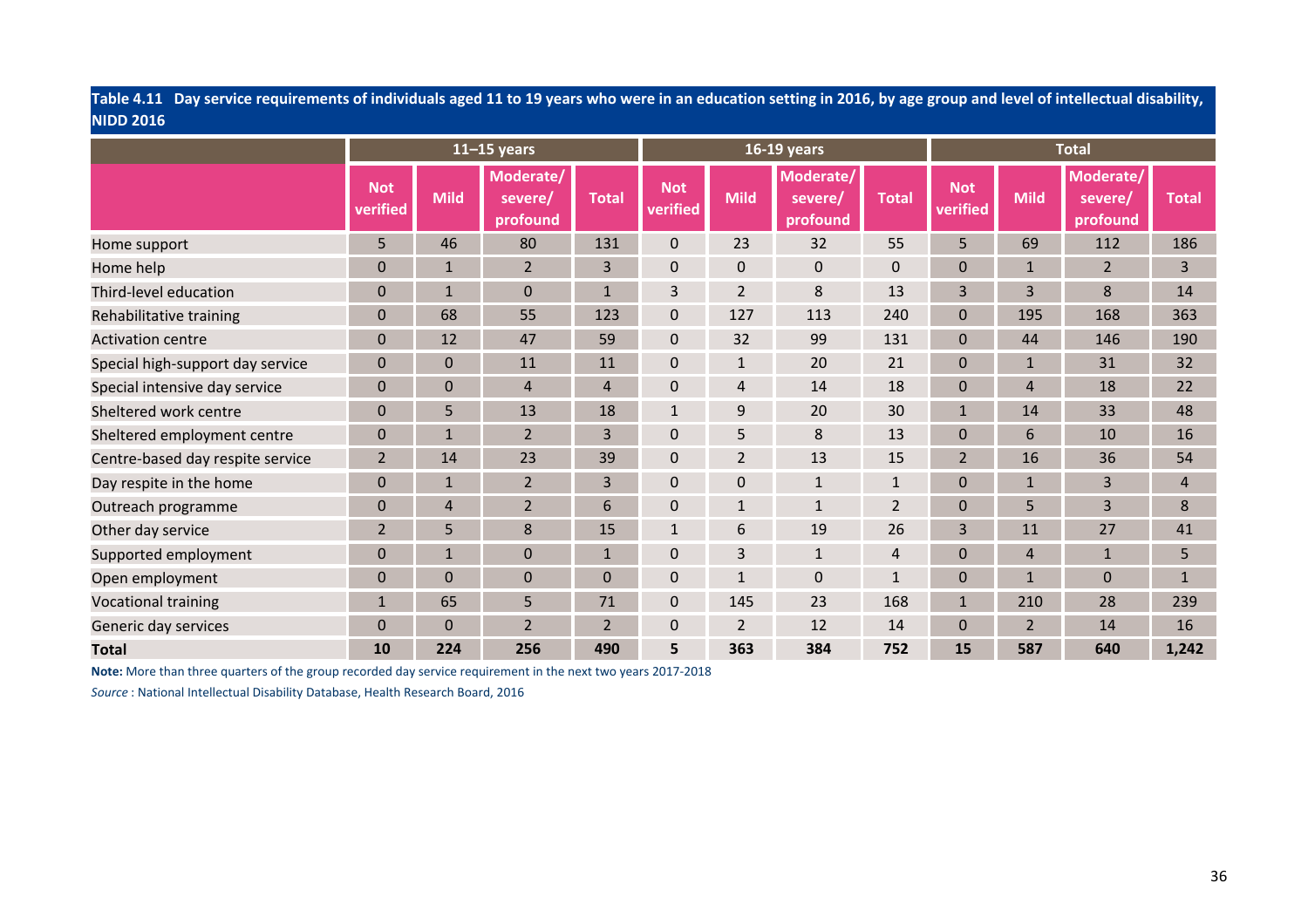**Table 4.11 Day service requirements of individuals aged 11 to 19 years who were in an education setting in 2016, by age group and level of intellectual disability, NIDD 2016**

| | 11–15 years | | | | 16-19 years | | | | Total | | | |
|---|---|---|---|---|---|---|---|---|---|---|---|---|
| | Not verified | Mild | Moderate/ severe/ profound | Total | Not verified | Mild | Moderate/ severe/ profound | Total | Not verified | Mild | Moderate/ severe/ profound | Total |
| Home support | 5 | 46 | 80 | 131 | 0 | 23 | 32 | 55 | 5 | 69 | 112 | 186 |
| Home help | 0 | 1 | 2 | 3 | 0 | 0 | 0 | 0 | 0 | 1 | 2 | 3 |
| Third-level education | 0 | 1 | 0 | 1 | 3 | 2 | 8 | 13 | 3 | 3 | 8 | 14 |
| Rehabilitative training | 0 | 68 | 55 | 123 | 0 | 127 | 113 | 240 | 0 | 195 | 168 | 363 |
| Activation centre | 0 | 12 | 47 | 59 | 0 | 32 | 99 | 131 | 0 | 44 | 146 | 190 |
| Special high-support day service | 0 | 0 | 11 | 11 | 0 | 1 | 20 | 21 | 0 | 1 | 31 | 32 |
| Special intensive day service | 0 | 0 | 4 | 4 | 0 | 4 | 14 | 18 | 0 | 4 | 18 | 22 |
| Sheltered work centre | 0 | 5 | 13 | 18 | 1 | 9 | 20 | 30 | 1 | 14 | 33 | 48 |
| Sheltered employment centre | 0 | 1 | 2 | 3 | 0 | 5 | 8 | 13 | 0 | 6 | 10 | 16 |
| Centre-based day respite service | 2 | 14 | 23 | 39 | 0 | 2 | 13 | 15 | 2 | 16 | 36 | 54 |
| Day respite in the home | 0 | 1 | 2 | 3 | 0 | 0 | 1 | 1 | 0 | 1 | 3 | 4 |
| Outreach programme | 0 | 4 | 2 | 6 | 0 | 1 | 1 | 2 | 0 | 5 | 3 | 8 |
| Other day service | 2 | 5 | 8 | 15 | 1 | 6 | 19 | 26 | 3 | 11 | 27 | 41 |
| Supported employment | 0 | 1 | 0 | 1 | 0 | 3 | 1 | 4 | 0 | 4 | 1 | 5 |
| Open employment | 0 | 0 | 0 | 0 | 0 | 1 | 0 | 1 | 0 | 1 | 0 | 1 |
| Vocational training | 1 | 65 | 5 | 71 | 0 | 145 | 23 | 168 | 1 | 210 | 28 | 239 |
| Generic day services | 0 | 0 | 2 | 2 | 0 | 2 | 12 | 14 | 0 | 2 | 14 | 16 |
| **Total** | **10** | **224** | **256** | **490** | **5** | **363** | **384** | **752** | **15** | **587** | **640** | **1,242** |

**Note:** More than three quarters of the group recorded day service requirement in the next two years 2017-2018

*Source* : National Intellectual Disability Database, Health Research Board, 2016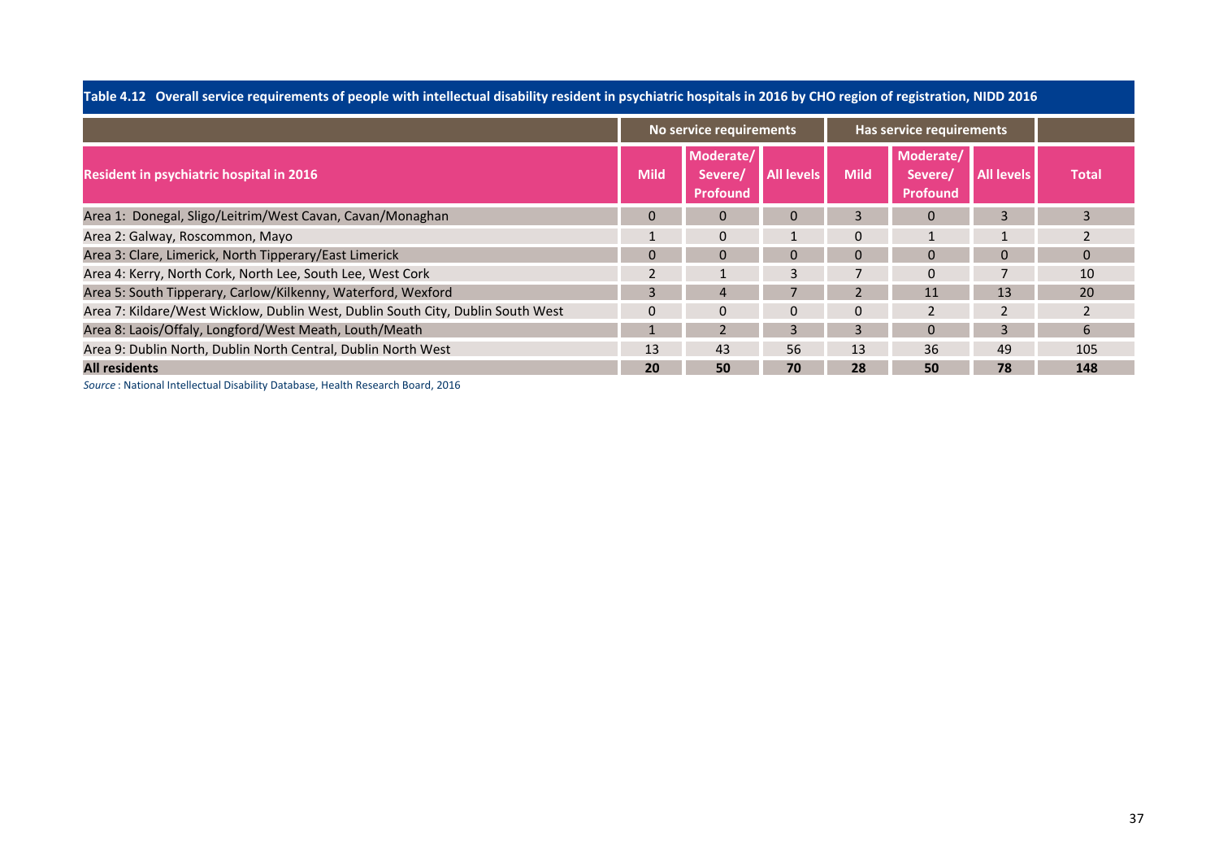**Table 4.12 Overall service requirements of people with intellectual disability resident in psychiatric hospitals in 2016 by CHO region of registration, NIDD 2016**

| | No service requirements | | | Has service requirements | | | |
|---|---|---|---|---|---|---|---|
| **Resident in psychiatric hospital in 2016** | **Mild** | **Moderate/ Severe/ Profound** | **All levels** | **Mild** | **Moderate/ Severe/ Profound** | **All levels** | **Total** |
| Area 1: Donegal, Sligo/Leitrim/West Cavan, Cavan/Monaghan | 0 | 0 | 0 | 3 | 0 | 3 | 3 |
| Area 2: Galway, Roscommon, Mayo | 1 | 0 | 1 | 0 | 1 | 1 | 2 |
| Area 3: Clare, Limerick, North Tipperary/East Limerick | 0 | 0 | 0 | 0 | 0 | 0 | 0 |
| Area 4: Kerry, North Cork, North Lee, South Lee, West Cork | 2 | 1 | 3 | 7 | 0 | 7 | 10 |
| Area 5: South Tipperary, Carlow/Kilkenny, Waterford, Wexford | 3 | 4 | 7 | 2 | 11 | 13 | 20 |
| Area 7: Kildare/West Wicklow, Dublin West, Dublin South City, Dublin South West | 0 | 0 | 0 | 0 | 2 | 2 | 2 |
| Area 8: Laois/Offaly, Longford/West Meath, Louth/Meath | 1 | 2 | 3 | 3 | 0 | 3 | 6 |
| Area 9: Dublin North, Dublin North Central, Dublin North West | 13 | 43 | 56 | 13 | 36 | 49 | 105 |
| **All residents** | **20** | **50** | **70** | **28** | **50** | **78** | **148** |

*Source* : National Intellectual Disability Database, Health Research Board, 2016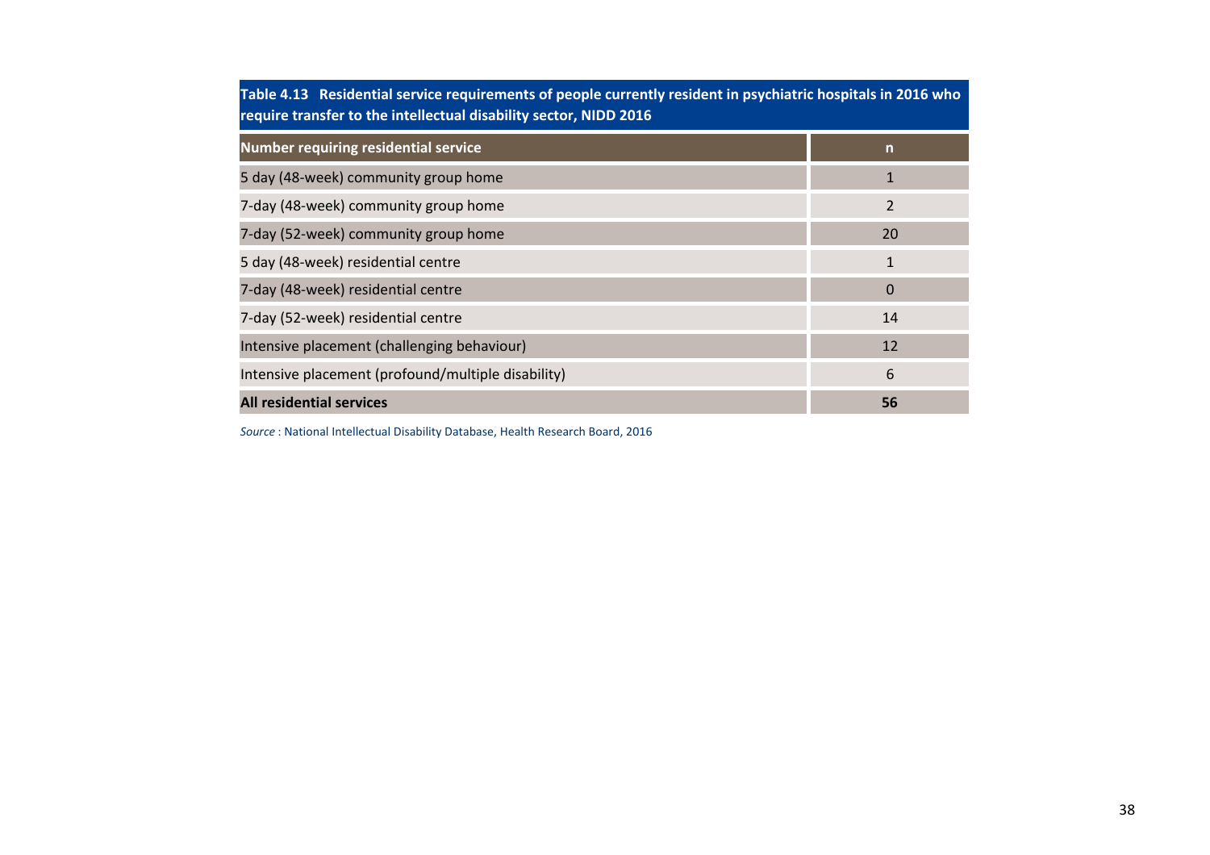**Table 4.13 Residential service requirements of people currently resident in psychiatric hospitals in 2016 who require transfer to the intellectual disability sector, NIDD 2016**

| Number requiring residential service | n |
|---|---|
| 5 day (48-week) community group home | 1 |
| 7-day (48-week) community group home | 2 |
| 7-day (52-week) community group home | 20 |
| 5 day (48-week) residential centre | 1 |
| 7-day (48-week) residential centre | 0 |
| 7-day (52-week) residential centre | 14 |
| Intensive placement (challenging behaviour) | 12 |
| Intensive placement (profound/multiple disability) | 6 |
| **All residential services** | **56** |

*Source* : National Intellectual Disability Database, Health Research Board, 2016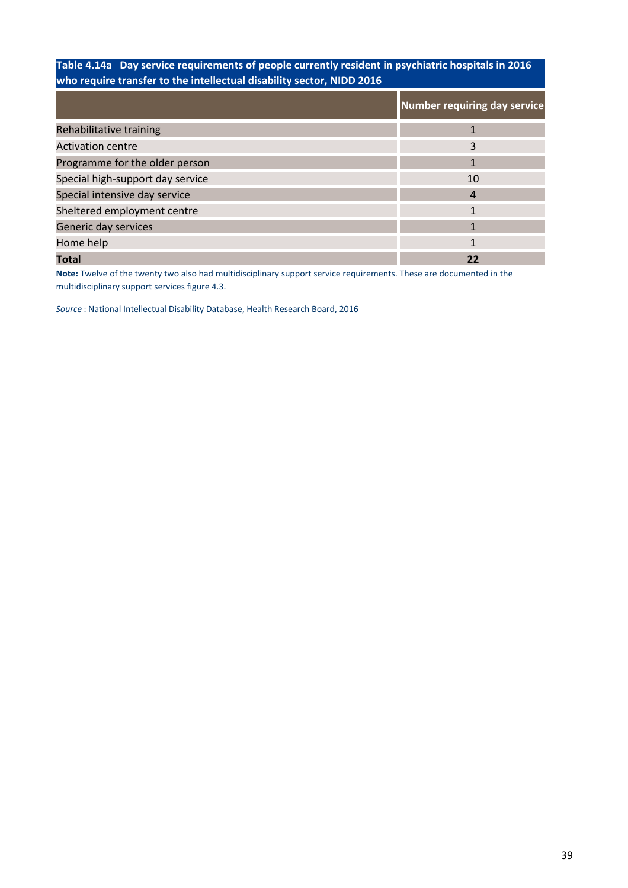**Table 4.14a Day service requirements of people currently resident in psychiatric hospitals in 2016 who require transfer to the intellectual disability sector, NIDD 2016**

| | Number requiring day service |
|---|---|
| Rehabilitative training | 1 |
| Activation centre | 3 |
| Programme for the older person | 1 |
| Special high-support day service | 10 |
| Special intensive day service | 4 |
| Sheltered employment centre | 1 |
| Generic day services | 1 |
| Home help | 1 |
| **Total** | **22** |

**Note:** Twelve of the twenty two also had multidisciplinary support service requirements. These are documented in the multidisciplinary support services figure 4.3.

*Source* : National Intellectual Disability Database, Health Research Board, 2016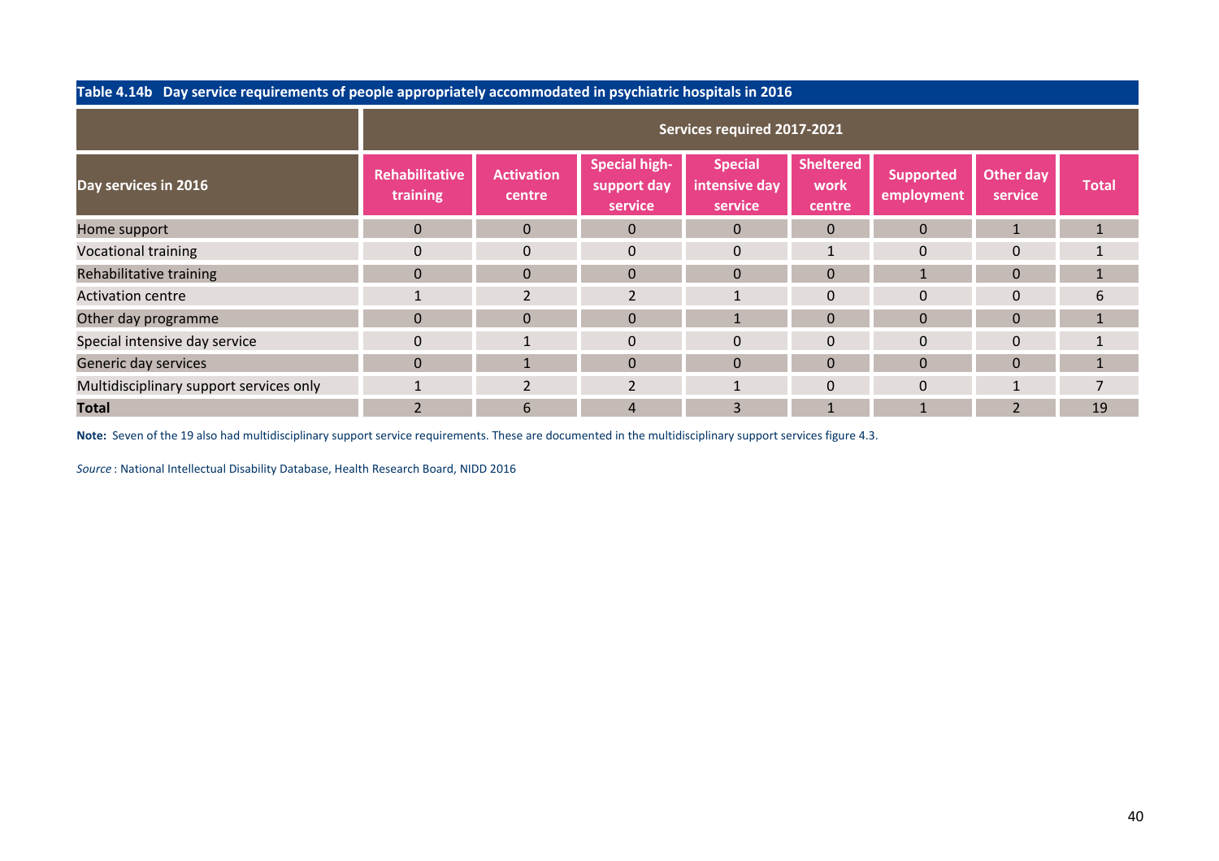**Table 4.14b Day service requirements of people appropriately accommodated in psychiatric hospitals in 2016**

| | Services required 2017-2021 | | | | | | | |
|---|---|---|---|---|---|---|---|---|
| **Day services in 2016** | **Rehabilitative training** | **Activation centre** | **Special high-support day service** | **Special intensive day service** | **Sheltered work centre** | **Supported employment** | **Other day service** | **Total** |
| Home support | 0 | 0 | 0 | 0 | 0 | 0 | 1 | 1 |
| Vocational training | 0 | 0 | 0 | 0 | 1 | 0 | 0 | 1 |
| Rehabilitative training | 0 | 0 | 0 | 0 | 0 | 1 | 0 | 1 |
| Activation centre | 1 | 2 | 2 | 1 | 0 | 0 | 0 | 6 |
| Other day programme | 0 | 0 | 0 | 1 | 0 | 0 | 0 | 1 |
| Special intensive day service | 0 | 1 | 0 | 0 | 0 | 0 | 0 | 1 |
| Generic day services | 0 | 1 | 0 | 0 | 0 | 0 | 0 | 1 |
| Multidisciplinary support services only | 1 | 2 | 2 | 1 | 0 | 0 | 1 | 7 |
| **Total** | 2 | 6 | 4 | 3 | 1 | 1 | 2 | 19 |

**Note:** Seven of the 19 also had multidisciplinary support service requirements. These are documented in the multidisciplinary support services figure 4.3.

*Source* : National Intellectual Disability Database, Health Research Board, NIDD 2016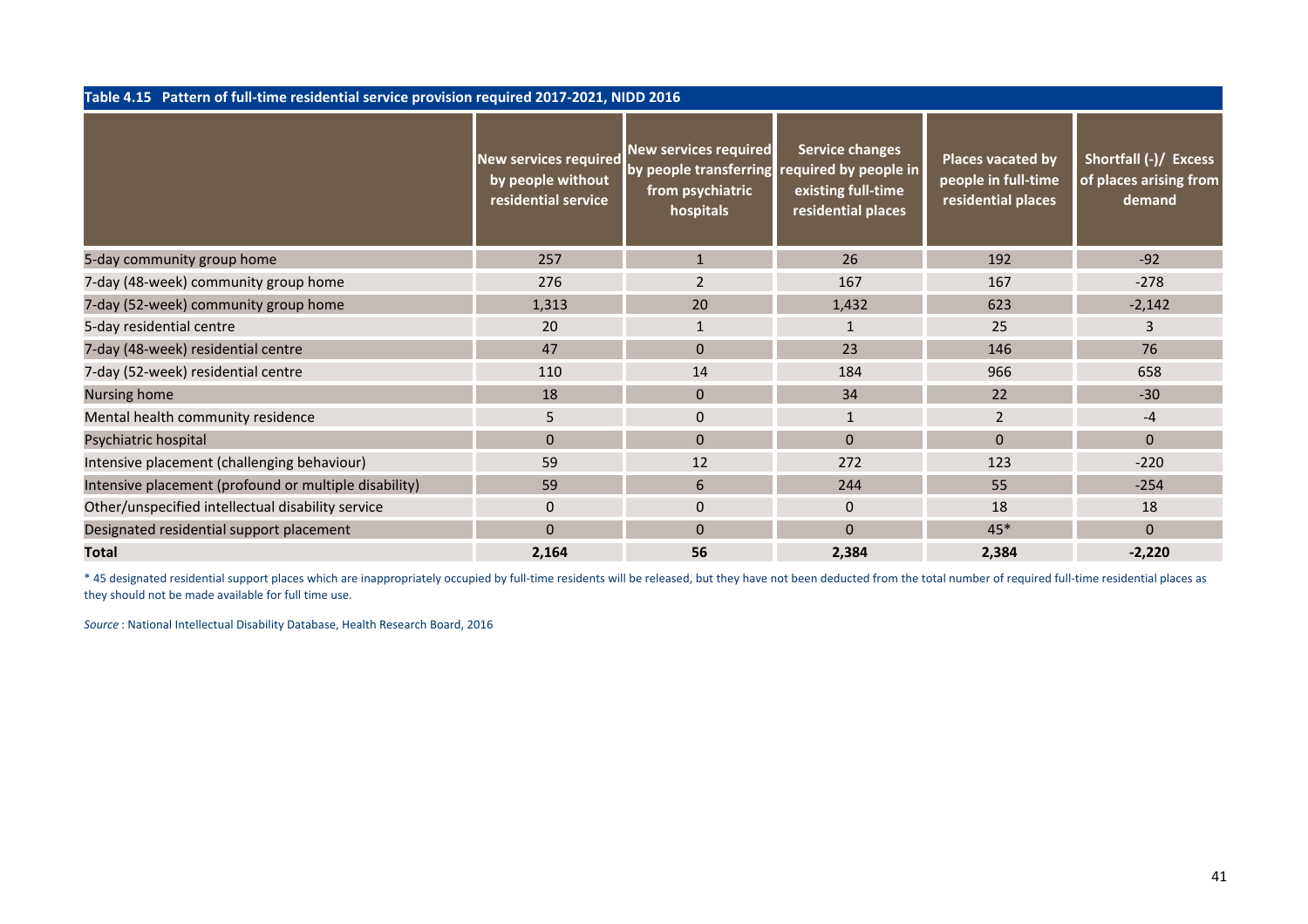**Table 4.15 Pattern of full-time residential service provision required 2017-2021, NIDD 2016**

| | New services required by people without residential service | New services required by people transferring from psychiatric hospitals | Service changes required by people in existing full-time residential places | Places vacated by people in full-time residential places | Shortfall (-)/ Excess of places arising from demand |
|---|---|---|---|---|---|
| 5-day community group home | 257 | 1 | 26 | 192 | -92 |
| 7-day (48-week) community group home | 276 | 2 | 167 | 167 | -278 |
| 7-day (52-week) community group home | 1,313 | 20 | 1,432 | 623 | -2,142 |
| 5-day residential centre | 20 | 1 | 1 | 25 | 3 |
| 7-day (48-week) residential centre | 47 | 0 | 23 | 146 | 76 |
| 7-day (52-week) residential centre | 110 | 14 | 184 | 966 | 658 |
| Nursing home | 18 | 0 | 34 | 22 | -30 |
| Mental health community residence | 5 | 0 | 1 | 2 | -4 |
| Psychiatric hospital | 0 | 0 | 0 | 0 | 0 |
| Intensive placement (challenging behaviour) | 59 | 12 | 272 | 123 | -220 |
| Intensive placement (profound or multiple disability) | 59 | 6 | 244 | 55 | -254 |
| Other/unspecified intellectual disability service | 0 | 0 | 0 | 18 | 18 |
| Designated residential support placement | 0 | 0 | 0 | 45* | 0 |
| **Total** | **2,164** | **56** | **2,384** | **2,384** | **-2,220** |

* 45 designated residential support places which are inappropriately occupied by full-time residents will be released, but they have not been deducted from the total number of required full-time residential places as they should not be made available for full time use.

*Source* : National Intellectual Disability Database, Health Research Board, 2016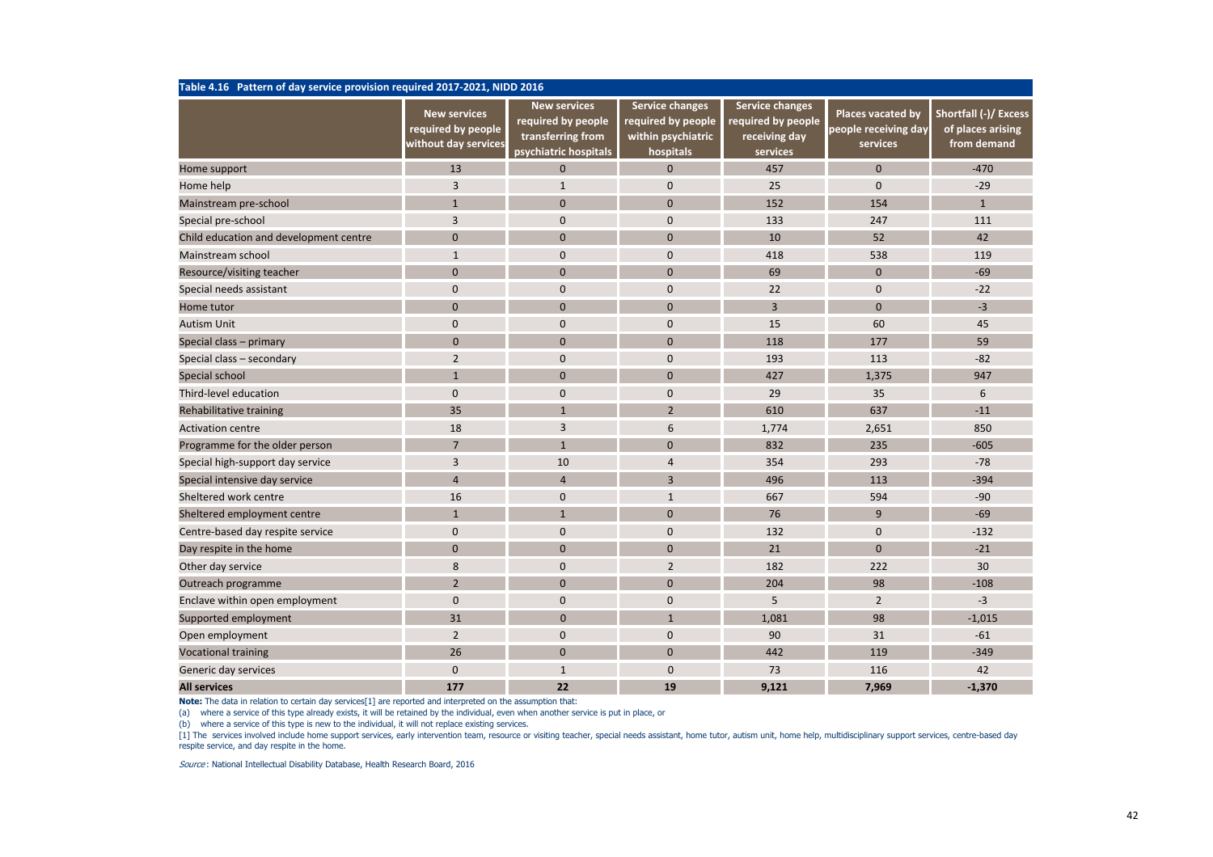**Table 4.16 Pattern of day service provision required 2017-2021, NIDD 2016**

| | New services required by people without day services | New services required by people transferring from psychiatric hospitals | Service changes required by people within psychiatric hospitals | Service changes required by people receiving day services | Places vacated by people receiving day services | Shortfall (-)/ Excess of places arising from demand |
|---|---|---|---|---|---|---|
| Home support | 13 | 0 | 0 | 457 | 0 | -470 |
| Home help | 3 | 1 | 0 | 25 | 0 | -29 |
| Mainstream pre-school | 1 | 0 | 0 | 152 | 154 | 1 |
| Special pre-school | 3 | 0 | 0 | 133 | 247 | 111 |
| Child education and development centre | 0 | 0 | 0 | 10 | 52 | 42 |
| Mainstream school | 1 | 0 | 0 | 418 | 538 | 119 |
| Resource/visiting teacher | 0 | 0 | 0 | 69 | 0 | -69 |
| Special needs assistant | 0 | 0 | 0 | 22 | 0 | -22 |
| Home tutor | 0 | 0 | 0 | 3 | 0 | -3 |
| Autism Unit | 0 | 0 | 0 | 15 | 60 | 45 |
| Special class – primary | 0 | 0 | 0 | 118 | 177 | 59 |
| Special class – secondary | 2 | 0 | 0 | 193 | 113 | -82 |
| Special school | 1 | 0 | 0 | 427 | 1,375 | 947 |
| Third-level education | 0 | 0 | 0 | 29 | 35 | 6 |
| Rehabilitative training | 35 | 1 | 2 | 610 | 637 | -11 |
| Activation centre | 18 | 3 | 6 | 1,774 | 2,651 | 850 |
| Programme for the older person | 7 | 1 | 0 | 832 | 235 | -605 |
| Special high-support day service | 3 | 10 | 4 | 354 | 293 | -78 |
| Special intensive day service | 4 | 4 | 3 | 496 | 113 | -394 |
| Sheltered work centre | 16 | 0 | 1 | 667 | 594 | -90 |
| Sheltered employment centre | 1 | 1 | 0 | 76 | 9 | -69 |
| Centre-based day respite service | 0 | 0 | 0 | 132 | 0 | -132 |
| Day respite in the home | 0 | 0 | 0 | 21 | 0 | -21 |
| Other day service | 8 | 0 | 2 | 182 | 222 | 30 |
| Outreach programme | 2 | 0 | 0 | 204 | 98 | -108 |
| Enclave within open employment | 0 | 0 | 0 | 5 | 2 | -3 |
| Supported employment | 31 | 0 | 1 | 1,081 | 98 | -1,015 |
| Open employment | 2 | 0 | 0 | 90 | 31 | -61 |
| Vocational training | 26 | 0 | 0 | 442 | 119 | -349 |
| Generic day services | 0 | 1 | 0 | 73 | 116 | 42 |
| **All services** | **177** | **22** | **19** | **9,121** | **7,969** | **-1,370** |

**Note:** The data in relation to certain day services[1] are reported and interpreted on the assumption that:

(a) where a service of this type already exists, it will be retained by the individual, even when another service is put in place, or

(b) where a service of this type is new to the individual, it will not replace existing services.

[1] The services involved include home support services, early intervention team, resource or visiting teacher, special needs assistant, home tutor, autism unit, home help, multidisciplinary support services, centre-based day respite service, and day respite in the home.

*Source*: National Intellectual Disability Database, Health Research Board, 2016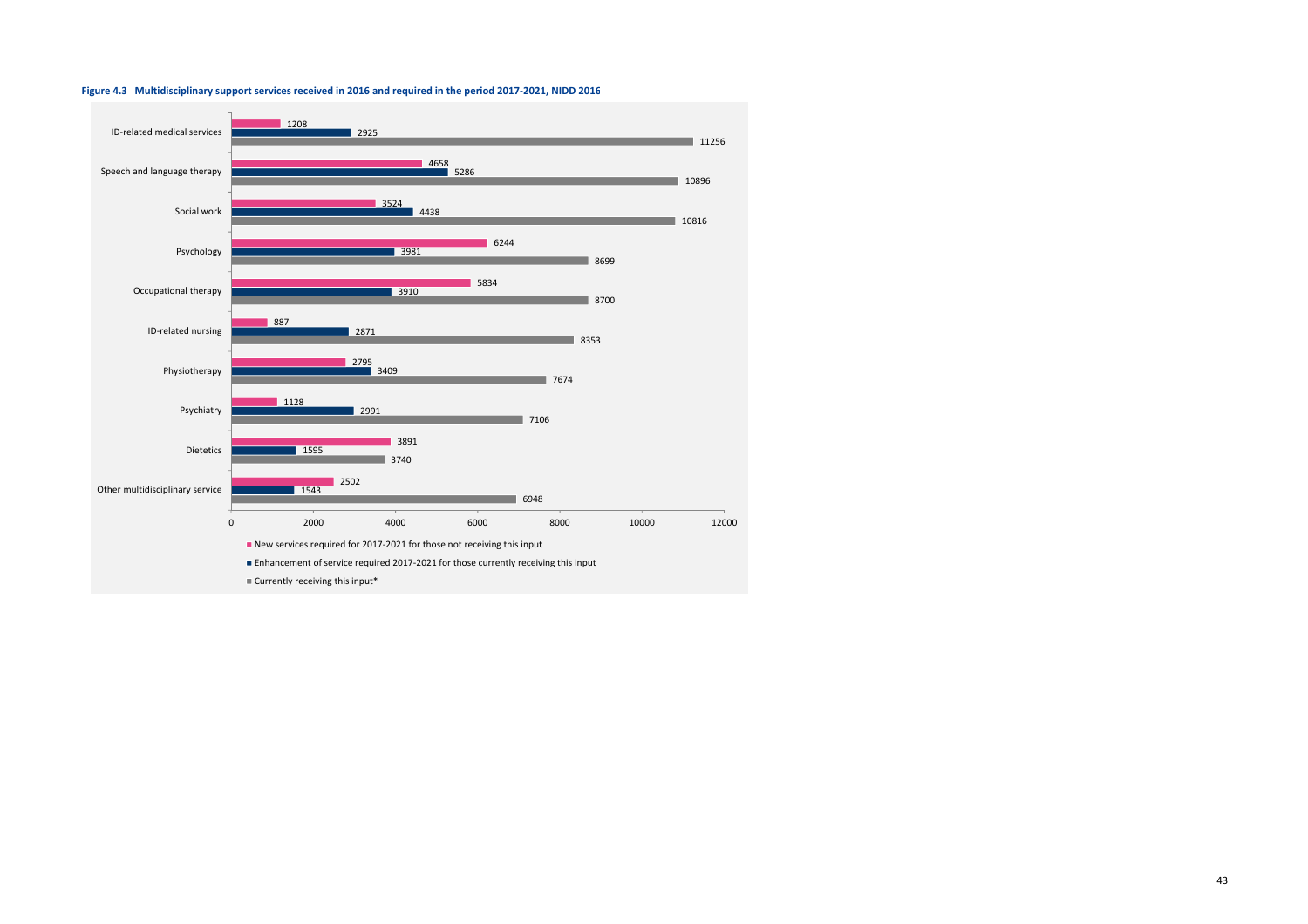**Figure 4.3 Multidisciplinary support services received in 2016 and required in the period 2017-2021, NIDD 2016**

ID-related medical services
1208
2925
11256

Speech and language therapy
4658
5286
10896

Social work
3524
4438
10816

Psychology
6244
3981
8699

Occupational therapy
5834
3910
8700

ID-related nursing
887
2871
8353

Physiotherapy
2795
3409
7674

Psychiatry
1128
2991
7106

Dietetics
3891
1595
3740

Other multidisciplinary service
2502
1543
6948

0 2000 4000 6000 8000 10000 12000

■ New services required for 2017-2021 for those not receiving this input

■ Enhancement of service required 2017-2021 for those currently receiving this input

■ Currently receiving this input*